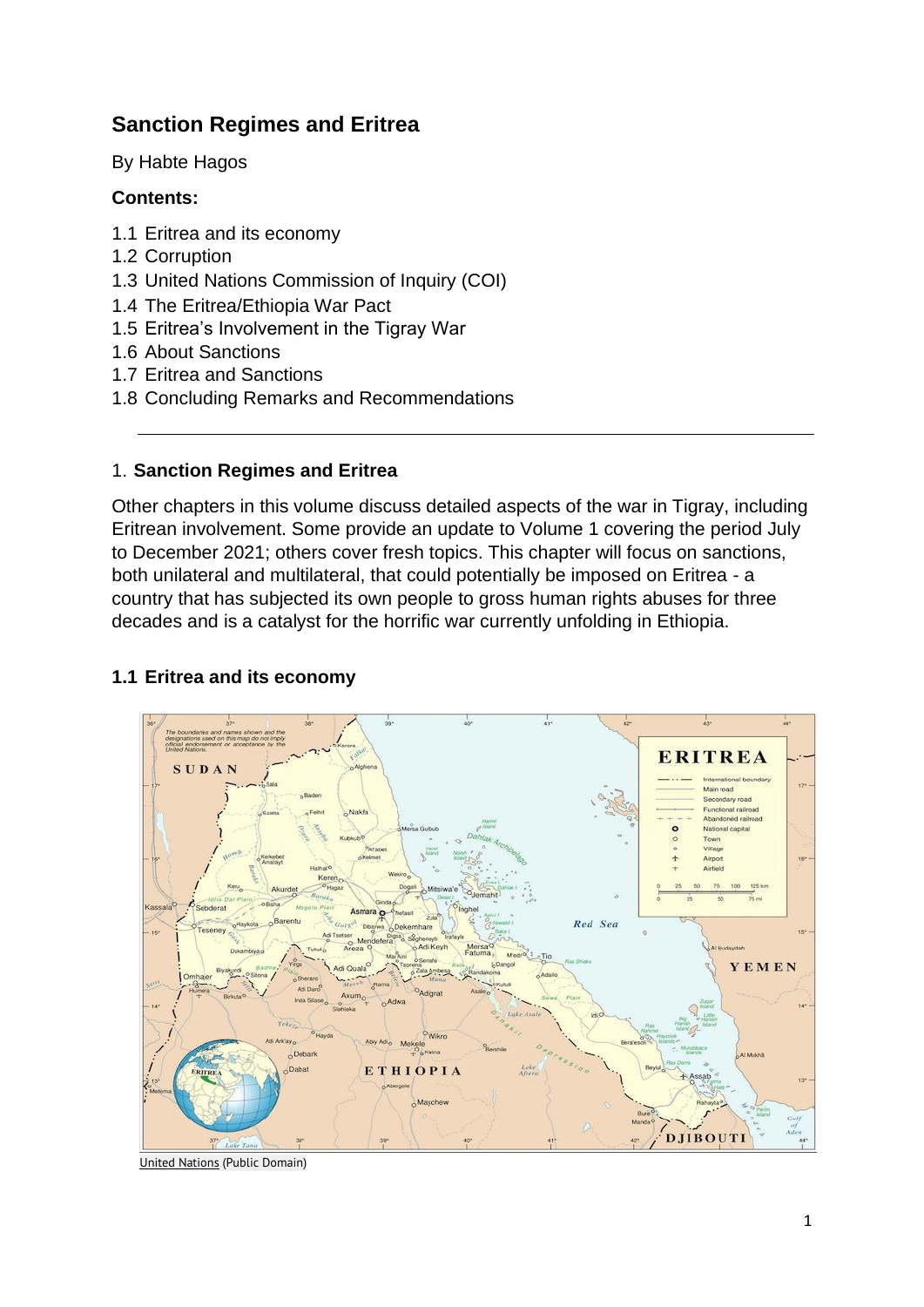# Sanction Regimes and Eritrea

By Habte Hagos

**Contents:**

1.1 Eritrea and its economy
1.2 Corruption
1.3 United Nations Commission of Inquiry (COI)
1.4 The Eritrea/Ethiopia War Pact
1.5 Eritrea's Involvement in the Tigray War
1.6 About Sanctions
1.7 Eritrea and Sanctions
1.8 Concluding Remarks and Recommendations

---

## 1. **Sanction Regimes and Eritrea**

Other chapters in this volume discuss detailed aspects of the war in Tigray, including Eritrean involvement. Some provide an update to Volume 1 covering the period July to December 2021; others cover fresh topics. This chapter will focus on sanctions, both unilateral and multilateral, that could potentially be imposed on Eritrea - a country that has subjected its own people to gross human rights abuses for three decades and is a catalyst for the horrific war currently unfolding in Ethiopia.

### 1.1 Eritrea and its economy

United Nations (Public Domain)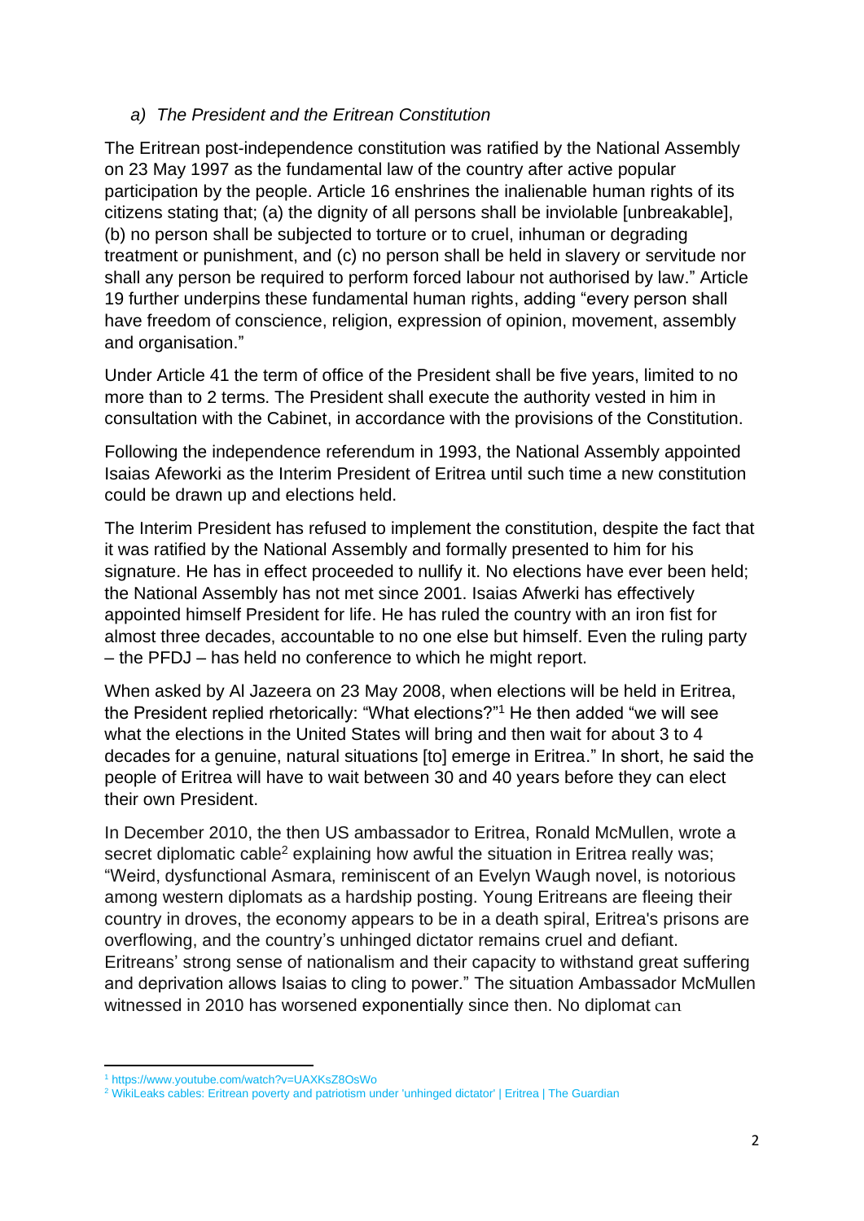*a) The President and the Eritrean Constitution*

The Eritrean post-independence constitution was ratified by the National Assembly on 23 May 1997 as the fundamental law of the country after active popular participation by the people. Article 16 enshrines the inalienable human rights of its citizens stating that; (a) the dignity of all persons shall be inviolable [unbreakable], (b) no person shall be subjected to torture or to cruel, inhuman or degrading treatment or punishment, and (c) no person shall be held in slavery or servitude nor shall any person be required to perform forced labour not authorised by law." Article 19 further underpins these fundamental human rights, adding "every person shall have freedom of conscience, religion, expression of opinion, movement, assembly and organisation."

Under Article 41 the term of office of the President shall be five years, limited to no more than to 2 terms. The President shall execute the authority vested in him in consultation with the Cabinet, in accordance with the provisions of the Constitution.

Following the independence referendum in 1993, the National Assembly appointed Isaias Afeworki as the Interim President of Eritrea until such time a new constitution could be drawn up and elections held.

The Interim President has refused to implement the constitution, despite the fact that it was ratified by the National Assembly and formally presented to him for his signature. He has in effect proceeded to nullify it. No elections have ever been held; the National Assembly has not met since 2001. Isaias Afwerki has effectively appointed himself President for life. He has ruled the country with an iron fist for almost three decades, accountable to no one else but himself. Even the ruling party – the PFDJ – has held no conference to which he might report.

When asked by Al Jazeera on 23 May 2008, when elections will be held in Eritrea, the President replied rhetorically: "What elections?"[1] He then added "we will see what the elections in the United States will bring and then wait for about 3 to 4 decades for a genuine, natural situations [to] emerge in Eritrea." In short, he said the people of Eritrea will have to wait between 30 and 40 years before they can elect their own President.

In December 2010, the then US ambassador to Eritrea, Ronald McMullen, wrote a secret diplomatic cable[2] explaining how awful the situation in Eritrea really was; "Weird, dysfunctional Asmara, reminiscent of an Evelyn Waugh novel, is notorious among western diplomats as a hardship posting. Young Eritreans are fleeing their country in droves, the economy appears to be in a death spiral, Eritrea's prisons are overflowing, and the country's unhinged dictator remains cruel and defiant. Eritreans' strong sense of nationalism and their capacity to withstand great suffering and deprivation allows Isaias to cling to power." The situation Ambassador McMullen witnessed in 2010 has worsened exponentially since then. No diplomat can

---

[1] https://www.youtube.com/watch?v=UAXKsZ8OsWo

[2] WikiLeaks cables: Eritrean poverty and patriotism under 'unhinged dictator' | Eritrea | The Guardian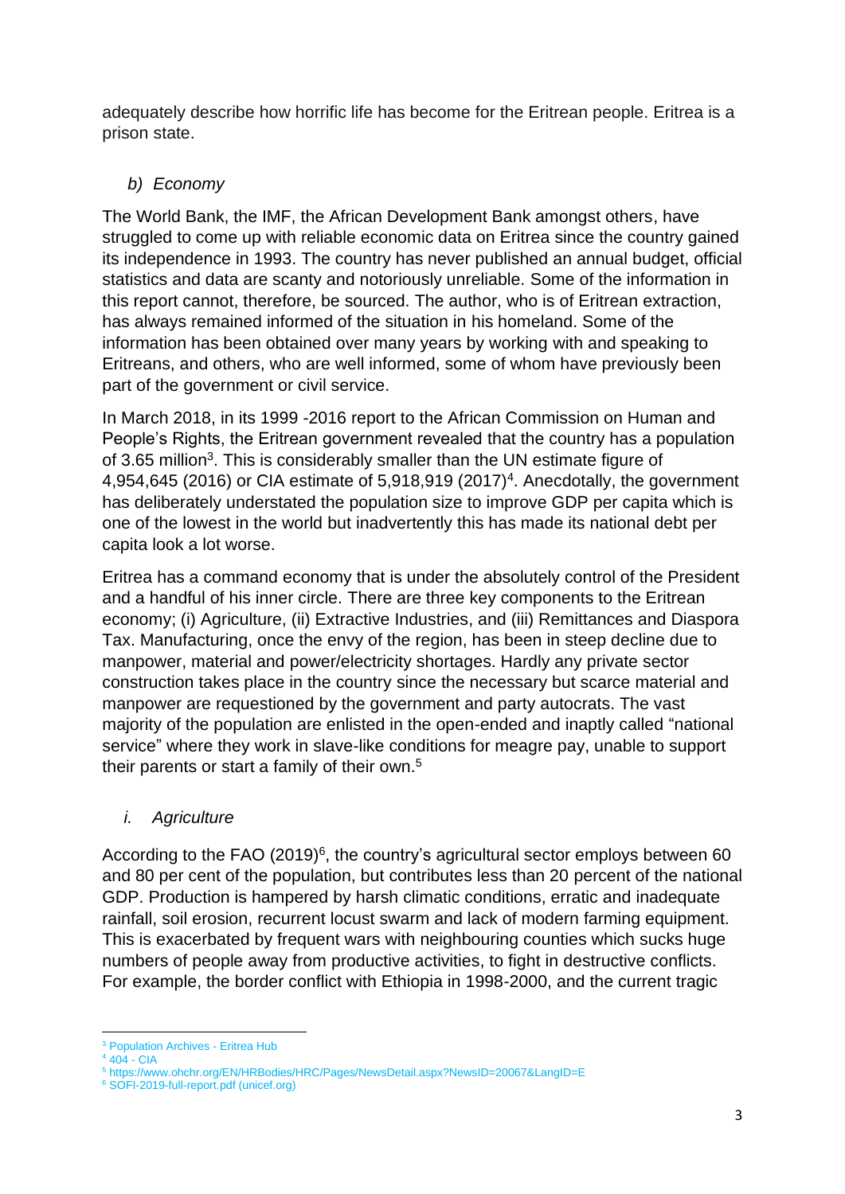adequately describe how horrific life has become for the Eritrean people. Eritrea is a prison state.

### *b) Economy*

The World Bank, the IMF, the African Development Bank amongst others, have struggled to come up with reliable economic data on Eritrea since the country gained its independence in 1993. The country has never published an annual budget, official statistics and data are scanty and notoriously unreliable. Some of the information in this report cannot, therefore, be sourced. The author, who is of Eritrean extraction, has always remained informed of the situation in his homeland. Some of the information has been obtained over many years by working with and speaking to Eritreans, and others, who are well informed, some of whom have previously been part of the government or civil service.

In March 2018, in its 1999 -2016 report to the African Commission on Human and People's Rights, the Eritrean government revealed that the country has a population of 3.65 million[3]. This is considerably smaller than the UN estimate figure of 4,954,645 (2016) or CIA estimate of 5,918,919 (2017)[4]. Anecdotally, the government has deliberately understated the population size to improve GDP per capita which is one of the lowest in the world but inadvertently this has made its national debt per capita look a lot worse.

Eritrea has a command economy that is under the absolutely control of the President and a handful of his inner circle. There are three key components to the Eritrean economy; (i) Agriculture, (ii) Extractive Industries, and (iii) Remittances and Diaspora Tax. Manufacturing, once the envy of the region, has been in steep decline due to manpower, material and power/electricity shortages. Hardly any private sector construction takes place in the country since the necessary but scarce material and manpower are requestioned by the government and party autocrats. The vast majority of the population are enlisted in the open-ended and inaptly called "national service" where they work in slave-like conditions for meagre pay, unable to support their parents or start a family of their own.[5]

#### *i. Agriculture*

According to the FAO (2019)[6], the country's agricultural sector employs between 60 and 80 per cent of the population, but contributes less than 20 percent of the national GDP. Production is hampered by harsh climatic conditions, erratic and inadequate rainfall, soil erosion, recurrent locust swarm and lack of modern farming equipment. This is exacerbated by frequent wars with neighbouring counties which sucks huge numbers of people away from productive activities, to fight in destructive conflicts. For example, the border conflict with Ethiopia in 1998-2000, and the current tragic

---

[3] Population Archives - Eritrea Hub
[4] 404 - CIA
[5] https://www.ohchr.org/EN/HRBodies/HRC/Pages/NewsDetail.aspx?NewsID=20067&LangID=E
[6] SOFI-2019-full-report.pdf (unicef.org)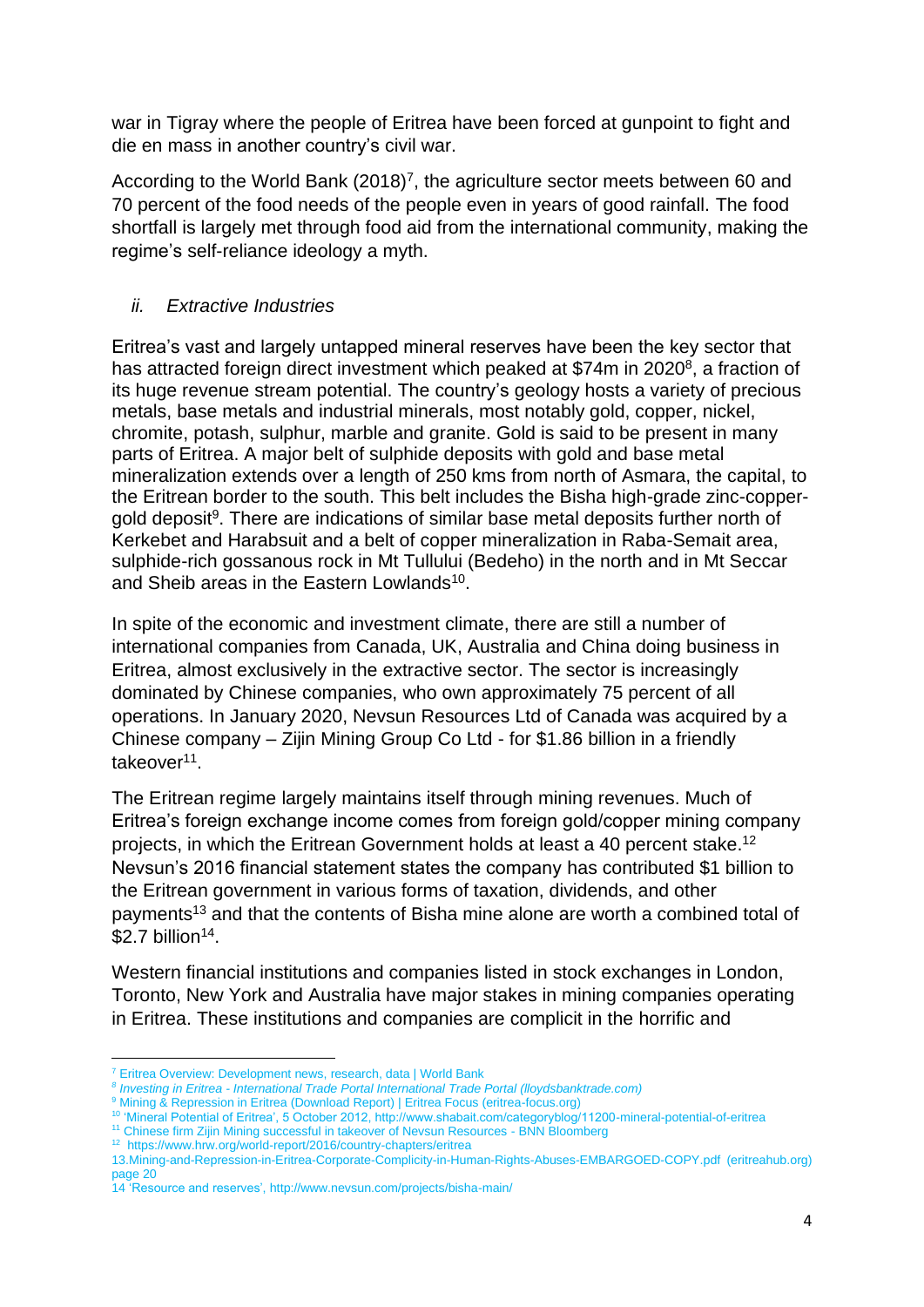war in Tigray where the people of Eritrea have been forced at gunpoint to fight and die en mass in another country's civil war.

According to the World Bank (2018)[7], the agriculture sector meets between 60 and 70 percent of the food needs of the people even in years of good rainfall. The food shortfall is largely met through food aid from the international community, making the regime's self-reliance ideology a myth.

### *ii. Extractive Industries*

Eritrea's vast and largely untapped mineral reserves have been the key sector that has attracted foreign direct investment which peaked at $74m in 2020[8], a fraction of its huge revenue stream potential. The country's geology hosts a variety of precious metals, base metals and industrial minerals, most notably gold, copper, nickel, chromite, potash, sulphur, marble and granite. Gold is said to be present in many parts of Eritrea. A major belt of sulphide deposits with gold and base metal mineralization extends over a length of 250 kms from north of Asmara, the capital, to the Eritrean border to the south. This belt includes the Bisha high-grade zinc-copper-gold deposit[9]. There are indications of similar base metal deposits further north of Kerkebet and Harabsuit and a belt of copper mineralization in Raba-Semait area, sulphide-rich gossanous rock in Mt Tullului (Bedeho) in the north and in Mt Seccar and Sheib areas in the Eastern Lowlands[10].

In spite of the economic and investment climate, there are still a number of international companies from Canada, UK, Australia and China doing business in Eritrea, almost exclusively in the extractive sector. The sector is increasingly dominated by Chinese companies, who own approximately 75 percent of all operations. In January 2020, Nevsun Resources Ltd of Canada was acquired by a Chinese company – Zijin Mining Group Co Ltd - for $1.86 billion in a friendly takeover[11].

The Eritrean regime largely maintains itself through mining revenues. Much of Eritrea's foreign exchange income comes from foreign gold/copper mining company projects, in which the Eritrean Government holds at least a 40 percent stake.[12] Nevsun's 2016 financial statement states the company has contributed $1 billion to the Eritrean government in various forms of taxation, dividends, and other payments[13] and that the contents of Bisha mine alone are worth a combined total of $2.7 billion[14].

Western financial institutions and companies listed in stock exchanges in London, Toronto, New York and Australia have major stakes in mining companies operating in Eritrea. These institutions and companies are complicit in the horrific and

---

[7] Eritrea Overview: Development news, research, data | World Bank

[8] *Investing in Eritrea - International Trade Portal International Trade Portal (lloydsbanktrade.com)*

[9] Mining & Repression in Eritrea (Download Report) | Eritrea Focus (eritrea-focus.org)

[10] 'Mineral Potential of Eritrea', 5 October 2012, http://www.shabait.com/categoryblog/11200-mineral-potential-of-eritrea

[11] Chinese firm Zijin Mining successful in takeover of Nevsun Resources - BNN Bloomberg

[12] https://www.hrw.org/world-report/2016/country-chapters/eritrea

13.Mining-and-Repression-in-Eritrea-Corporate-Complicity-in-Human-Rights-Abuses-EMBARGOED-COPY.pdf (eritreahub.org) page 20

14 'Resource and reserves', http://www.nevsun.com/projects/bisha-main/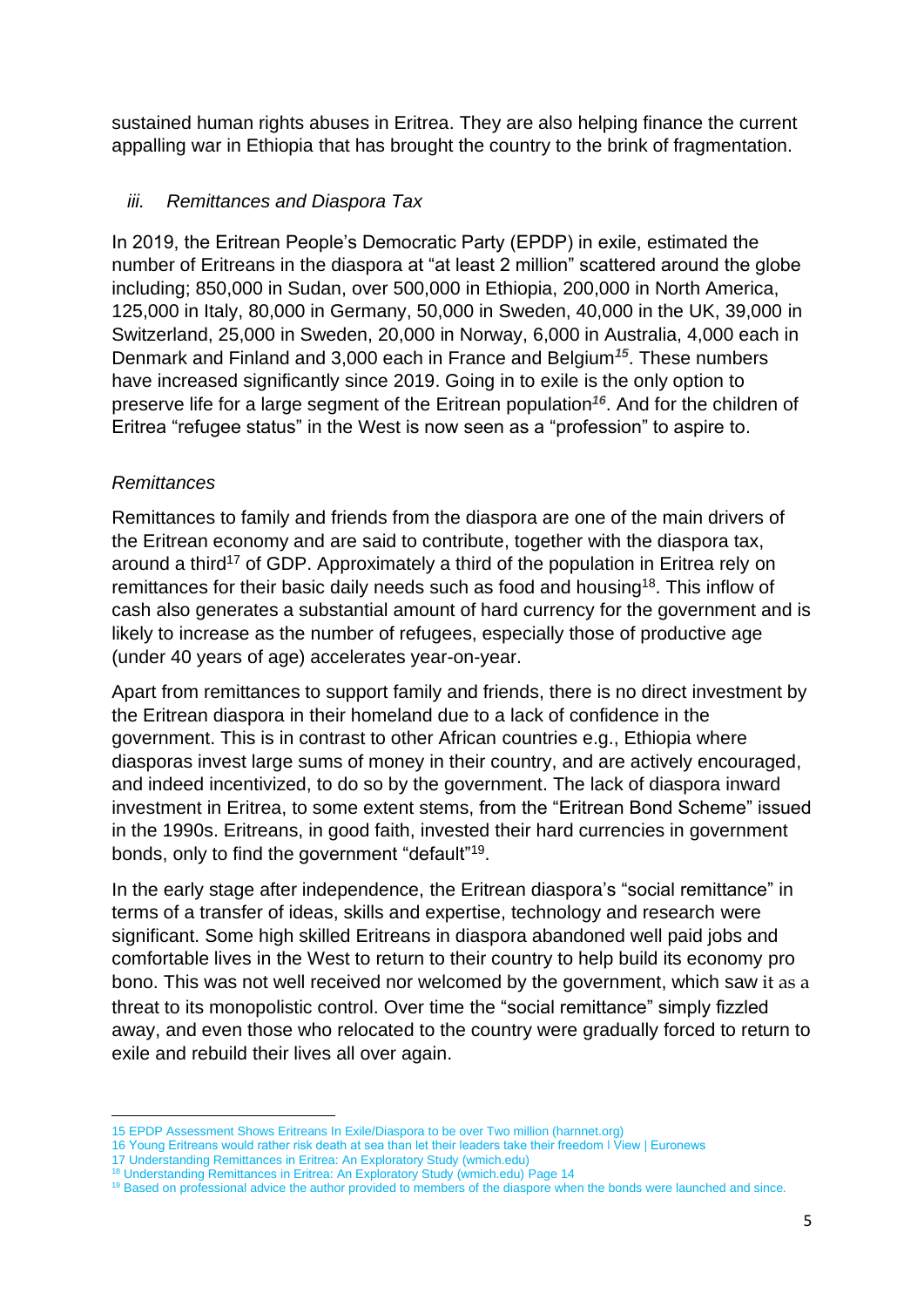sustained human rights abuses in Eritrea. They are also helping finance the current appalling war in Ethiopia that has brought the country to the brink of fragmentation.

### *iii. Remittances and Diaspora Tax*

In 2019, the Eritrean People's Democratic Party (EPDP) in exile, estimated the number of Eritreans in the diaspora at "at least 2 million" scattered around the globe including; 850,000 in Sudan, over 500,000 in Ethiopia, 200,000 in North America, 125,000 in Italy, 80,000 in Germany, 50,000 in Sweden, 40,000 in the UK, 39,000 in Switzerland, 25,000 in Sweden, 20,000 in Norway, 6,000 in Australia, 4,000 each in Denmark and Finland and 3,000 each in France and Belgium[15]. These numbers have increased significantly since 2019. Going in to exile is the only option to preserve life for a large segment of the Eritrean population[16]. And for the children of Eritrea "refugee status" in the West is now seen as a "profession" to aspire to.

#### *Remittances*

Remittances to family and friends from the diaspora are one of the main drivers of the Eritrean economy and are said to contribute, together with the diaspora tax, around a third[17] of GDP. Approximately a third of the population in Eritrea rely on remittances for their basic daily needs such as food and housing[18]. This inflow of cash also generates a substantial amount of hard currency for the government and is likely to increase as the number of refugees, especially those of productive age (under 40 years of age) accelerates year-on-year.

Apart from remittances to support family and friends, there is no direct investment by the Eritrean diaspora in their homeland due to a lack of confidence in the government. This is in contrast to other African countries e.g., Ethiopia where diasporas invest large sums of money in their country, and are actively encouraged, and indeed incentivized, to do so by the government. The lack of diaspora inward investment in Eritrea, to some extent stems, from the "Eritrean Bond Scheme" issued in the 1990s. Eritreans, in good faith, invested their hard currencies in government bonds, only to find the government "default"[19].

In the early stage after independence, the Eritrean diaspora's "social remittance" in terms of a transfer of ideas, skills and expertise, technology and research were significant. Some high skilled Eritreans in diaspora abandoned well paid jobs and comfortable lives in the West to return to their country to help build its economy pro bono. This was not well received nor welcomed by the government, which saw it as a threat to its monopolistic control. Over time the "social remittance" simply fizzled away, and even those who relocated to the country were gradually forced to return to exile and rebuild their lives all over again.

---

15 EPDP Assessment Shows Eritreans In Exile/Diaspora to be over Two million (harnnet.org)
16 Young Eritreans would rather risk death at sea than let their leaders take their freedom | View | Euronews
17 Understanding Remittances in Eritrea: An Exploratory Study (wmich.edu)
18 Understanding Remittances in Eritrea: An Exploratory Study (wmich.edu) Page 14
19 Based on professional advice the author provided to members of the diaspore when the bonds were launched and since.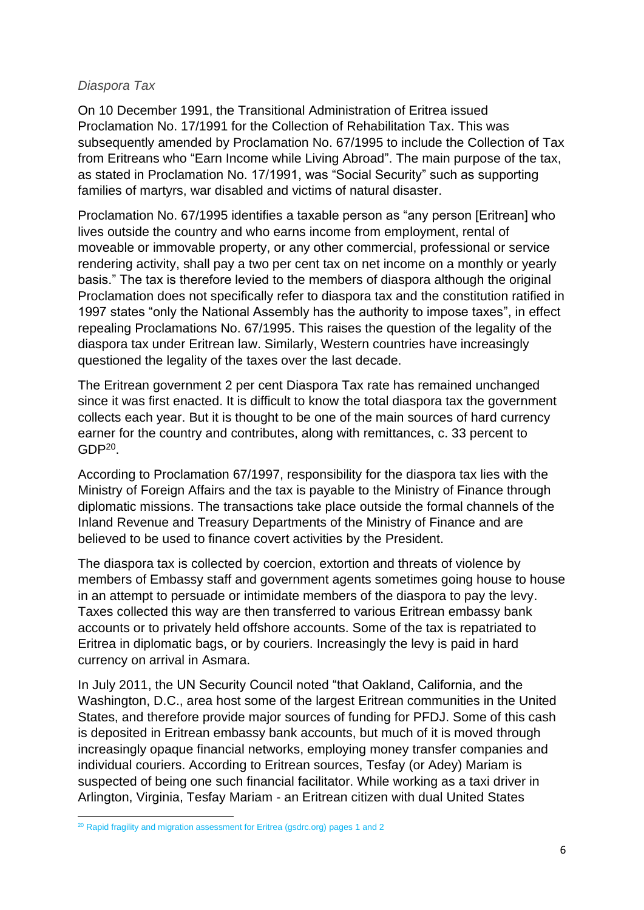*Diaspora Tax*

On 10 December 1991, the Transitional Administration of Eritrea issued Proclamation No. 17/1991 for the Collection of Rehabilitation Tax. This was subsequently amended by Proclamation No. 67/1995 to include the Collection of Tax from Eritreans who "Earn Income while Living Abroad". The main purpose of the tax, as stated in Proclamation No. 17/1991, was "Social Security" such as supporting families of martyrs, war disabled and victims of natural disaster.

Proclamation No. 67/1995 identifies a taxable person as "any person [Eritrean] who lives outside the country and who earns income from employment, rental of moveable or immovable property, or any other commercial, professional or service rendering activity, shall pay a two per cent tax on net income on a monthly or yearly basis." The tax is therefore levied to the members of diaspora although the original Proclamation does not specifically refer to diaspora tax and the constitution ratified in 1997 states "only the National Assembly has the authority to impose taxes", in effect repealing Proclamations No. 67/1995. This raises the question of the legality of the diaspora tax under Eritrean law. Similarly, Western countries have increasingly questioned the legality of the taxes over the last decade.

The Eritrean government 2 per cent Diaspora Tax rate has remained unchanged since it was first enacted. It is difficult to know the total diaspora tax the government collects each year. But it is thought to be one of the main sources of hard currency earner for the country and contributes, along with remittances, c. 33 percent to GDP[20].

According to Proclamation 67/1997, responsibility for the diaspora tax lies with the Ministry of Foreign Affairs and the tax is payable to the Ministry of Finance through diplomatic missions. The transactions take place outside the formal channels of the Inland Revenue and Treasury Departments of the Ministry of Finance and are believed to be used to finance covert activities by the President.

The diaspora tax is collected by coercion, extortion and threats of violence by members of Embassy staff and government agents sometimes going house to house in an attempt to persuade or intimidate members of the diaspora to pay the levy. Taxes collected this way are then transferred to various Eritrean embassy bank accounts or to privately held offshore accounts. Some of the tax is repatriated to Eritrea in diplomatic bags, or by couriers. Increasingly the levy is paid in hard currency on arrival in Asmara.

In July 2011, the UN Security Council noted "that Oakland, California, and the Washington, D.C., area host some of the largest Eritrean communities in the United States, and therefore provide major sources of funding for PFDJ. Some of this cash is deposited in Eritrean embassy bank accounts, but much of it is moved through increasingly opaque financial networks, employing money transfer companies and individual couriers. According to Eritrean sources, Tesfay (or Adey) Mariam is suspected of being one such financial facilitator. While working as a taxi driver in Arlington, Virginia, Tesfay Mariam - an Eritrean citizen with dual United States

[20] Rapid fragility and migration assessment for Eritrea (gsdrc.org) pages 1 and 2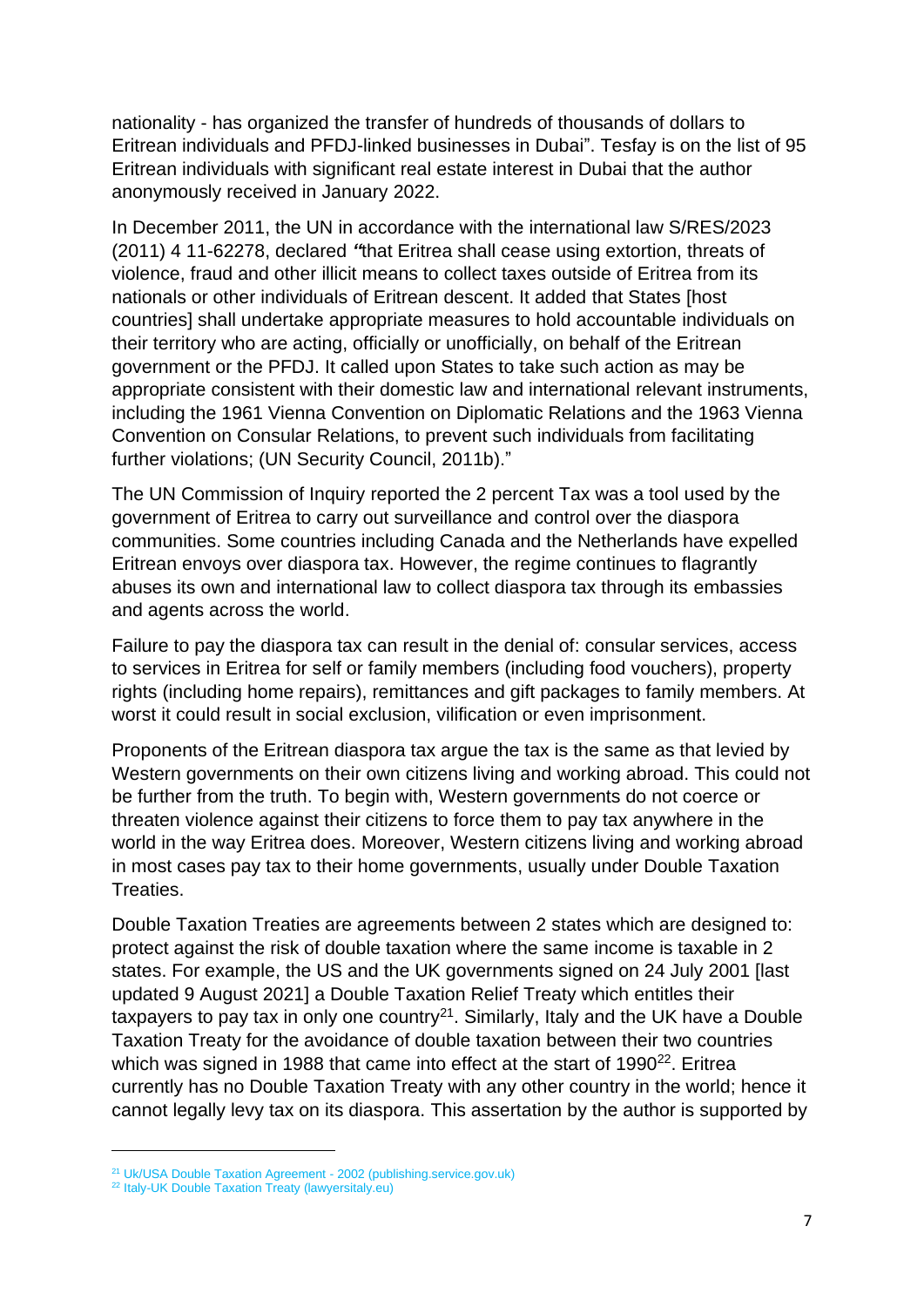nationality - has organized the transfer of hundreds of thousands of dollars to Eritrean individuals and PFDJ-linked businesses in Dubai". Tesfay is on the list of 95 Eritrean individuals with significant real estate interest in Dubai that the author anonymously received in January 2022.

In December 2011, the UN in accordance with the international law S/RES/2023 (2011) 4 11-62278, declared *"*that Eritrea shall cease using extortion, threats of violence, fraud and other illicit means to collect taxes outside of Eritrea from its nationals or other individuals of Eritrean descent. It added that States [host countries] shall undertake appropriate measures to hold accountable individuals on their territory who are acting, officially or unofficially, on behalf of the Eritrean government or the PFDJ. It called upon States to take such action as may be appropriate consistent with their domestic law and international relevant instruments, including the 1961 Vienna Convention on Diplomatic Relations and the 1963 Vienna Convention on Consular Relations, to prevent such individuals from facilitating further violations; (UN Security Council, 2011b)."

The UN Commission of Inquiry reported the 2 percent Tax was a tool used by the government of Eritrea to carry out surveillance and control over the diaspora communities. Some countries including Canada and the Netherlands have expelled Eritrean envoys over diaspora tax. However, the regime continues to flagrantly abuses its own and international law to collect diaspora tax through its embassies and agents across the world.

Failure to pay the diaspora tax can result in the denial of: consular services, access to services in Eritrea for self or family members (including food vouchers), property rights (including home repairs), remittances and gift packages to family members. At worst it could result in social exclusion, vilification or even imprisonment.

Proponents of the Eritrean diaspora tax argue the tax is the same as that levied by Western governments on their own citizens living and working abroad. This could not be further from the truth. To begin with, Western governments do not coerce or threaten violence against their citizens to force them to pay tax anywhere in the world in the way Eritrea does. Moreover, Western citizens living and working abroad in most cases pay tax to their home governments, usually under Double Taxation Treaties.

Double Taxation Treaties are agreements between 2 states which are designed to: protect against the risk of double taxation where the same income is taxable in 2 states. For example, the US and the UK governments signed on 24 July 2001 [last updated 9 August 2021] a Double Taxation Relief Treaty which entitles their taxpayers to pay tax in only one country[21]. Similarly, Italy and the UK have a Double Taxation Treaty for the avoidance of double taxation between their two countries which was signed in 1988 that came into effect at the start of 1990[22]. Eritrea currently has no Double Taxation Treaty with any other country in the world; hence it cannot legally levy tax on its diaspora. This assertion by the author is supported by

[21] Uk/USA Double Taxation Agreement - 2002 (publishing.service.gov.uk)

[22] Italy-UK Double Taxation Treaty (lawyersitaly.eu)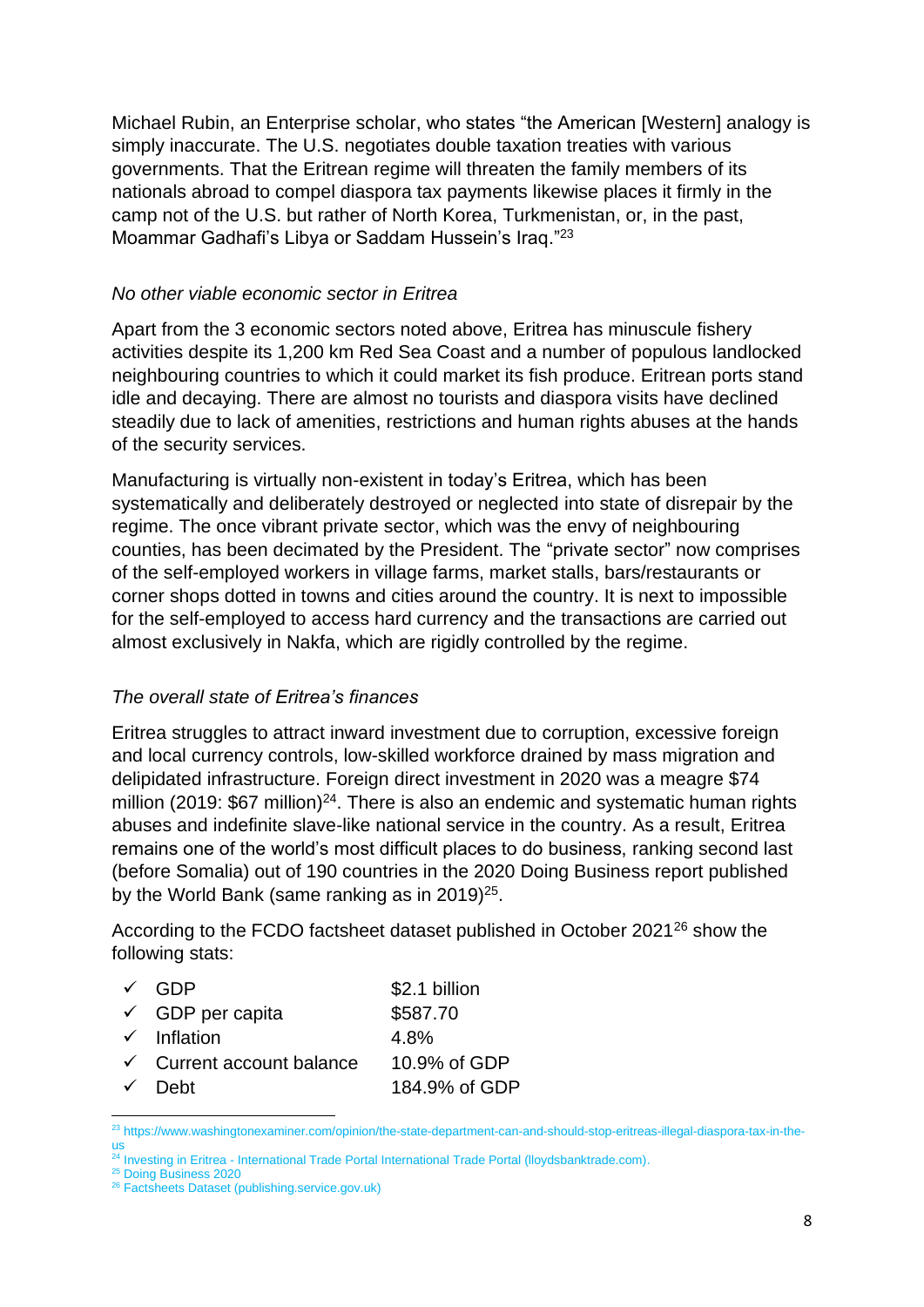Michael Rubin, an Enterprise scholar, who states "the American [Western] analogy is simply inaccurate. The U.S. negotiates double taxation treaties with various governments. That the Eritrean regime will threaten the family members of its nationals abroad to compel diaspora tax payments likewise places it firmly in the camp not of the U.S. but rather of North Korea, Turkmenistan, or, in the past, Moammar Gadhafi's Libya or Saddam Hussein's Iraq."[23]

*No other viable economic sector in Eritrea*

Apart from the 3 economic sectors noted above, Eritrea has minuscule fishery activities despite its 1,200 km Red Sea Coast and a number of populous landlocked neighbouring countries to which it could market its fish produce. Eritrean ports stand idle and decaying. There are almost no tourists and diaspora visits have declined steadily due to lack of amenities, restrictions and human rights abuses at the hands of the security services.

Manufacturing is virtually non-existent in today's Eritrea, which has been systematically and deliberately destroyed or neglected into state of disrepair by the regime. The once vibrant private sector, which was the envy of neighbouring counties, has been decimated by the President. The "private sector" now comprises of the self-employed workers in village farms, market stalls, bars/restaurants or corner shops dotted in towns and cities around the country. It is next to impossible for the self-employed to access hard currency and the transactions are carried out almost exclusively in Nakfa, which are rigidly controlled by the regime.

*The overall state of Eritrea's finances*

Eritrea struggles to attract inward investment due to corruption, excessive foreign and local currency controls, low-skilled workforce drained by mass migration and delipidated infrastructure. Foreign direct investment in 2020 was a meagre $74 million (2019: $67 million)[24]. There is also an endemic and systematic human rights abuses and indefinite slave-like national service in the country. As a result, Eritrea remains one of the world's most difficult places to do business, ranking second last (before Somalia) out of 190 countries in the 2020 Doing Business report published by the World Bank (same ranking as in 2019)[25].

According to the FCDO factsheet dataset published in October 2021[26] show the following stats:

- ✓ GDP — $2.1 billion
- ✓ GDP per capita — $587.70
- ✓ Inflation — 4.8%
- ✓ Current account balance — 10.9% of GDP
- ✓ Debt — 184.9% of GDP

---

[23] https://www.washingtonexaminer.com/opinion/the-state-department-can-and-should-stop-eritreas-illegal-diaspora-tax-in-the-us

[24] Investing in Eritrea - International Trade Portal International Trade Portal (lloydsbanktrade.com).

[25] Doing Business 2020

[26] Factsheets Dataset (publishing.service.gov.uk)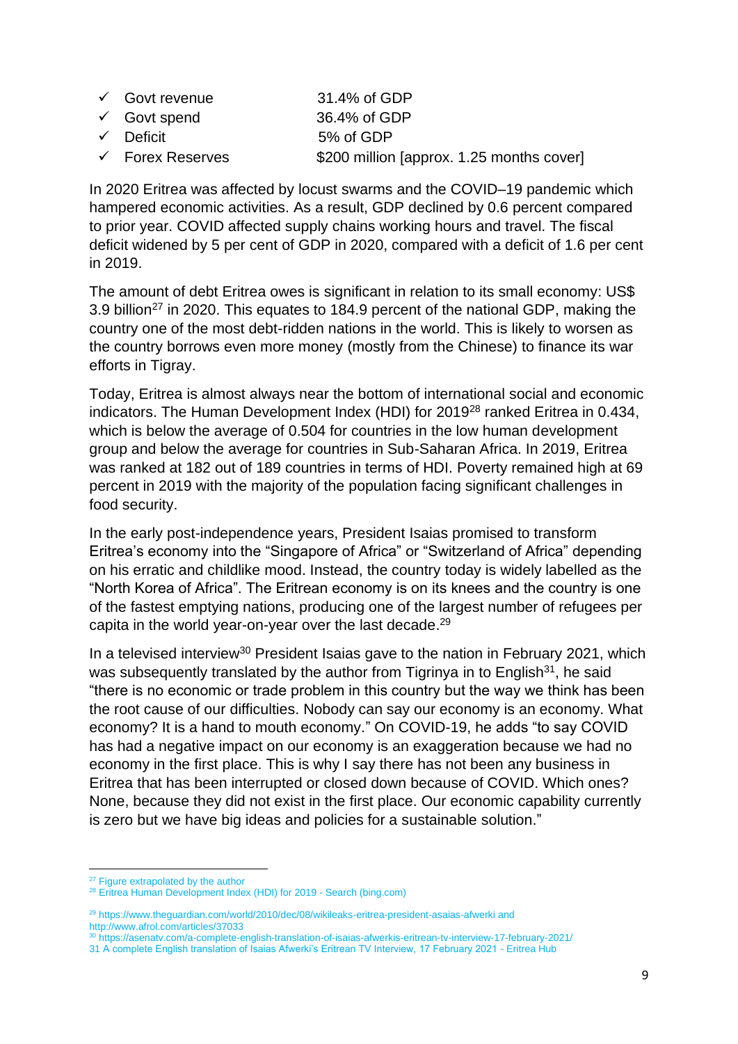- ✓ Govt revenue 31.4% of GDP
- ✓ Govt spend 36.4% of GDP
- ✓ Deficit 5% of GDP
- ✓ Forex Reserves $200 million [approx. 1.25 months cover]

In 2020 Eritrea was affected by locust swarms and the COVID–19 pandemic which hampered economic activities. As a result, GDP declined by 0.6 percent compared to prior year. COVID affected supply chains working hours and travel. The fiscal deficit widened by 5 per cent of GDP in 2020, compared with a deficit of 1.6 per cent in 2019.

The amount of debt Eritrea owes is significant in relation to its small economy: US$ 3.9 billion[27] in 2020. This equates to 184.9 percent of the national GDP, making the country one of the most debt-ridden nations in the world. This is likely to worsen as the country borrows even more money (mostly from the Chinese) to finance its war efforts in Tigray.

Today, Eritrea is almost always near the bottom of international social and economic indicators. The Human Development Index (HDI) for 2019[28] ranked Eritrea in 0.434, which is below the average of 0.504 for countries in the low human development group and below the average for countries in Sub-Saharan Africa. In 2019, Eritrea was ranked at 182 out of 189 countries in terms of HDI. Poverty remained high at 69 percent in 2019 with the majority of the population facing significant challenges in food security.

In the early post-independence years, President Isaias promised to transform Eritrea's economy into the "Singapore of Africa" or "Switzerland of Africa" depending on his erratic and childlike mood. Instead, the country today is widely labelled as the "North Korea of Africa". The Eritrean economy is on its knees and the country is one of the fastest emptying nations, producing one of the largest number of refugees per capita in the world year-on-year over the last decade.[29]

In a televised interview[30] President Isaias gave to the nation in February 2021, which was subsequently translated by the author from Tigrinya in to English[31], he said "there is no economic or trade problem in this country but the way we think has been the root cause of our difficulties. Nobody can say our economy is an economy. What economy? It is a hand to mouth economy." On COVID-19, he adds "to say COVID has had a negative impact on our economy is an exaggeration because we had no economy in the first place. This is why I say there has not been any business in Eritrea that has been interrupted or closed down because of COVID. Which ones? None, because they did not exist in the first place. Our economic capability currently is zero but we have big ideas and policies for a sustainable solution."

---

[27] Figure extrapolated by the author

[28] Eritrea Human Development Index (HDI) for 2019 - Search (bing.com)

[29] https://www.theguardian.com/world/2010/dec/08/wikileaks-eritrea-president-asaias-afwerki and http://www.afrol.com/articles/37033

[30] https://asenatv.com/a-complete-english-translation-of-isaias-afwerkis-eritrean-tv-interview-17-february-2021/

31 A complete English translation of Isaias Afwerki's Eritrean TV Interview, 17 February 2021 - Eritrea Hub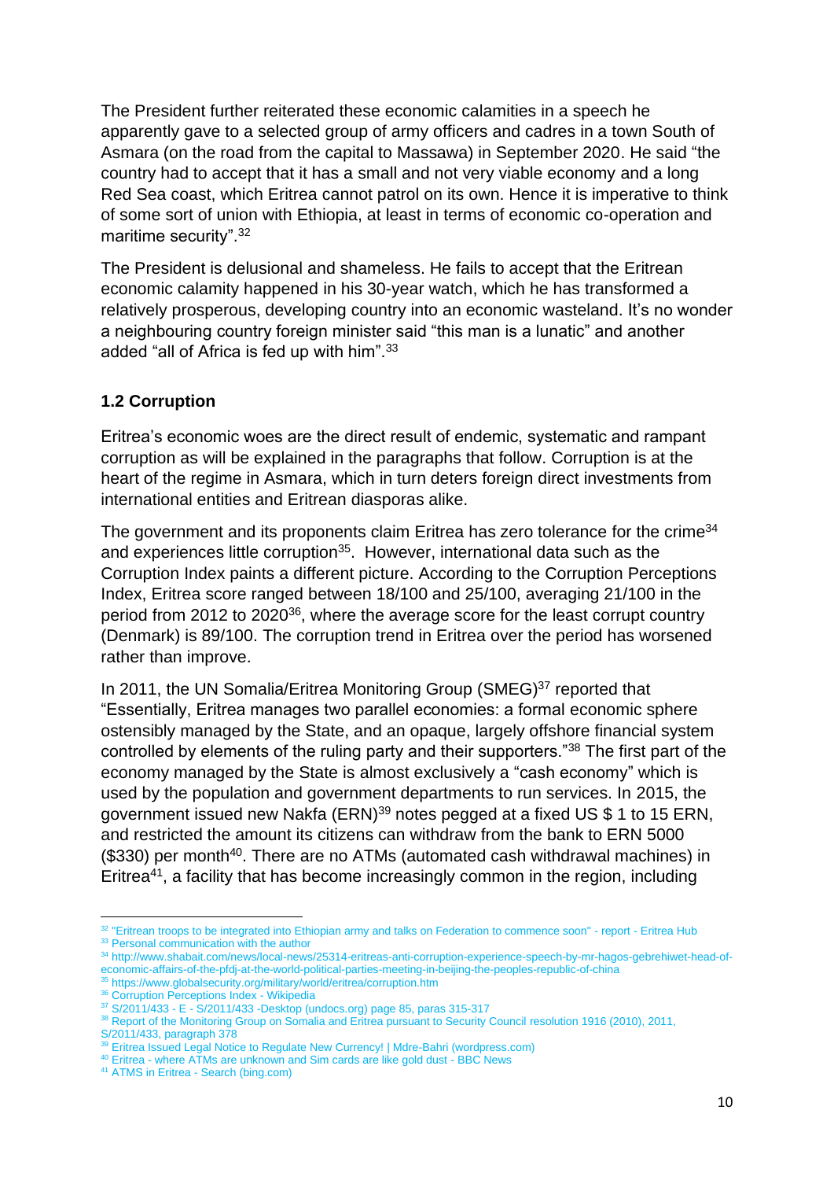The President further reiterated these economic calamities in a speech he apparently gave to a selected group of army officers and cadres in a town South of Asmara (on the road from the capital to Massawa) in September 2020. He said "the country had to accept that it has a small and not very viable economy and a long Red Sea coast, which Eritrea cannot patrol on its own. Hence it is imperative to think of some sort of union with Ethiopia, at least in terms of economic co-operation and maritime security".[32]

The President is delusional and shameless. He fails to accept that the Eritrean economic calamity happened in his 30-year watch, which he has transformed a relatively prosperous, developing country into an economic wasteland. It's no wonder a neighbouring country foreign minister said "this man is a lunatic" and another added "all of Africa is fed up with him".[33]

### 1.2 Corruption

Eritrea's economic woes are the direct result of endemic, systematic and rampant corruption as will be explained in the paragraphs that follow. Corruption is at the heart of the regime in Asmara, which in turn deters foreign direct investments from international entities and Eritrean diasporas alike.

The government and its proponents claim Eritrea has zero tolerance for the crime[34] and experiences little corruption[35]. However, international data such as the Corruption Index paints a different picture. According to the Corruption Perceptions Index, Eritrea score ranged between 18/100 and 25/100, averaging 21/100 in the period from 2012 to 2020[36], where the average score for the least corrupt country (Denmark) is 89/100. The corruption trend in Eritrea over the period has worsened rather than improve.

In 2011, the UN Somalia/Eritrea Monitoring Group (SMEG)[37] reported that "Essentially, Eritrea manages two parallel economies: a formal economic sphere ostensibly managed by the State, and an opaque, largely offshore financial system controlled by elements of the ruling party and their supporters."[38] The first part of the economy managed by the State is almost exclusively a "cash economy" which is used by the population and government departments to run services. In 2015, the government issued new Nakfa (ERN)[39] notes pegged at a fixed US $ 1 to 15 ERN, and restricted the amount its citizens can withdraw from the bank to ERN 5000 ($330) per month[40]. There are no ATMs (automated cash withdrawal machines) in Eritrea[41], a facility that has become increasingly common in the region, including

---

[32] "Eritrean troops to be integrated into Ethiopian army and talks on Federation to commence soon" - report - Eritrea Hub

[33] Personal communication with the author

[34] http://www.shabait.com/news/local-news/25314-eritreas-anti-corruption-experience-speech-by-mr-hagos-gebrehiwet-head-of-economic-affairs-of-the-pfdj-at-the-world-political-parties-meeting-in-beijing-the-peoples-republic-of-china

[35] https://www.globalsecurity.org/military/world/eritrea/corruption.htm

[36] Corruption Perceptions Index - Wikipedia

[37] S/2011/433 - E - S/2011/433 -Desktop (undocs.org) page 85, paras 315-317

[38] Report of the Monitoring Group on Somalia and Eritrea pursuant to Security Council resolution 1916 (2010), 2011, S/2011/433, paragraph 378

[39] Eritrea Issued Legal Notice to Regulate New Currency! | Mdre-Bahri (wordpress.com)

[40] Eritrea - where ATMs are unknown and Sim cards are like gold dust - BBC News

[41] ATMS in Eritrea - Search (bing.com)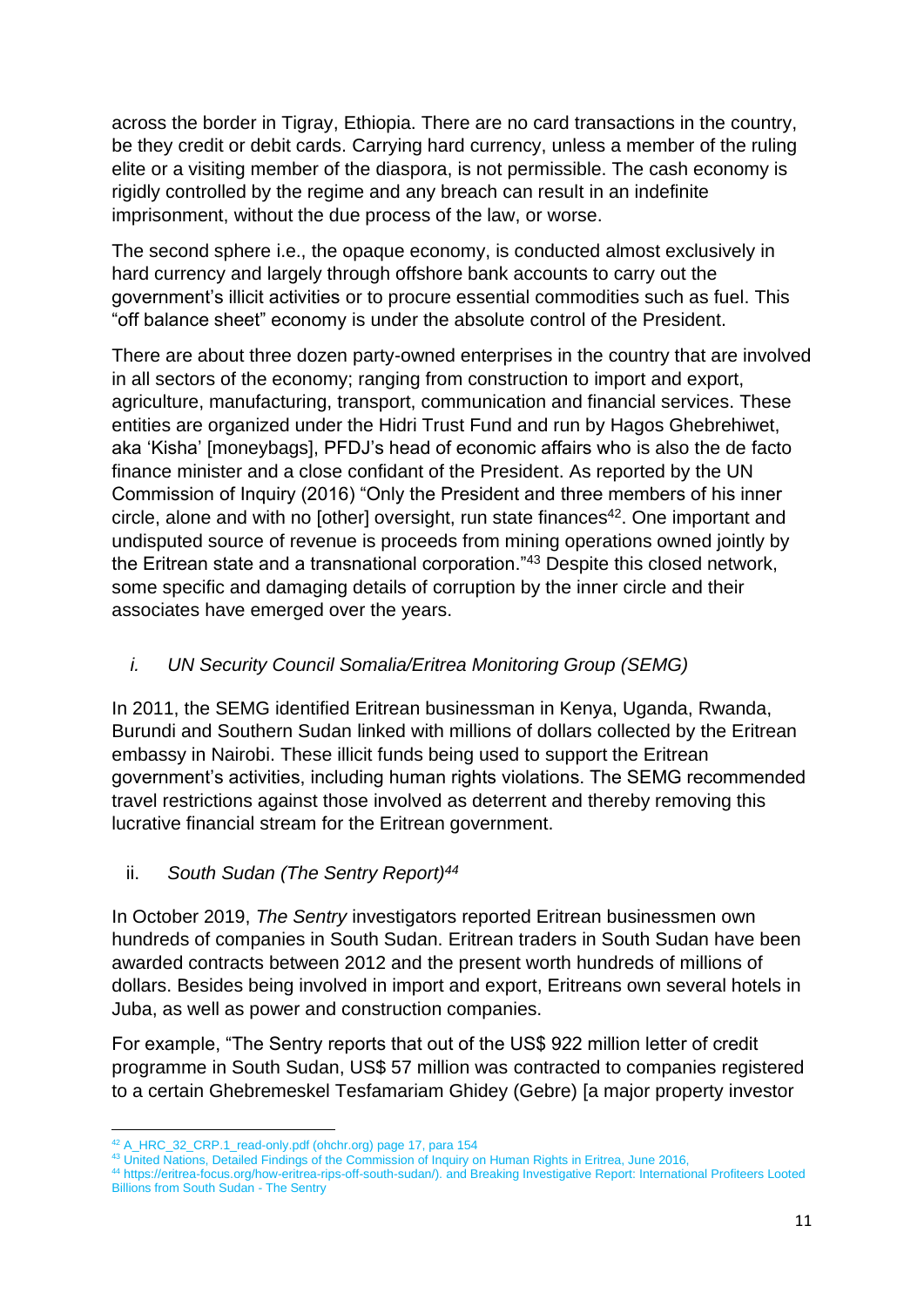across the border in Tigray, Ethiopia. There are no card transactions in the country, be they credit or debit cards. Carrying hard currency, unless a member of the ruling elite or a visiting member of the diaspora, is not permissible. The cash economy is rigidly controlled by the regime and any breach can result in an indefinite imprisonment, without the due process of the law, or worse.

The second sphere i.e., the opaque economy, is conducted almost exclusively in hard currency and largely through offshore bank accounts to carry out the government's illicit activities or to procure essential commodities such as fuel. This "off balance sheet" economy is under the absolute control of the President.

There are about three dozen party-owned enterprises in the country that are involved in all sectors of the economy; ranging from construction to import and export, agriculture, manufacturing, transport, communication and financial services. These entities are organized under the Hidri Trust Fund and run by Hagos Ghebrehiwet, aka 'Kisha' [moneybags], PFDJ's head of economic affairs who is also the de facto finance minister and a close confidant of the President. As reported by the UN Commission of Inquiry (2016) "Only the President and three members of his inner circle, alone and with no [other] oversight, run state finances[42]. One important and undisputed source of revenue is proceeds from mining operations owned jointly by the Eritrean state and a transnational corporation."[43] Despite this closed network, some specific and damaging details of corruption by the inner circle and their associates have emerged over the years.

### *i. UN Security Council Somalia/Eritrea Monitoring Group (SEMG)*

In 2011, the SEMG identified Eritrean businessman in Kenya, Uganda, Rwanda, Burundi and Southern Sudan linked with millions of dollars collected by the Eritrean embassy in Nairobi. These illicit funds being used to support the Eritrean government's activities, including human rights violations. The SEMG recommended travel restrictions against those involved as deterrent and thereby removing this lucrative financial stream for the Eritrean government.

### ii. *South Sudan (The Sentry Report)[44]*

In October 2019, *The Sentry* investigators reported Eritrean businessmen own hundreds of companies in South Sudan. Eritrean traders in South Sudan have been awarded contracts between 2012 and the present worth hundreds of millions of dollars. Besides being involved in import and export, Eritreans own several hotels in Juba, as well as power and construction companies.

For example, "The Sentry reports that out of the US$ 922 million letter of credit programme in South Sudan, US$ 57 million was contracted to companies registered to a certain Ghebremeskel Tesfamariam Ghidey (Gebre) [a major property investor

---

[42] A_HRC_32_CRP.1_read-only.pdf (ohchr.org) page 17, para 154

[43] United Nations, Detailed Findings of the Commission of Inquiry on Human Rights in Eritrea, June 2016,

[44] https://eritrea-focus.org/how-eritrea-rips-off-south-sudan/). and Breaking Investigative Report: International Profiteers Looted Billions from South Sudan - The Sentry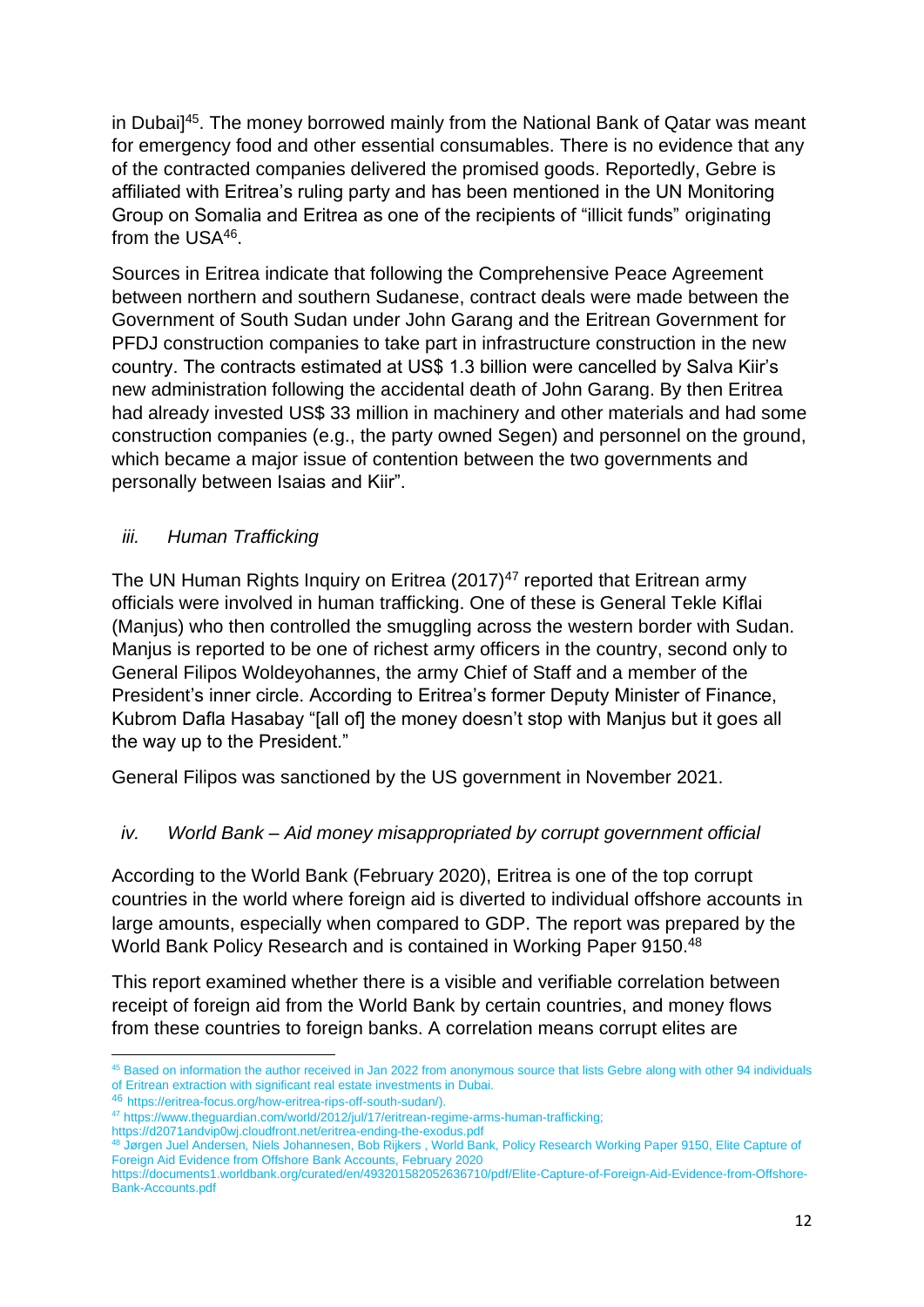in Dubai][45]. The money borrowed mainly from the National Bank of Qatar was meant for emergency food and other essential consumables. There is no evidence that any of the contracted companies delivered the promised goods. Reportedly, Gebre is affiliated with Eritrea's ruling party and has been mentioned in the UN Monitoring Group on Somalia and Eritrea as one of the recipients of "illicit funds" originating from the USA[46].

Sources in Eritrea indicate that following the Comprehensive Peace Agreement between northern and southern Sudanese, contract deals were made between the Government of South Sudan under John Garang and the Eritrean Government for PFDJ construction companies to take part in infrastructure construction in the new country. The contracts estimated at US$ 1.3 billion were cancelled by Salva Kiir's new administration following the accidental death of John Garang. By then Eritrea had already invested US$ 33 million in machinery and other materials and had some construction companies (e.g., the party owned Segen) and personnel on the ground, which became a major issue of contention between the two governments and personally between Isaias and Kiir".

### *iii. Human Trafficking*

The UN Human Rights Inquiry on Eritrea (2017)[47] reported that Eritrean army officials were involved in human trafficking. One of these is General Tekle Kiflai (Manjus) who then controlled the smuggling across the western border with Sudan. Manjus is reported to be one of richest army officers in the country, second only to General Filipos Woldeyohannes, the army Chief of Staff and a member of the President's inner circle. According to Eritrea's former Deputy Minister of Finance, Kubrom Dafla Hasabay "[all of] the money doesn't stop with Manjus but it goes all the way up to the President."

General Filipos was sanctioned by the US government in November 2021.

### *iv. World Bank – Aid money misappropriated by corrupt government official*

According to the World Bank (February 2020), Eritrea is one of the top corrupt countries in the world where foreign aid is diverted to individual offshore accounts in large amounts, especially when compared to GDP. The report was prepared by the World Bank Policy Research and is contained in Working Paper 9150.[48]

This report examined whether there is a visible and verifiable correlation between receipt of foreign aid from the World Bank by certain countries, and money flows from these countries to foreign banks. A correlation means corrupt elites are

---

[45] Based on information the author received in Jan 2022 from anonymous source that lists Gebre along with other 94 individuals of Eritrean extraction with significant real estate investments in Dubai.

[46] https://eritrea-focus.org/how-eritrea-rips-off-south-sudan/).

[47] https://www.theguardian.com/world/2012/jul/17/eritrean-regime-arms-human-trafficking; https://d2071andvip0wj.cloudfront.net/eritrea-ending-the-exodus.pdf

[48] Jørgen Juel Andersen, Niels Johannesen, Bob Rijkers , World Bank, Policy Research Working Paper 9150, Elite Capture of Foreign Aid Evidence from Offshore Bank Accounts, February 2020 https://documents1.worldbank.org/curated/en/493201582052636710/pdf/Elite-Capture-of-Foreign-Aid-Evidence-from-Offshore-Bank-Accounts.pdf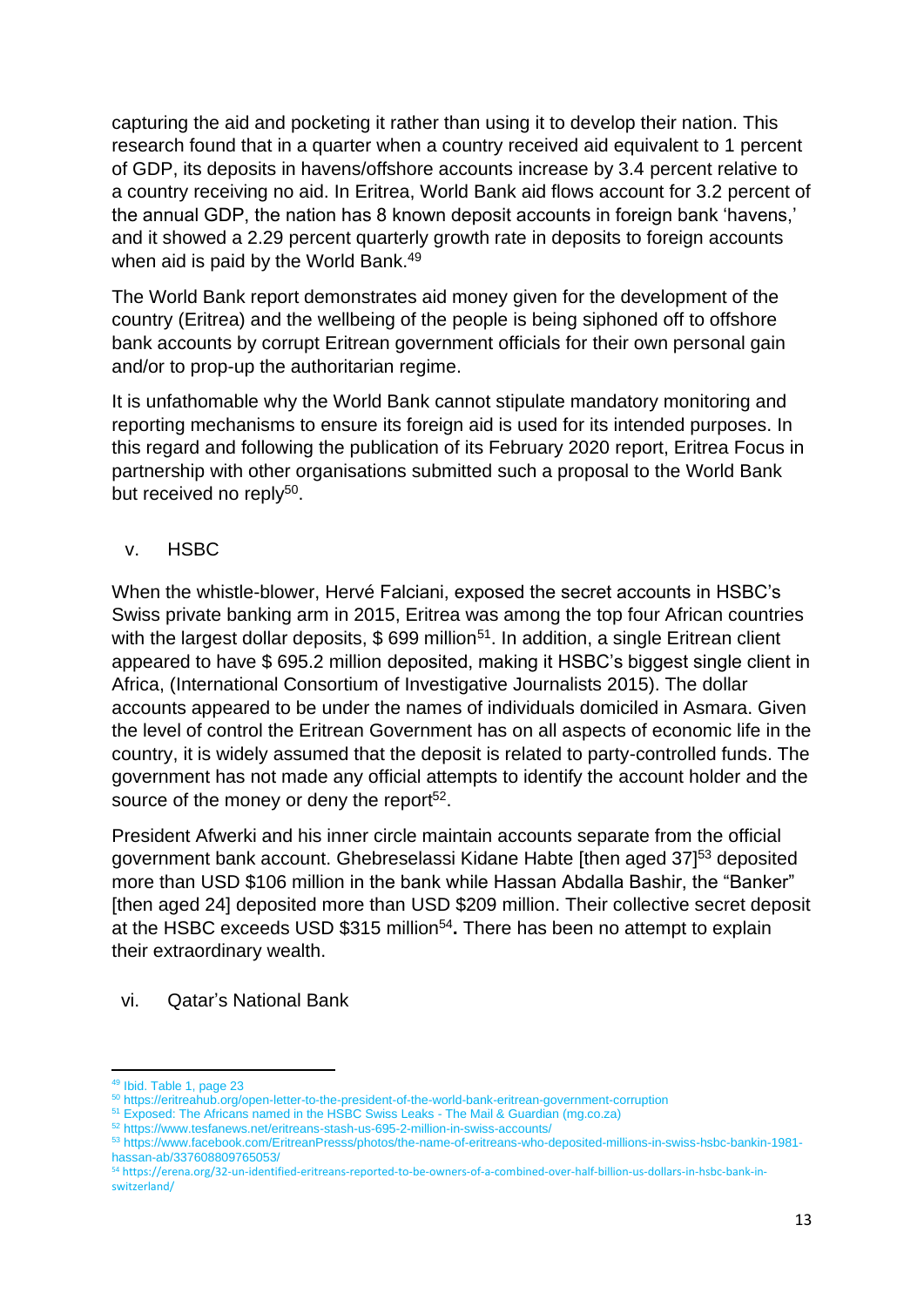capturing the aid and pocketing it rather than using it to develop their nation. This research found that in a quarter when a country received aid equivalent to 1 percent of GDP, its deposits in havens/offshore accounts increase by 3.4 percent relative to a country receiving no aid. In Eritrea, World Bank aid flows account for 3.2 percent of the annual GDP, the nation has 8 known deposit accounts in foreign bank 'havens,' and it showed a 2.29 percent quarterly growth rate in deposits to foreign accounts when aid is paid by the World Bank.[49]

The World Bank report demonstrates aid money given for the development of the country (Eritrea) and the wellbeing of the people is being siphoned off to offshore bank accounts by corrupt Eritrean government officials for their own personal gain and/or to prop-up the authoritarian regime.

It is unfathomable why the World Bank cannot stipulate mandatory monitoring and reporting mechanisms to ensure its foreign aid is used for its intended purposes. In this regard and following the publication of its February 2020 report, Eritrea Focus in partnership with other organisations submitted such a proposal to the World Bank but received no reply[50].

### v. HSBC

When the whistle-blower, Hervé Falciani, exposed the secret accounts in HSBC's Swiss private banking arm in 2015, Eritrea was among the top four African countries with the largest dollar deposits, $ 699 million[51]. In addition, a single Eritrean client appeared to have $ 695.2 million deposited, making it HSBC's biggest single client in Africa, (International Consortium of Investigative Journalists 2015). The dollar accounts appeared to be under the names of individuals domiciled in Asmara. Given the level of control the Eritrean Government has on all aspects of economic life in the country, it is widely assumed that the deposit is related to party-controlled funds. The government has not made any official attempts to identify the account holder and the source of the money or deny the report[52].

President Afwerki and his inner circle maintain accounts separate from the official government bank account. Ghebreselassi Kidane Habte [then aged 37][53] deposited more than USD $106 million in the bank while Hassan Abdalla Bashir, the "Banker" [then aged 24] deposited more than USD $209 million. Their collective secret deposit at the HSBC exceeds USD $315 million[54]**.** There has been no attempt to explain their extraordinary wealth.

### vi. Qatar's National Bank

---

[49] Ibid. Table 1, page 23

[50] https://eritreahub.org/open-letter-to-the-president-of-the-world-bank-eritrean-government-corruption

[51] Exposed: The Africans named in the HSBC Swiss Leaks - The Mail & Guardian (mg.co.za)

[52] https://www.tesfanews.net/eritreans-stash-us-695-2-million-in-swiss-accounts/

[53] https://www.facebook.com/EritreanPresss/photos/the-name-of-eritreans-who-deposited-millions-in-swiss-hsbc-bankin-1981-hassan-ab/337608809765053/

[54] https://erena.org/32-un-identified-eritreans-reported-to-be-owners-of-a-combined-over-half-billion-us-dollars-in-hsbc-bank-in-switzerland/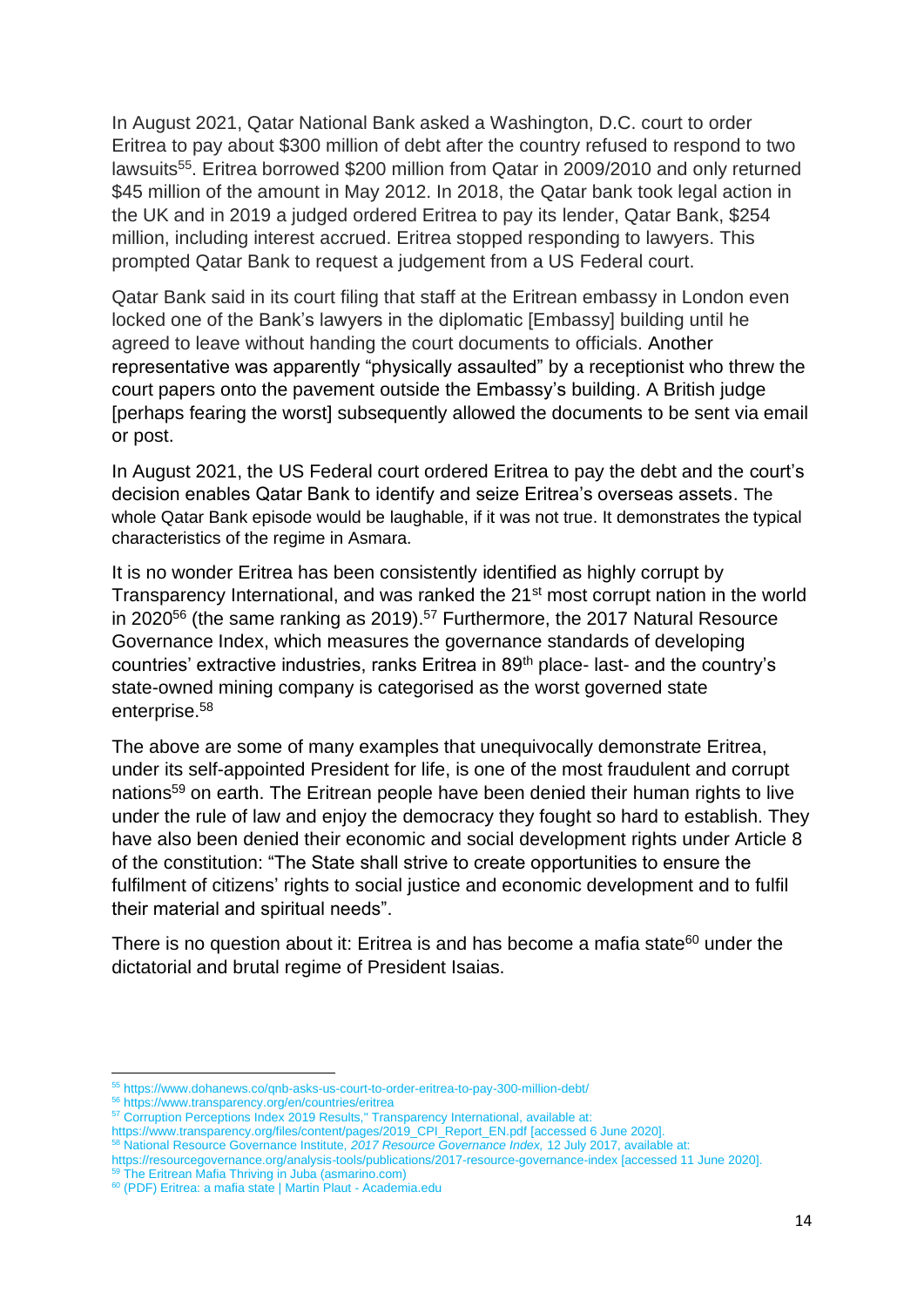In August 2021, Qatar National Bank asked a Washington, D.C. court to order Eritrea to pay about $300 million of debt after the country refused to respond to two lawsuits[55]. Eritrea borrowed $200 million from Qatar in 2009/2010 and only returned $45 million of the amount in May 2012. In 2018, the Qatar bank took legal action in the UK and in 2019 a judged ordered Eritrea to pay its lender, Qatar Bank, $254 million, including interest accrued. Eritrea stopped responding to lawyers. This prompted Qatar Bank to request a judgement from a US Federal court.

Qatar Bank said in its court filing that staff at the Eritrean embassy in London even locked one of the Bank's lawyers in the diplomatic [Embassy] building until he agreed to leave without handing the court documents to officials. Another representative was apparently "physically assaulted" by a receptionist who threw the court papers onto the pavement outside the Embassy's building. A British judge [perhaps fearing the worst] subsequently allowed the documents to be sent via email or post.

In August 2021, the US Federal court ordered Eritrea to pay the debt and the court's decision enables Qatar Bank to identify and seize Eritrea's overseas assets. The whole Qatar Bank episode would be laughable, if it was not true. It demonstrates the typical characteristics of the regime in Asmara.

It is no wonder Eritrea has been consistently identified as highly corrupt by Transparency International, and was ranked the 21st most corrupt nation in the world in 2020[56] (the same ranking as 2019).[57] Furthermore, the 2017 Natural Resource Governance Index, which measures the governance standards of developing countries' extractive industries, ranks Eritrea in 89th place- last- and the country's state-owned mining company is categorised as the worst governed state enterprise.[58]

The above are some of many examples that unequivocally demonstrate Eritrea, under its self-appointed President for life, is one of the most fraudulent and corrupt nations[59] on earth. The Eritrean people have been denied their human rights to live under the rule of law and enjoy the democracy they fought so hard to establish. They have also been denied their economic and social development rights under Article 8 of the constitution: "The State shall strive to create opportunities to ensure the fulfilment of citizens' rights to social justice and economic development and to fulfil their material and spiritual needs".

There is no question about it: Eritrea is and has become a mafia state[60] under the dictatorial and brutal regime of President Isaias.

---

[55] https://www.dohanews.co/qnb-asks-us-court-to-order-eritrea-to-pay-300-million-debt/

[56] https://www.transparency.org/en/countries/eritrea

[57] Corruption Perceptions Index 2019 Results," Transparency International, available at: https://www.transparency.org/files/content/pages/2019_CPI_Report_EN.pdf [accessed 6 June 2020].

[58] National Resource Governance Institute, *2017 Resource Governance Index,* 12 July 2017, available at: https://resourcegovernance.org/analysis-tools/publications/2017-resource-governance-index [accessed 11 June 2020].

[59] The Eritrean Mafia Thriving in Juba (asmarino.com)

[60] (PDF) Eritrea: a mafia state | Martin Plaut - Academia.edu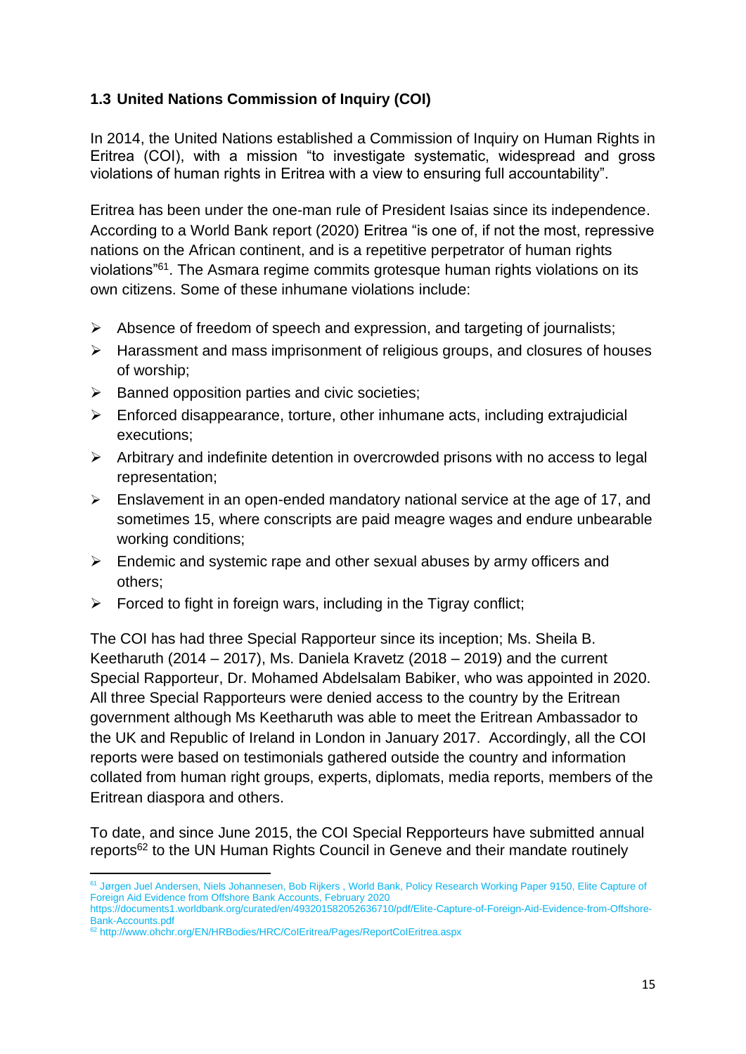### 1.3 United Nations Commission of Inquiry (COI)

In 2014, the United Nations established a Commission of Inquiry on Human Rights in Eritrea (COI), with a mission "to investigate systematic, widespread and gross violations of human rights in Eritrea with a view to ensuring full accountability".

Eritrea has been under the one-man rule of President Isaias since its independence. According to a World Bank report (2020) Eritrea "is one of, if not the most, repressive nations on the African continent, and is a repetitive perpetrator of human rights violations"[61]. The Asmara regime commits grotesque human rights violations on its own citizens. Some of these inhumane violations include:

- Absence of freedom of speech and expression, and targeting of journalists;
- Harassment and mass imprisonment of religious groups, and closures of houses of worship;
- Banned opposition parties and civic societies;
- Enforced disappearance, torture, other inhumane acts, including extrajudicial executions;
- Arbitrary and indefinite detention in overcrowded prisons with no access to legal representation;
- Enslavement in an open-ended mandatory national service at the age of 17, and sometimes 15, where conscripts are paid meagre wages and endure unbearable working conditions;
- Endemic and systemic rape and other sexual abuses by army officers and others;
- Forced to fight in foreign wars, including in the Tigray conflict;

The COI has had three Special Rapporteur since its inception; Ms. Sheila B. Keetharuth (2014 – 2017), Ms. Daniela Kravetz (2018 – 2019) and the current Special Rapporteur, Dr. Mohamed Abdelsalam Babiker, who was appointed in 2020. All three Special Rapporteurs were denied access to the country by the Eritrean government although Ms Keetharuth was able to meet the Eritrean Ambassador to the UK and Republic of Ireland in London in January 2017. Accordingly, all the COI reports were based on testimonials gathered outside the country and information collated from human right groups, experts, diplomats, media reports, members of the Eritrean diaspora and others.

To date, and since June 2015, the COI Special Repporteurs have submitted annual reports[62] to the UN Human Rights Council in Geneve and their mandate routinely

[61] Jørgen Juel Andersen, Niels Johannesen, Bob Rijkers , World Bank, Policy Research Working Paper 9150, Elite Capture of Foreign Aid Evidence from Offshore Bank Accounts, February 2020 https://documents1.worldbank.org/curated/en/493201582052636710/pdf/Elite-Capture-of-Foreign-Aid-Evidence-from-Offshore-Bank-Accounts.pdf

[62] http://www.ohchr.org/EN/HRBodies/HRC/CoIEritrea/Pages/ReportCoIEritrea.aspx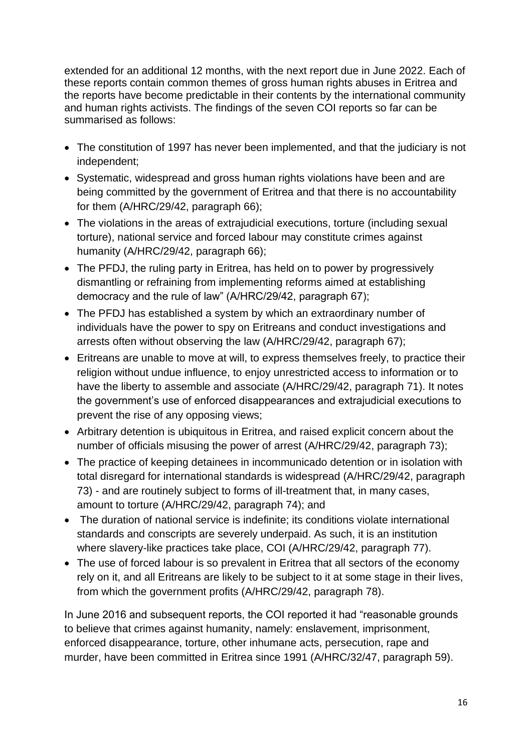extended for an additional 12 months, with the next report due in June 2022. Each of these reports contain common themes of gross human rights abuses in Eritrea and the reports have become predictable in their contents by the international community and human rights activists. The findings of the seven COI reports so far can be summarised as follows:

- The constitution of 1997 has never been implemented, and that the judiciary is not independent;
- Systematic, widespread and gross human rights violations have been and are being committed by the government of Eritrea and that there is no accountability for them (A/HRC/29/42, paragraph 66);
- The violations in the areas of extrajudicial executions, torture (including sexual torture), national service and forced labour may constitute crimes against humanity (A/HRC/29/42, paragraph 66);
- The PFDJ, the ruling party in Eritrea, has held on to power by progressively dismantling or refraining from implementing reforms aimed at establishing democracy and the rule of law" (A/HRC/29/42, paragraph 67);
- The PFDJ has established a system by which an extraordinary number of individuals have the power to spy on Eritreans and conduct investigations and arrests often without observing the law (A/HRC/29/42, paragraph 67);
- Eritreans are unable to move at will, to express themselves freely, to practice their religion without undue influence, to enjoy unrestricted access to information or to have the liberty to assemble and associate (A/HRC/29/42, paragraph 71). It notes the government's use of enforced disappearances and extrajudicial executions to prevent the rise of any opposing views;
- Arbitrary detention is ubiquitous in Eritrea, and raised explicit concern about the number of officials misusing the power of arrest (A/HRC/29/42, paragraph 73);
- The practice of keeping detainees in incommunicado detention or in isolation with total disregard for international standards is widespread (A/HRC/29/42, paragraph 73) - and are routinely subject to forms of ill-treatment that, in many cases, amount to torture (A/HRC/29/42, paragraph 74); and
- The duration of national service is indefinite; its conditions violate international standards and conscripts are severely underpaid. As such, it is an institution where slavery-like practices take place, COI (A/HRC/29/42, paragraph 77).
- The use of forced labour is so prevalent in Eritrea that all sectors of the economy rely on it, and all Eritreans are likely to be subject to it at some stage in their lives, from which the government profits (A/HRC/29/42, paragraph 78).

In June 2016 and subsequent reports, the COI reported it had "reasonable grounds to believe that crimes against humanity, namely: enslavement, imprisonment, enforced disappearance, torture, other inhumane acts, persecution, rape and murder, have been committed in Eritrea since 1991 (A/HRC/32/47, paragraph 59).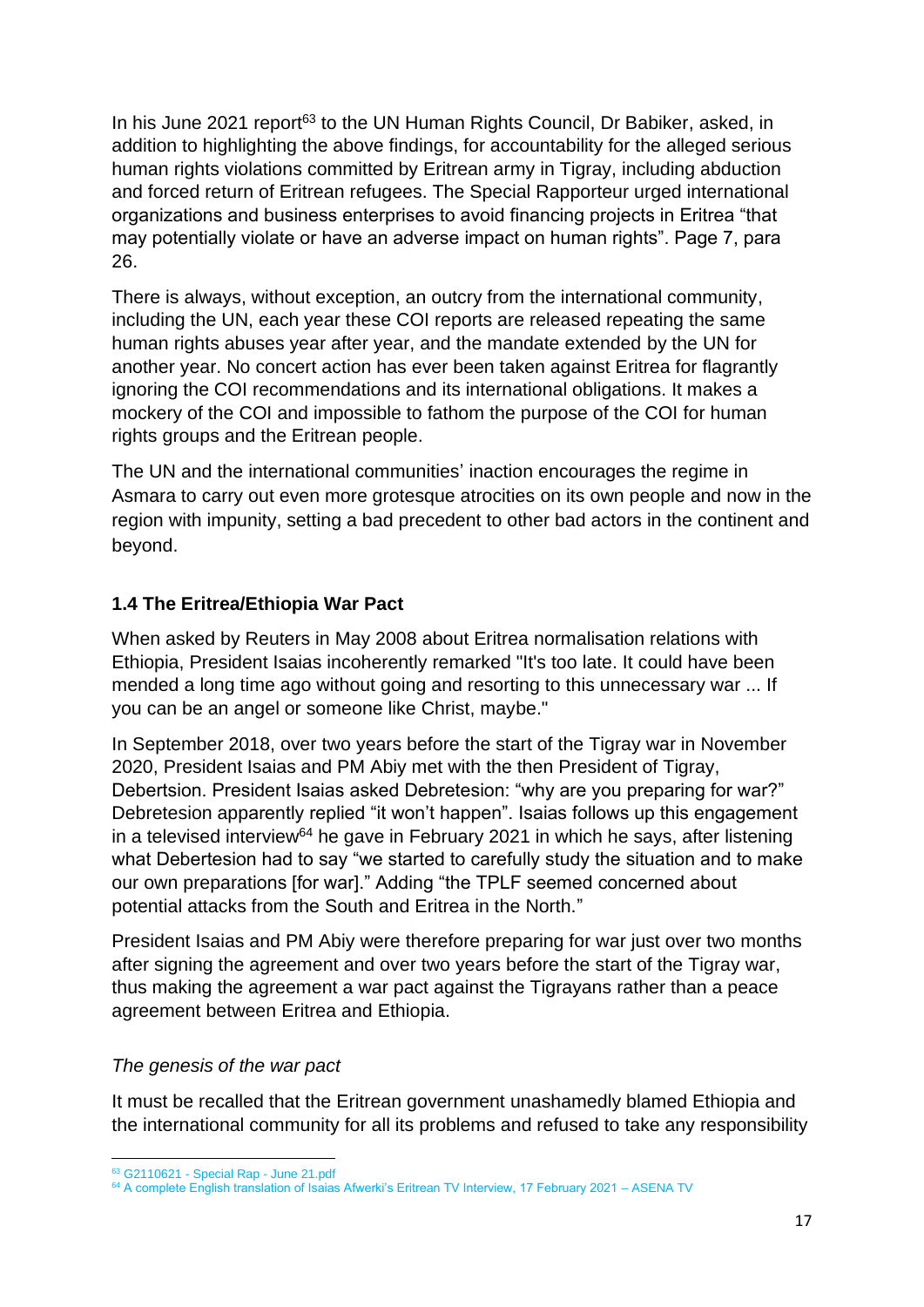In his June 2021 report[63] to the UN Human Rights Council, Dr Babiker, asked, in addition to highlighting the above findings, for accountability for the alleged serious human rights violations committed by Eritrean army in Tigray, including abduction and forced return of Eritrean refugees. The Special Rapporteur urged international organizations and business enterprises to avoid financing projects in Eritrea "that may potentially violate or have an adverse impact on human rights". Page 7, para 26.

There is always, without exception, an outcry from the international community, including the UN, each year these COI reports are released repeating the same human rights abuses year after year, and the mandate extended by the UN for another year. No concert action has ever been taken against Eritrea for flagrantly ignoring the COI recommendations and its international obligations. It makes a mockery of the COI and impossible to fathom the purpose of the COI for human rights groups and the Eritrean people.

The UN and the international communities' inaction encourages the regime in Asmara to carry out even more grotesque atrocities on its own people and now in the region with impunity, setting a bad precedent to other bad actors in the continent and beyond.

### 1.4 The Eritrea/Ethiopia War Pact

When asked by Reuters in May 2008 about Eritrea normalisation relations with Ethiopia, President Isaias incoherently remarked "It's too late. It could have been mended a long time ago without going and resorting to this unnecessary war ... If you can be an angel or someone like Christ, maybe."

In September 2018, over two years before the start of the Tigray war in November 2020, President Isaias and PM Abiy met with the then President of Tigray, Debertsion. President Isaias asked Debretesion: "why are you preparing for war?" Debretesion apparently replied "it won't happen". Isaias follows up this engagement in a televised interview[64] he gave in February 2021 in which he says, after listening what Debertesion had to say "we started to carefully study the situation and to make our own preparations [for war]." Adding "the TPLF seemed concerned about potential attacks from the South and Eritrea in the North."

President Isaias and PM Abiy were therefore preparing for war just over two months after signing the agreement and over two years before the start of the Tigray war, thus making the agreement a war pact against the Tigrayans rather than a peace agreement between Eritrea and Ethiopia.

*The genesis of the war pact*

It must be recalled that the Eritrean government unashamedly blamed Ethiopia and the international community for all its problems and refused to take any responsibility

---

[63] G2110621 - Special Rap - June 21.pdf

[64] A complete English translation of Isaias Afwerki's Eritrean TV Interview, 17 February 2021 – ASENA TV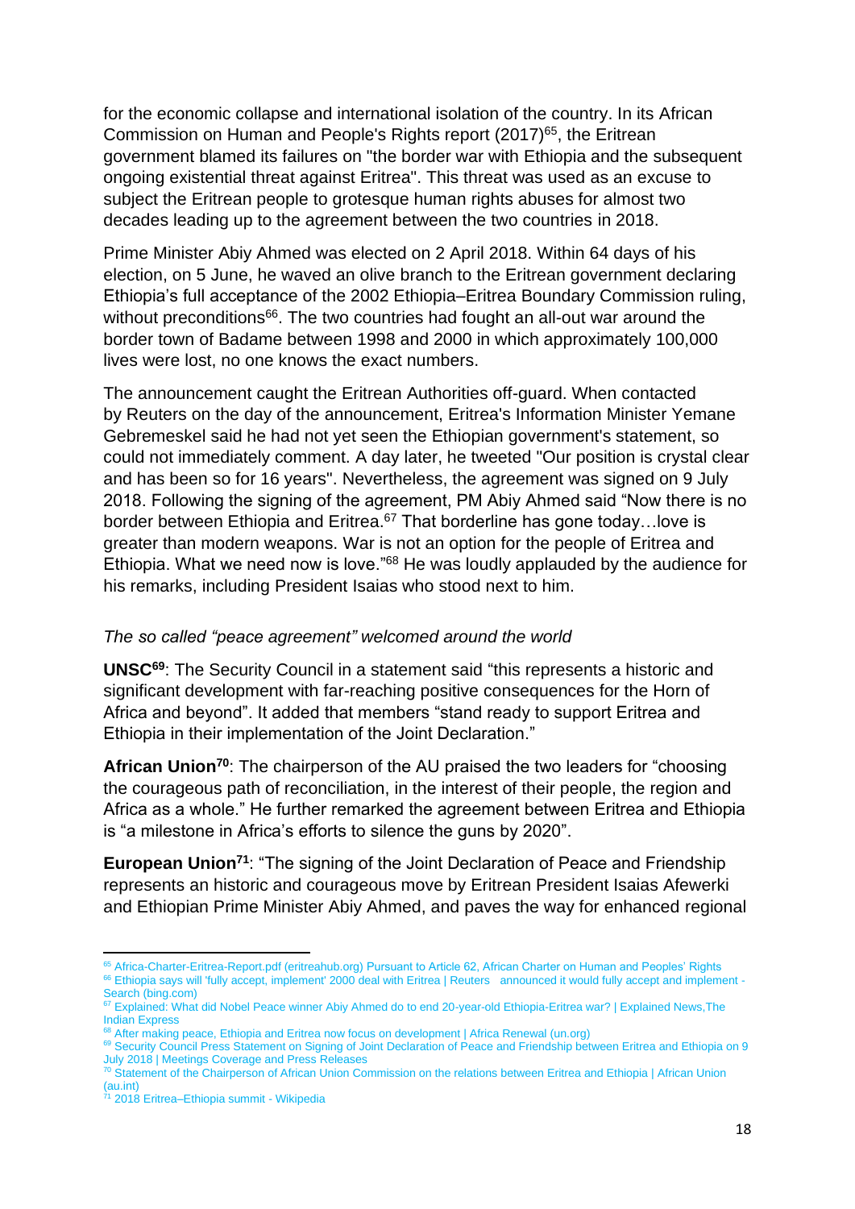for the economic collapse and international isolation of the country. In its African Commission on Human and People's Rights report (2017)[65], the Eritrean government blamed its failures on "the border war with Ethiopia and the subsequent ongoing existential threat against Eritrea". This threat was used as an excuse to subject the Eritrean people to grotesque human rights abuses for almost two decades leading up to the agreement between the two countries in 2018.

Prime Minister Abiy Ahmed was elected on 2 April 2018. Within 64 days of his election, on 5 June, he waved an olive branch to the Eritrean government declaring Ethiopia's full acceptance of the 2002 Ethiopia–Eritrea Boundary Commission ruling, without preconditions[66]. The two countries had fought an all-out war around the border town of Badame between 1998 and 2000 in which approximately 100,000 lives were lost, no one knows the exact numbers.

The announcement caught the Eritrean Authorities off-guard. When contacted by Reuters on the day of the announcement, Eritrea's Information Minister Yemane Gebremeskel said he had not yet seen the Ethiopian government's statement, so could not immediately comment. A day later, he tweeted "Our position is crystal clear and has been so for 16 years". Nevertheless, the agreement was signed on 9 July 2018. Following the signing of the agreement, PM Abiy Ahmed said "Now there is no border between Ethiopia and Eritrea.[67] That borderline has gone today…love is greater than modern weapons. War is not an option for the people of Eritrea and Ethiopia. What we need now is love."[68] He was loudly applauded by the audience for his remarks, including President Isaias who stood next to him.

*The so called "peace agreement" welcomed around the world*

**UNSC[69]**: The Security Council in a statement said "this represents a historic and significant development with far-reaching positive consequences for the Horn of Africa and beyond". It added that members "stand ready to support Eritrea and Ethiopia in their implementation of the Joint Declaration."

**African Union[70]**: The chairperson of the AU praised the two leaders for "choosing the courageous path of reconciliation, in the interest of their people, the region and Africa as a whole." He further remarked the agreement between Eritrea and Ethiopia is "a milestone in Africa's efforts to silence the guns by 2020".

**European Union[71]**: "The signing of the Joint Declaration of Peace and Friendship represents an historic and courageous move by Eritrean President Isaias Afewerki and Ethiopian Prime Minister Abiy Ahmed, and paves the way for enhanced regional

---

[65] Africa-Charter-Eritrea-Report.pdf (eritreahub.org) Pursuant to Article 62, African Charter on Human and Peoples' Rights

[66] Ethiopia says will 'fully accept, implement' 2000 deal with Eritrea | Reuters announced it would fully accept and implement - Search (bing.com)

[67] Explained: What did Nobel Peace winner Abiy Ahmed do to end 20-year-old Ethiopia-Eritrea war? | Explained News,The Indian Express

[68] After making peace, Ethiopia and Eritrea now focus on development | Africa Renewal (un.org)

[69] Security Council Press Statement on Signing of Joint Declaration of Peace and Friendship between Eritrea and Ethiopia on 9 July 2018 | Meetings Coverage and Press Releases

[70] Statement of the Chairperson of African Union Commission on the relations between Eritrea and Ethiopia | African Union (au.int)

[71] 2018 Eritrea–Ethiopia summit - Wikipedia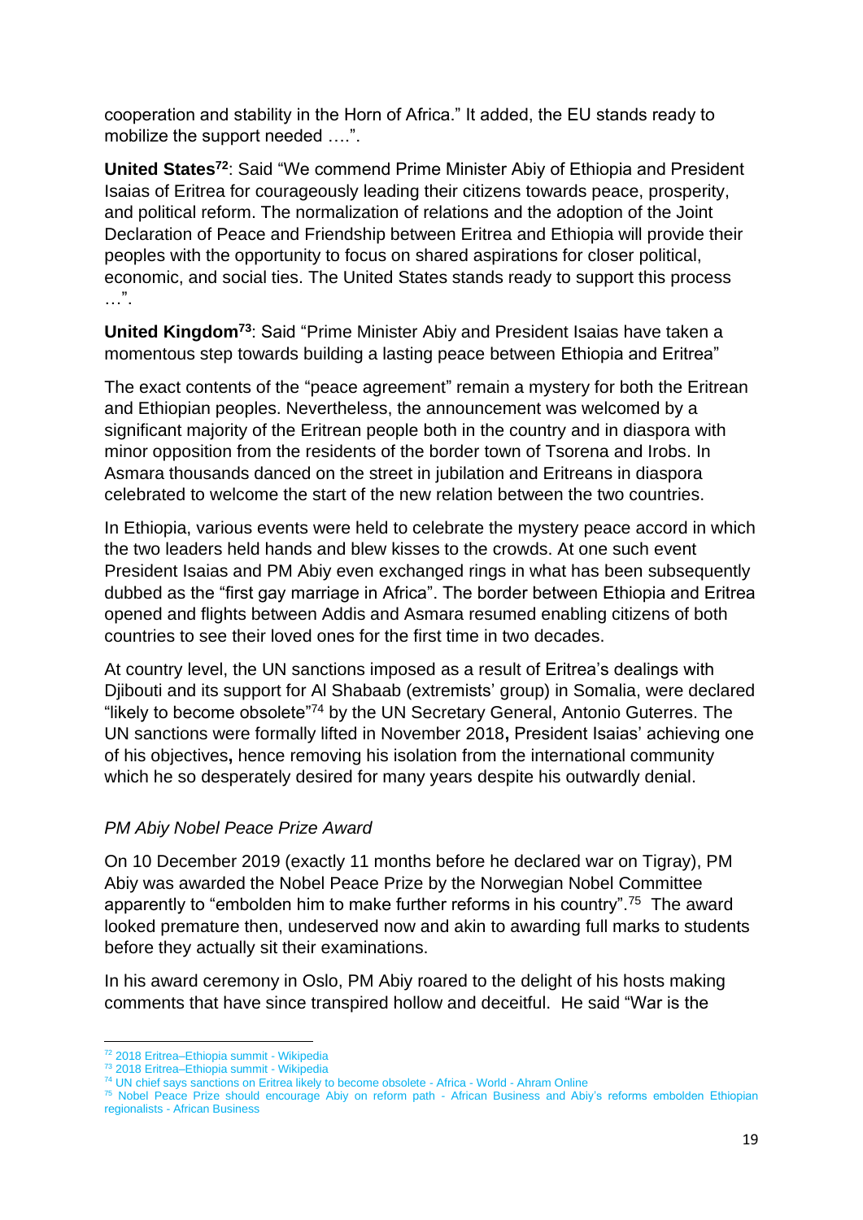cooperation and stability in the Horn of Africa." It added, the EU stands ready to mobilize the support needed ….".

**United States**[72]: Said "We commend Prime Minister Abiy of Ethiopia and President Isaias of Eritrea for courageously leading their citizens towards peace, prosperity, and political reform. The normalization of relations and the adoption of the Joint Declaration of Peace and Friendship between Eritrea and Ethiopia will provide their peoples with the opportunity to focus on shared aspirations for closer political, economic, and social ties. The United States stands ready to support this process …".

**United Kingdom**[73]: Said "Prime Minister Abiy and President Isaias have taken a momentous step towards building a lasting peace between Ethiopia and Eritrea"

The exact contents of the "peace agreement" remain a mystery for both the Eritrean and Ethiopian peoples. Nevertheless, the announcement was welcomed by a significant majority of the Eritrean people both in the country and in diaspora with minor opposition from the residents of the border town of Tsorena and Irobs. In Asmara thousands danced on the street in jubilation and Eritreans in diaspora celebrated to welcome the start of the new relation between the two countries.

In Ethiopia, various events were held to celebrate the mystery peace accord in which the two leaders held hands and blew kisses to the crowds. At one such event President Isaias and PM Abiy even exchanged rings in what has been subsequently dubbed as the "first gay marriage in Africa". The border between Ethiopia and Eritrea opened and flights between Addis and Asmara resumed enabling citizens of both countries to see their loved ones for the first time in two decades.

At country level, the UN sanctions imposed as a result of Eritrea's dealings with Djibouti and its support for Al Shabaab (extremists' group) in Somalia, were declared "likely to become obsolete"[74] by the UN Secretary General, Antonio Guterres. The UN sanctions were formally lifted in November 2018**,** President Isaias' achieving one of his objectives**,** hence removing his isolation from the international community which he so desperately desired for many years despite his outwardly denial.

*PM Abiy Nobel Peace Prize Award*

On 10 December 2019 (exactly 11 months before he declared war on Tigray), PM Abiy was awarded the Nobel Peace Prize by the Norwegian Nobel Committee apparently to "embolden him to make further reforms in his country".[75] The award looked premature then, undeserved now and akin to awarding full marks to students before they actually sit their examinations.

In his award ceremony in Oslo, PM Abiy roared to the delight of his hosts making comments that have since transpired hollow and deceitful. He said "War is the

---

[72] 2018 Eritrea–Ethiopia summit - Wikipedia

[73] 2018 Eritrea–Ethiopia summit - Wikipedia

[74] UN chief says sanctions on Eritrea likely to become obsolete - Africa - World - Ahram Online

[75] Nobel Peace Prize should encourage Abiy on reform path - African Business and Abiy's reforms embolden Ethiopian regionalists - African Business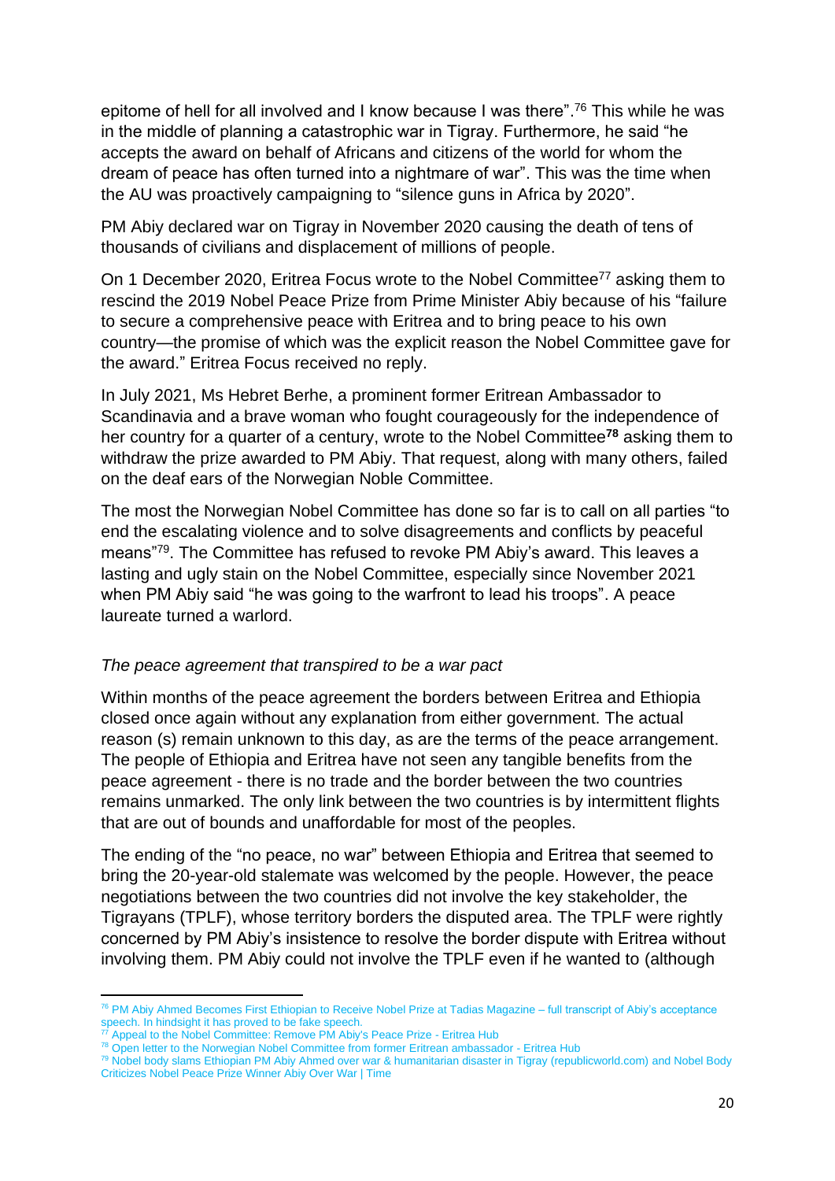epitome of hell for all involved and I know because I was there".[76] This while he was in the middle of planning a catastrophic war in Tigray. Furthermore, he said "he accepts the award on behalf of Africans and citizens of the world for whom the dream of peace has often turned into a nightmare of war". This was the time when the AU was proactively campaigning to "silence guns in Africa by 2020".

PM Abiy declared war on Tigray in November 2020 causing the death of tens of thousands of civilians and displacement of millions of people.

On 1 December 2020, Eritrea Focus wrote to the Nobel Committee[77] asking them to rescind the 2019 Nobel Peace Prize from Prime Minister Abiy because of his "failure to secure a comprehensive peace with Eritrea and to bring peace to his own country—the promise of which was the explicit reason the Nobel Committee gave for the award." Eritrea Focus received no reply.

In July 2021, Ms Hebret Berhe, a prominent former Eritrean Ambassador to Scandinavia and a brave woman who fought courageously for the independence of her country for a quarter of a century, wrote to the Nobel Committee[78] asking them to withdraw the prize awarded to PM Abiy. That request, along with many others, failed on the deaf ears of the Norwegian Noble Committee.

The most the Norwegian Nobel Committee has done so far is to call on all parties "to end the escalating violence and to solve disagreements and conflicts by peaceful means"[79]. The Committee has refused to revoke PM Abiy's award. This leaves a lasting and ugly stain on the Nobel Committee, especially since November 2021 when PM Abiy said "he was going to the warfront to lead his troops". A peace laureate turned a warlord.

*The peace agreement that transpired to be a war pact*

Within months of the peace agreement the borders between Eritrea and Ethiopia closed once again without any explanation from either government. The actual reason (s) remain unknown to this day, as are the terms of the peace arrangement. The people of Ethiopia and Eritrea have not seen any tangible benefits from the peace agreement - there is no trade and the border between the two countries remains unmarked. The only link between the two countries is by intermittent flights that are out of bounds and unaffordable for most of the peoples.

The ending of the "no peace, no war" between Ethiopia and Eritrea that seemed to bring the 20-year-old stalemate was welcomed by the people. However, the peace negotiations between the two countries did not involve the key stakeholder, the Tigrayans (TPLF), whose territory borders the disputed area. The TPLF were rightly concerned by PM Abiy's insistence to resolve the border dispute with Eritrea without involving them. PM Abiy could not involve the TPLF even if he wanted to (although

---

[76] PM Abiy Ahmed Becomes First Ethiopian to Receive Nobel Prize at Tadias Magazine – full transcript of Abiy's acceptance speech. In hindsight it has proved to be fake speech.

[77] Appeal to the Nobel Committee: Remove PM Abiy's Peace Prize - Eritrea Hub

[78] Open letter to the Norwegian Nobel Committee from former Eritrean ambassador - Eritrea Hub

[79] Nobel body slams Ethiopian PM Abiy Ahmed over war & humanitarian disaster in Tigray (republicworld.com) and Nobel Body Criticizes Nobel Peace Prize Winner Abiy Over War | Time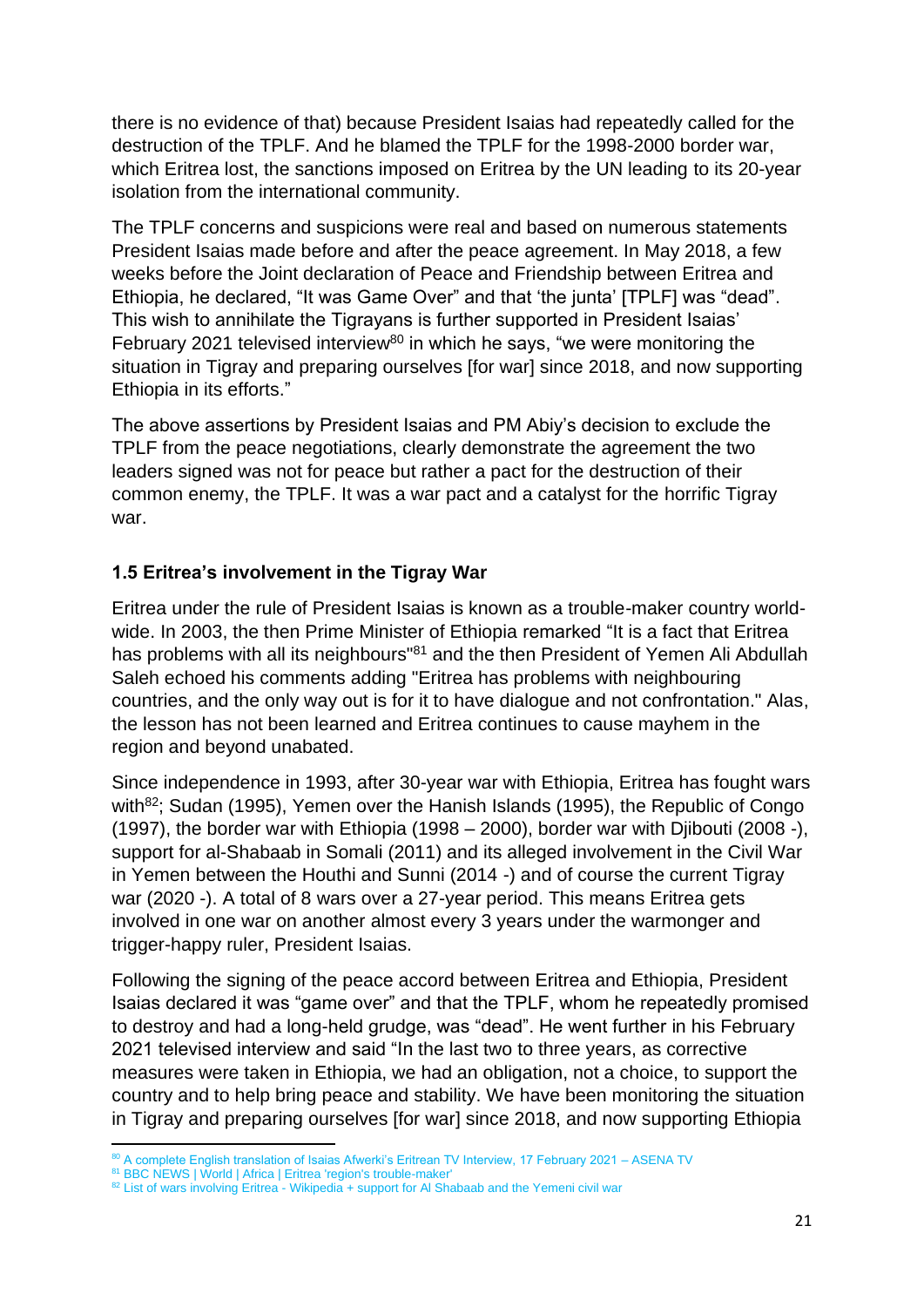there is no evidence of that) because President Isaias had repeatedly called for the destruction of the TPLF. And he blamed the TPLF for the 1998-2000 border war, which Eritrea lost, the sanctions imposed on Eritrea by the UN leading to its 20-year isolation from the international community.

The TPLF concerns and suspicions were real and based on numerous statements President Isaias made before and after the peace agreement. In May 2018, a few weeks before the Joint declaration of Peace and Friendship between Eritrea and Ethiopia, he declared, "It was Game Over" and that 'the junta' [TPLF] was "dead". This wish to annihilate the Tigrayans is further supported in President Isaias' February 2021 televised interview[80] in which he says, "we were monitoring the situation in Tigray and preparing ourselves [for war] since 2018, and now supporting Ethiopia in its efforts."

The above assertions by President Isaias and PM Abiy's decision to exclude the TPLF from the peace negotiations, clearly demonstrate the agreement the two leaders signed was not for peace but rather a pact for the destruction of their common enemy, the TPLF. It was a war pact and a catalyst for the horrific Tigray war.

### 1.5 Eritrea's involvement in the Tigray War

Eritrea under the rule of President Isaias is known as a trouble-maker country world-wide. In 2003, the then Prime Minister of Ethiopia remarked "It is a fact that Eritrea has problems with all its neighbours"[81] and the then President of Yemen Ali Abdullah Saleh echoed his comments adding "Eritrea has problems with neighbouring countries, and the only way out is for it to have dialogue and not confrontation." Alas, the lesson has not been learned and Eritrea continues to cause mayhem in the region and beyond unabated.

Since independence in 1993, after 30-year war with Ethiopia, Eritrea has fought wars with[82]; Sudan (1995), Yemen over the Hanish Islands (1995), the Republic of Congo (1997), the border war with Ethiopia (1998 – 2000), border war with Djibouti (2008 -), support for al-Shabaab in Somali (2011) and its alleged involvement in the Civil War in Yemen between the Houthi and Sunni (2014 -) and of course the current Tigray war (2020 -). A total of 8 wars over a 27-year period. This means Eritrea gets involved in one war on another almost every 3 years under the warmonger and trigger-happy ruler, President Isaias.

Following the signing of the peace accord between Eritrea and Ethiopia, President Isaias declared it was "game over" and that the TPLF, whom he repeatedly promised to destroy and had a long-held grudge, was "dead". He went further in his February 2021 televised interview and said "In the last two to three years, as corrective measures were taken in Ethiopia, we had an obligation, not a choice, to support the country and to help bring peace and stability. We have been monitoring the situation in Tigray and preparing ourselves [for war] since 2018, and now supporting Ethiopia

---

[80] A complete English translation of Isaias Afwerki's Eritrean TV Interview, 17 February 2021 – ASENA TV

[81] BBC NEWS | World | Africa | Eritrea 'region's trouble-maker'

[82] List of wars involving Eritrea - Wikipedia + support for Al Shabaab and the Yemeni civil war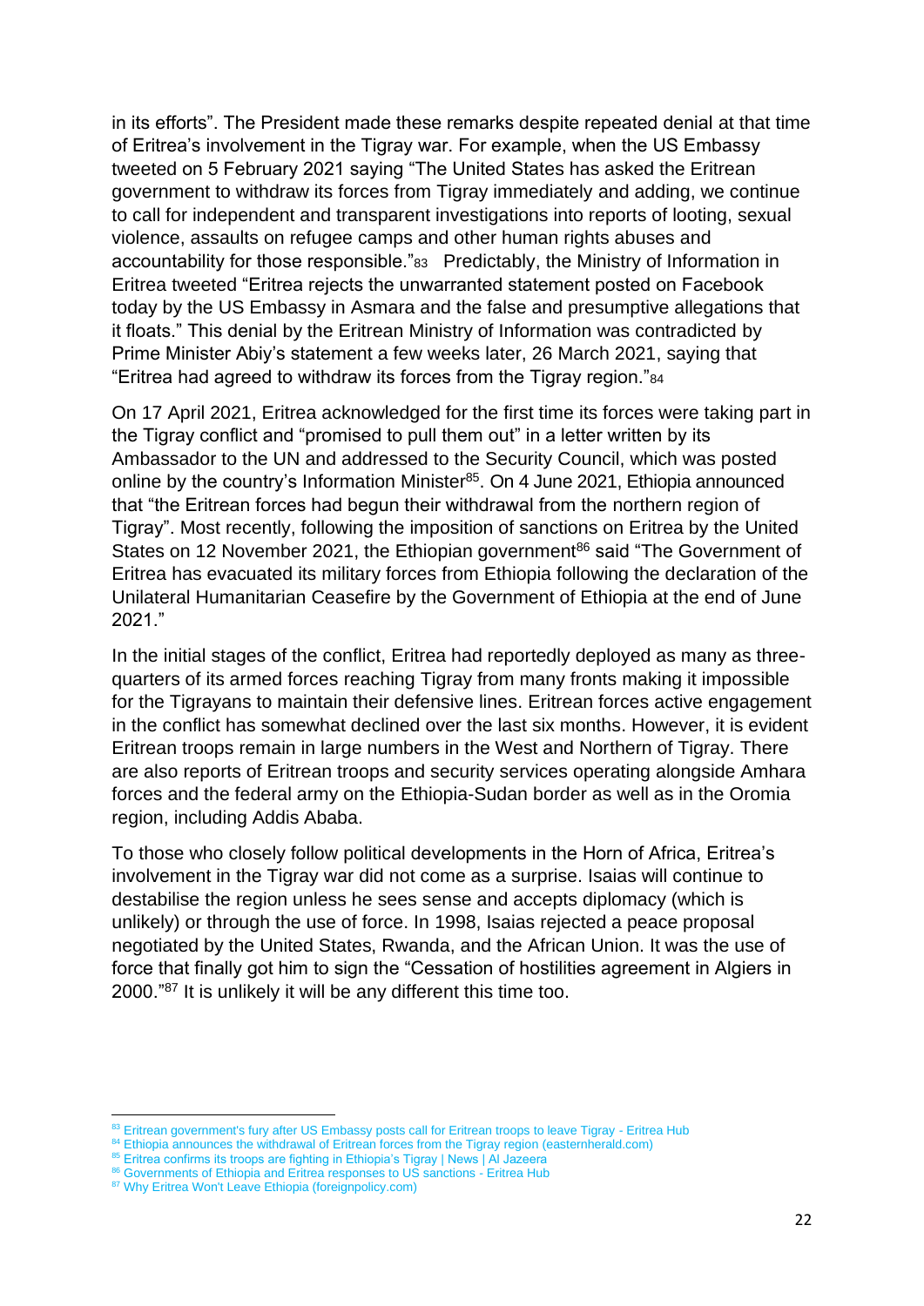in its efforts". The President made these remarks despite repeated denial at that time of Eritrea's involvement in the Tigray war. For example, when the US Embassy tweeted on 5 February 2021 saying "The United States has asked the Eritrean government to withdraw its forces from Tigray immediately and adding, we continue to call for independent and transparent investigations into reports of looting, sexual violence, assaults on refugee camps and other human rights abuses and accountability for those responsible."[83] Predictably, the Ministry of Information in Eritrea tweeted "Eritrea rejects the unwarranted statement posted on Facebook today by the US Embassy in Asmara and the false and presumptive allegations that it floats." This denial by the Eritrean Ministry of Information was contradicted by Prime Minister Abiy's statement a few weeks later, 26 March 2021, saying that "Eritrea had agreed to withdraw its forces from the Tigray region."[84]

On 17 April 2021, Eritrea acknowledged for the first time its forces were taking part in the Tigray conflict and "promised to pull them out" in a letter written by its Ambassador to the UN and addressed to the Security Council, which was posted online by the country's Information Minister[85]. On 4 June 2021, Ethiopia announced that "the Eritrean forces had begun their withdrawal from the northern region of Tigray". Most recently, following the imposition of sanctions on Eritrea by the United States on 12 November 2021, the Ethiopian government[86] said "The Government of Eritrea has evacuated its military forces from Ethiopia following the declaration of the Unilateral Humanitarian Ceasefire by the Government of Ethiopia at the end of June 2021."

In the initial stages of the conflict, Eritrea had reportedly deployed as many as three-quarters of its armed forces reaching Tigray from many fronts making it impossible for the Tigrayans to maintain their defensive lines. Eritrean forces active engagement in the conflict has somewhat declined over the last six months. However, it is evident Eritrean troops remain in large numbers in the West and Northern of Tigray. There are also reports of Eritrean troops and security services operating alongside Amhara forces and the federal army on the Ethiopia-Sudan border as well as in the Oromia region, including Addis Ababa.

To those who closely follow political developments in the Horn of Africa, Eritrea's involvement in the Tigray war did not come as a surprise. Isaias will continue to destabilise the region unless he sees sense and accepts diplomacy (which is unlikely) or through the use of force. In 1998, Isaias rejected a peace proposal negotiated by the United States, Rwanda, and the African Union. It was the use of force that finally got him to sign the "Cessation of hostilities agreement in Algiers in 2000."[87] It is unlikely it will be any different this time too.

---

[83] Eritrean government's fury after US Embassy posts call for Eritrean troops to leave Tigray - Eritrea Hub

[84] Ethiopia announces the withdrawal of Eritrean forces from the Tigray region (easternherald.com)

[85] Eritrea confirms its troops are fighting in Ethiopia's Tigray | News | Al Jazeera

[86] Governments of Ethiopia and Eritrea responses to US sanctions - Eritrea Hub

[87] Why Eritrea Won't Leave Ethiopia (foreignpolicy.com)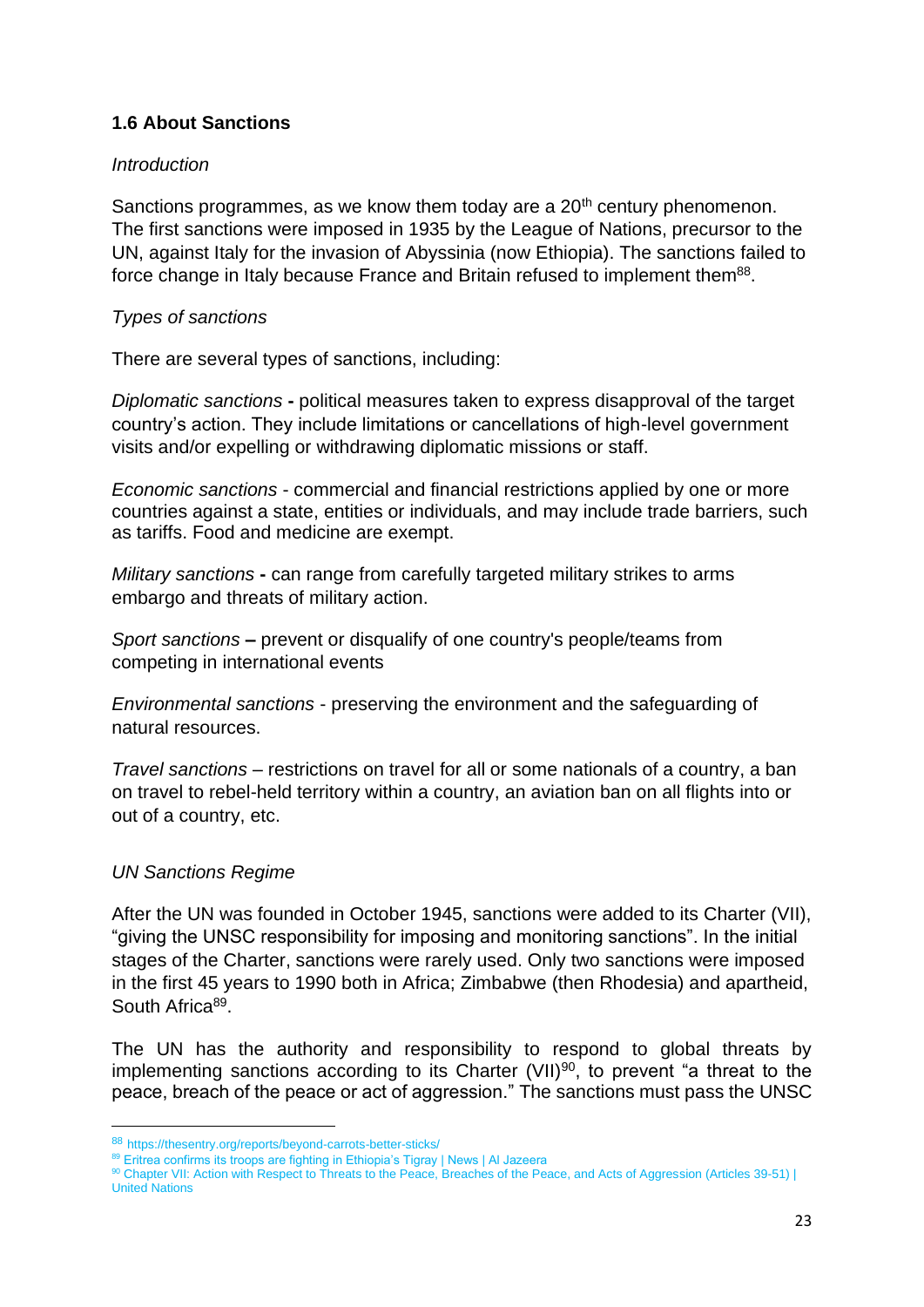### 1.6 About Sanctions

*Introduction*

Sanctions programmes, as we know them today are a 20$^{th}$ century phenomenon. The first sanctions were imposed in 1935 by the League of Nations, precursor to the UN, against Italy for the invasion of Abyssinia (now Ethiopia). The sanctions failed to force change in Italy because France and Britain refused to implement them[88].

*Types of sanctions*

There are several types of sanctions, including:

*Diplomatic sanctions* **-** political measures taken to express disapproval of the target country's action. They include limitations or cancellations of high-level government visits and/or expelling or withdrawing diplomatic missions or staff.

*Economic sanctions* - commercial and financial restrictions applied by one or more countries against a state, entities or individuals, and may include trade barriers, such as tariffs. Food and medicine are exempt.

*Military sanctions* **-** can range from carefully targeted military strikes to arms embargo and threats of military action.

*Sport sanctions* **–** prevent or disqualify of one country's people/teams from competing in international events

*Environmental sanctions* - preserving the environment and the safeguarding of natural resources.

*Travel sanctions* – restrictions on travel for all or some nationals of a country, a ban on travel to rebel-held territory within a country, an aviation ban on all flights into or out of a country, etc.

*UN Sanctions Regime*

After the UN was founded in October 1945, sanctions were added to its Charter (VII), "giving the UNSC responsibility for imposing and monitoring sanctions". In the initial stages of the Charter, sanctions were rarely used. Only two sanctions were imposed in the first 45 years to 1990 both in Africa; Zimbabwe (then Rhodesia) and apartheid, South Africa[89].

The UN has the authority and responsibility to respond to global threats by implementing sanctions according to its Charter (VII)[90], to prevent "a threat to the peace, breach of the peace or act of aggression." The sanctions must pass the UNSC

---

[88] https://thesentry.org/reports/beyond-carrots-better-sticks/

[89] Eritrea confirms its troops are fighting in Ethiopia's Tigray | News | Al Jazeera

[90] Chapter VII: Action with Respect to Threats to the Peace, Breaches of the Peace, and Acts of Aggression (Articles 39-51) | United Nations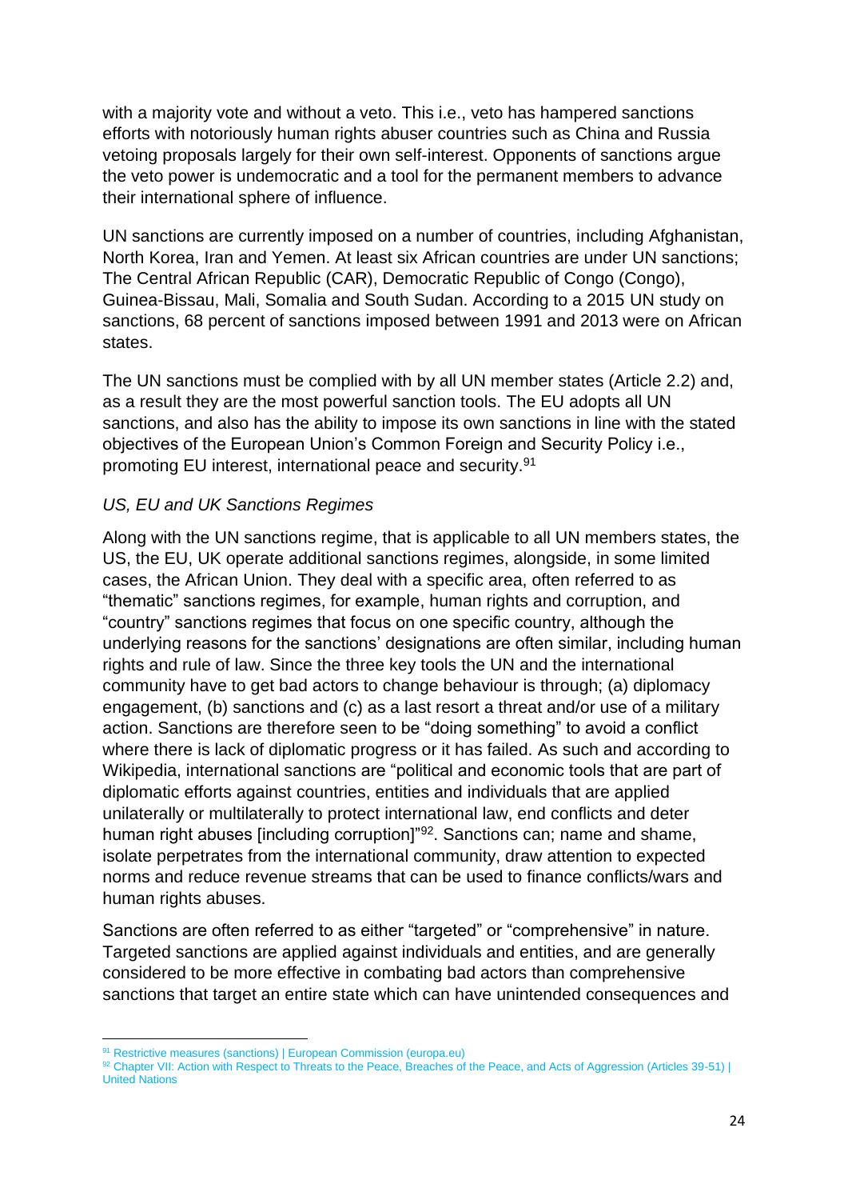with a majority vote and without a veto. This i.e., veto has hampered sanctions efforts with notoriously human rights abuser countries such as China and Russia vetoing proposals largely for their own self-interest. Opponents of sanctions argue the veto power is undemocratic and a tool for the permanent members to advance their international sphere of influence.

UN sanctions are currently imposed on a number of countries, including Afghanistan, North Korea, Iran and Yemen. At least six African countries are under UN sanctions; The Central African Republic (CAR), Democratic Republic of Congo (Congo), Guinea-Bissau, Mali, Somalia and South Sudan. According to a 2015 UN study on sanctions, 68 percent of sanctions imposed between 1991 and 2013 were on African states.

The UN sanctions must be complied with by all UN member states (Article 2.2) and, as a result they are the most powerful sanction tools. The EU adopts all UN sanctions, and also has the ability to impose its own sanctions in line with the stated objectives of the European Union's Common Foreign and Security Policy i.e., promoting EU interest, international peace and security.[91]

*US, EU and UK Sanctions Regimes*

Along with the UN sanctions regime, that is applicable to all UN members states, the US, the EU, UK operate additional sanctions regimes, alongside, in some limited cases, the African Union. They deal with a specific area, often referred to as "thematic" sanctions regimes, for example, human rights and corruption, and "country" sanctions regimes that focus on one specific country, although the underlying reasons for the sanctions' designations are often similar, including human rights and rule of law. Since the three key tools the UN and the international community have to get bad actors to change behaviour is through; (a) diplomacy engagement, (b) sanctions and (c) as a last resort a threat and/or use of a military action. Sanctions are therefore seen to be "doing something" to avoid a conflict where there is lack of diplomatic progress or it has failed. As such and according to Wikipedia, international sanctions are "political and economic tools that are part of diplomatic efforts against countries, entities and individuals that are applied unilaterally or multilaterally to protect international law, end conflicts and deter human right abuses [including corruption]"[92]. Sanctions can; name and shame, isolate perpetrates from the international community, draw attention to expected norms and reduce revenue streams that can be used to finance conflicts/wars and human rights abuses.

Sanctions are often referred to as either "targeted" or "comprehensive" in nature. Targeted sanctions are applied against individuals and entities, and are generally considered to be more effective in combating bad actors than comprehensive sanctions that target an entire state which can have unintended consequences and

[91] Restrictive measures (sanctions) | European Commission (europa.eu)

[92] Chapter VII: Action with Respect to Threats to the Peace, Breaches of the Peace, and Acts of Aggression (Articles 39-51) | United Nations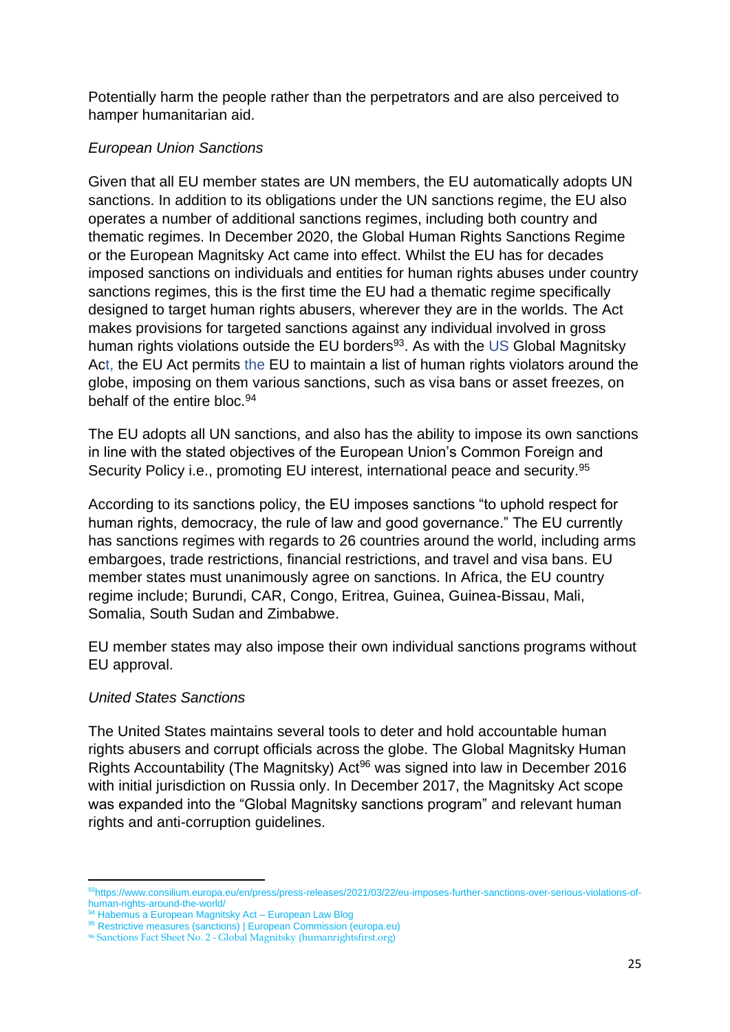Potentially harm the people rather than the perpetrators and are also perceived to hamper humanitarian aid.

*European Union Sanctions*

Given that all EU member states are UN members, the EU automatically adopts UN sanctions. In addition to its obligations under the UN sanctions regime, the EU also operates a number of additional sanctions regimes, including both country and thematic regimes. In December 2020, the Global Human Rights Sanctions Regime or the European Magnitsky Act came into effect. Whilst the EU has for decades imposed sanctions on individuals and entities for human rights abuses under country sanctions regimes, this is the first time the EU had a thematic regime specifically designed to target human rights abusers, wherever they are in the worlds. The Act makes provisions for targeted sanctions against any individual involved in gross human rights violations outside the EU borders[93]. As with the US Global Magnitsky Act, the EU Act permits the EU to maintain a list of human rights violators around the globe, imposing on them various sanctions, such as visa bans or asset freezes, on behalf of the entire bloc.[94]

The EU adopts all UN sanctions, and also has the ability to impose its own sanctions in line with the stated objectives of the European Union's Common Foreign and Security Policy i.e., promoting EU interest, international peace and security.[95]

According to its sanctions policy, the EU imposes sanctions "to uphold respect for human rights, democracy, the rule of law and good governance." The EU currently has sanctions regimes with regards to 26 countries around the world, including arms embargoes, trade restrictions, financial restrictions, and travel and visa bans. EU member states must unanimously agree on sanctions. In Africa, the EU country regime include; Burundi, CAR, Congo, Eritrea, Guinea, Guinea-Bissau, Mali, Somalia, South Sudan and Zimbabwe.

EU member states may also impose their own individual sanctions programs without EU approval.

*United States Sanctions*

The United States maintains several tools to deter and hold accountable human rights abusers and corrupt officials across the globe. The Global Magnitsky Human Rights Accountability (The Magnitsky) Act[96] was signed into law in December 2016 with initial jurisdiction on Russia only. In December 2017, the Magnitsky Act scope was expanded into the "Global Magnitsky sanctions program" and relevant human rights and anti-corruption guidelines.

---

[93] https://www.consilium.europa.eu/en/press/press-releases/2021/03/22/eu-imposes-further-sanctions-over-serious-violations-of-human-rights-around-the-world/

[94] Habemus a European Magnitsky Act – European Law Blog

[95] Restrictive measures (sanctions) | European Commission (europa.eu)

[96] Sanctions Fact Sheet No. 2 - Global Magnitsky (humanrightsfirst.org)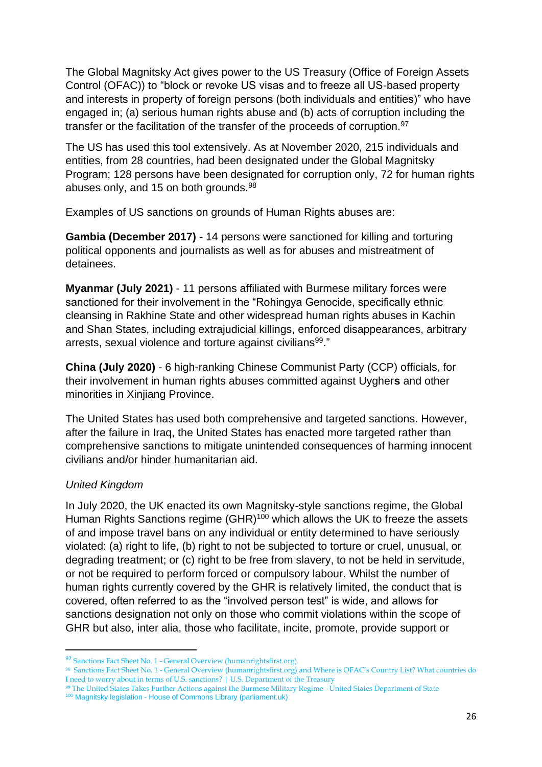The Global Magnitsky Act gives power to the US Treasury (Office of Foreign Assets Control (OFAC)) to "block or revoke US visas and to freeze all US-based property and interests in property of foreign persons (both individuals and entities)" who have engaged in; (a) serious human rights abuse and (b) acts of corruption including the transfer or the facilitation of the transfer of the proceeds of corruption.[97]

The US has used this tool extensively. As at November 2020, 215 individuals and entities, from 28 countries, had been designated under the Global Magnitsky Program; 128 persons have been designated for corruption only, 72 for human rights abuses only, and 15 on both grounds.[98]

Examples of US sanctions on grounds of Human Rights abuses are:

**Gambia (December 2017)** - 14 persons were sanctioned for killing and torturing political opponents and journalists as well as for abuses and mistreatment of detainees.

**Myanmar (July 2021)** - 11 persons affiliated with Burmese military forces were sanctioned for their involvement in the "Rohingya Genocide, specifically ethnic cleansing in Rakhine State and other widespread human rights abuses in Kachin and Shan States, including extrajudicial killings, enforced disappearances, arbitrary arrests, sexual violence and torture against civilians[99]."

**China (July 2020)** - 6 high-ranking Chinese Communist Party (CCP) officials, for their involvement in human rights abuses committed against Uyghers and other minorities in Xinjiang Province.

The United States has used both comprehensive and targeted sanctions. However, after the failure in Iraq, the United States has enacted more targeted rather than comprehensive sanctions to mitigate unintended consequences of harming innocent civilians and/or hinder humanitarian aid.

*United Kingdom*

In July 2020, the UK enacted its own Magnitsky-style sanctions regime, the Global Human Rights Sanctions regime (GHR)[100] which allows the UK to freeze the assets of and impose travel bans on any individual or entity determined to have seriously violated: (a) right to life, (b) right to not be subjected to torture or cruel, unusual, or degrading treatment; or (c) right to be free from slavery, to not be held in servitude, or not be required to perform forced or compulsory labour. Whilst the number of human rights currently covered by the GHR is relatively limited, the conduct that is covered, often referred to as the "involved person test" is wide, and allows for sanctions designation not only on those who commit violations within the scope of GHR but also, inter alia, those who facilitate, incite, promote, provide support or

---

[97] Sanctions Fact Sheet No. 1 - General Overview (humanrightsfirst.org)

[98] Sanctions Fact Sheet No. 1 - General Overview (humanrightsfirst.org) and Where is OFAC's Country List? What countries do I need to worry about in terms of U.S. sanctions? | U.S. Department of the Treasury

[99] The United States Takes Further Actions against the Burmese Military Regime - United States Department of State

[100] Magnitsky legislation - House of Commons Library (parliament.uk)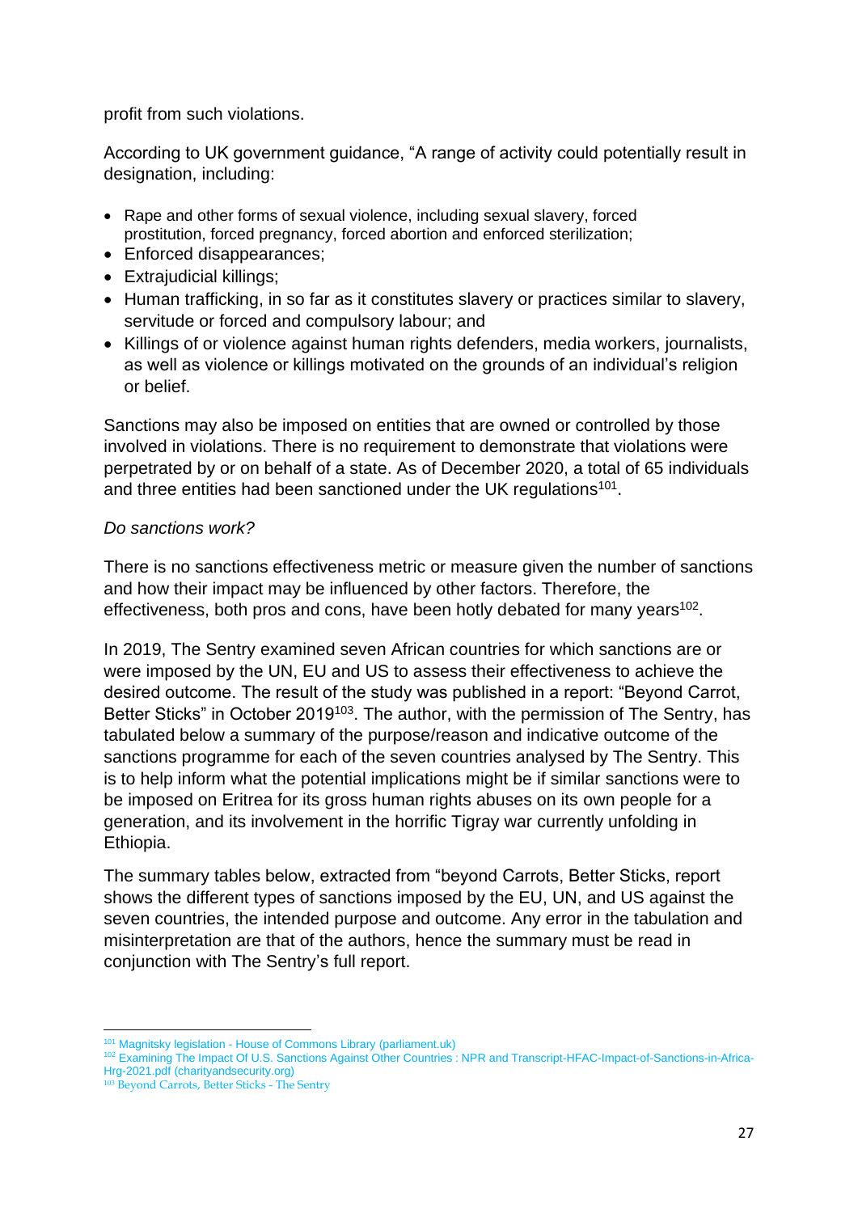profit from such violations.

According to UK government guidance, “A range of activity could potentially result in designation, including:

- Rape and other forms of sexual violence, including sexual slavery, forced prostitution, forced pregnancy, forced abortion and enforced sterilization;
- Enforced disappearances;
- Extrajudicial killings;
- Human trafficking, in so far as it constitutes slavery or practices similar to slavery, servitude or forced and compulsory labour; and
- Killings of or violence against human rights defenders, media workers, journalists, as well as violence or killings motivated on the grounds of an individual’s religion or belief.

Sanctions may also be imposed on entities that are owned or controlled by those involved in violations. There is no requirement to demonstrate that violations were perpetrated by or on behalf of a state. As of December 2020, a total of 65 individuals and three entities had been sanctioned under the UK regulations[101].

*Do sanctions work?*

There is no sanctions effectiveness metric or measure given the number of sanctions and how their impact may be influenced by other factors. Therefore, the effectiveness, both pros and cons, have been hotly debated for many years[102].

In 2019, The Sentry examined seven African countries for which sanctions are or were imposed by the UN, EU and US to assess their effectiveness to achieve the desired outcome. The result of the study was published in a report: “Beyond Carrot, Better Sticks” in October 2019[103]. The author, with the permission of The Sentry, has tabulated below a summary of the purpose/reason and indicative outcome of the sanctions programme for each of the seven countries analysed by The Sentry. This is to help inform what the potential implications might be if similar sanctions were to be imposed on Eritrea for its gross human rights abuses on its own people for a generation, and its involvement in the horrific Tigray war currently unfolding in Ethiopia.

The summary tables below, extracted from “beyond Carrots, Better Sticks, report shows the different types of sanctions imposed by the EU, UN, and US against the seven countries, the intended purpose and outcome. Any error in the tabulation and misinterpretation are that of the authors, hence the summary must be read in conjunction with The Sentry’s full report.

---

[101] Magnitsky legislation - House of Commons Library (parliament.uk)

[102] Examining The Impact Of U.S. Sanctions Against Other Countries : NPR and Transcript-HFAC-Impact-of-Sanctions-in-Africa-Hrg-2021.pdf (charityandsecurity.org)

[103] Beyond Carrots, Better Sticks - The Sentry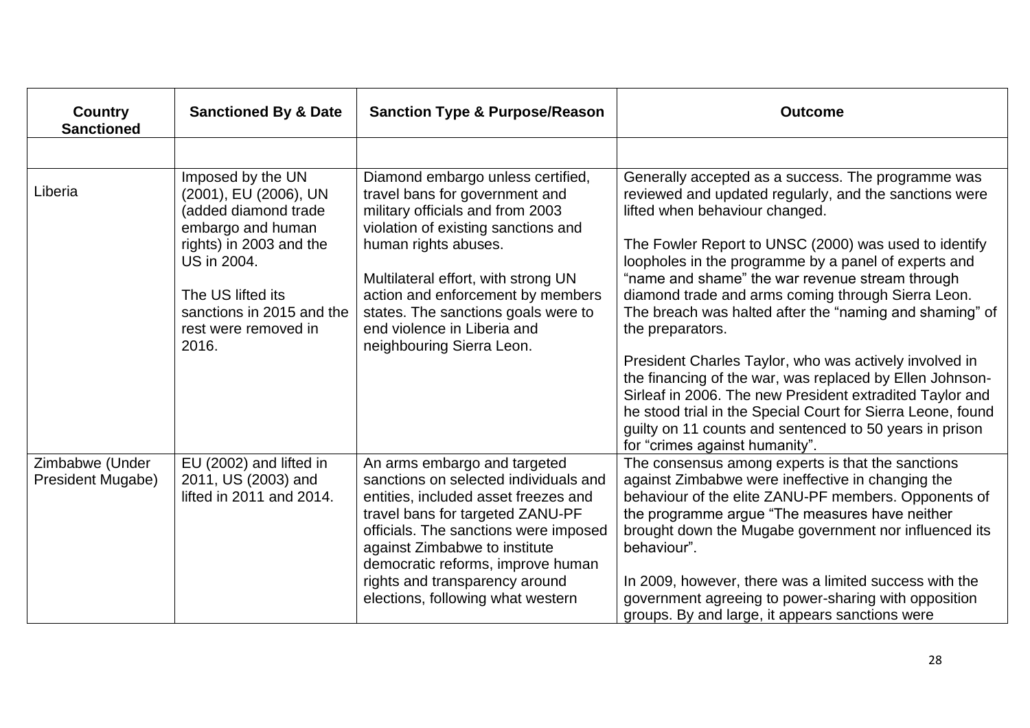| Country Sanctioned | Sanctioned By & Date | Sanction Type & Purpose/Reason | Outcome |
|---|---|---|---|
| | | | |
| Liberia | Imposed by the UN (2001), EU (2006), UN (added diamond trade embargo and human rights) in 2003 and the US in 2004.<br><br>The US lifted its sanctions in 2015 and the rest were removed in 2016. | Diamond embargo unless certified, travel bans for government and military officials and from 2003 violation of existing sanctions and human rights abuses.<br><br>Multilateral effort, with strong UN action and enforcement by members states. The sanctions goals were to end violence in Liberia and neighbouring Sierra Leon. | Generally accepted as a success. The programme was reviewed and updated regularly, and the sanctions were lifted when behaviour changed.<br><br>The Fowler Report to UNSC (2000) was used to identify loopholes in the programme by a panel of experts and "name and shame" the war revenue stream through diamond trade and arms coming through Sierra Leon. The breach was halted after the "naming and shaming" of the preparators.<br><br>President Charles Taylor, who was actively involved in the financing of the war, was replaced by Ellen Johnson-Sirleaf in 2006. The new President extradited Taylor and he stood trial in the Special Court for Sierra Leone, found guilty on 11 counts and sentenced to 50 years in prison for "crimes against humanity". |
| Zimbabwe (Under President Mugabe) | EU (2002) and lifted in 2011, US (2003) and lifted in 2011 and 2014. | An arms embargo and targeted sanctions on selected individuals and entities, included asset freezes and travel bans for targeted ZANU-PF officials. The sanctions were imposed against Zimbabwe to institute democratic reforms, improve human rights and transparency around elections, following what western | The consensus among experts is that the sanctions against Zimbabwe were ineffective in changing the behaviour of the elite ZANU-PF members. Opponents of the programme argue "The measures have neither brought down the Mugabe government nor influenced its behaviour".<br><br>In 2009, however, there was a limited success with the government agreeing to power-sharing with opposition groups. By and large, it appears sanctions were |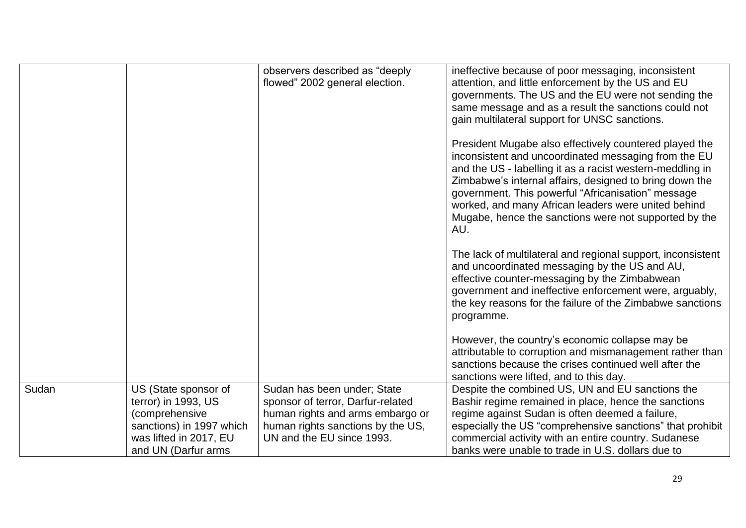| | | | |
|---|---|---|---|
| | | observers described as “deeply flowed” 2002 general election. | ineffective because of poor messaging, inconsistent attention, and little enforcement by the US and EU governments. The US and the EU were not sending the same message and as a result the sanctions could not gain multilateral support for UNSC sanctions.<br><br>President Mugabe also effectively countered played the inconsistent and uncoordinated messaging from the EU and the US - labelling it as a racist western-meddling in Zimbabwe’s internal affairs, designed to bring down the government. This powerful “Africanisation” message worked, and many African leaders were united behind Mugabe, hence the sanctions were not supported by the AU.<br><br>The lack of multilateral and regional support, inconsistent and uncoordinated messaging by the US and AU, effective counter-messaging by the Zimbabwean government and ineffective enforcement were, arguably, the key reasons for the failure of the Zimbabwe sanctions programme.<br><br>However, the country’s economic collapse may be attributable to corruption and mismanagement rather than sanctions because the crises continued well after the sanctions were lifted, and to this day. |
| Sudan | US (State sponsor of terror) in 1993, US (comprehensive sanctions) in 1997 which was lifted in 2017, EU and UN (Darfur arms | Sudan has been under; State sponsor of terror, Darfur-related human rights and arms embargo or human rights sanctions by the US, UN and the EU since 1993. | Despite the combined US, UN and EU sanctions the Bashir regime remained in place, hence the sanctions regime against Sudan is often deemed a failure, especially the US “comprehensive sanctions” that prohibit commercial activity with an entire country. Sudanese banks were unable to trade in U.S. dollars due to |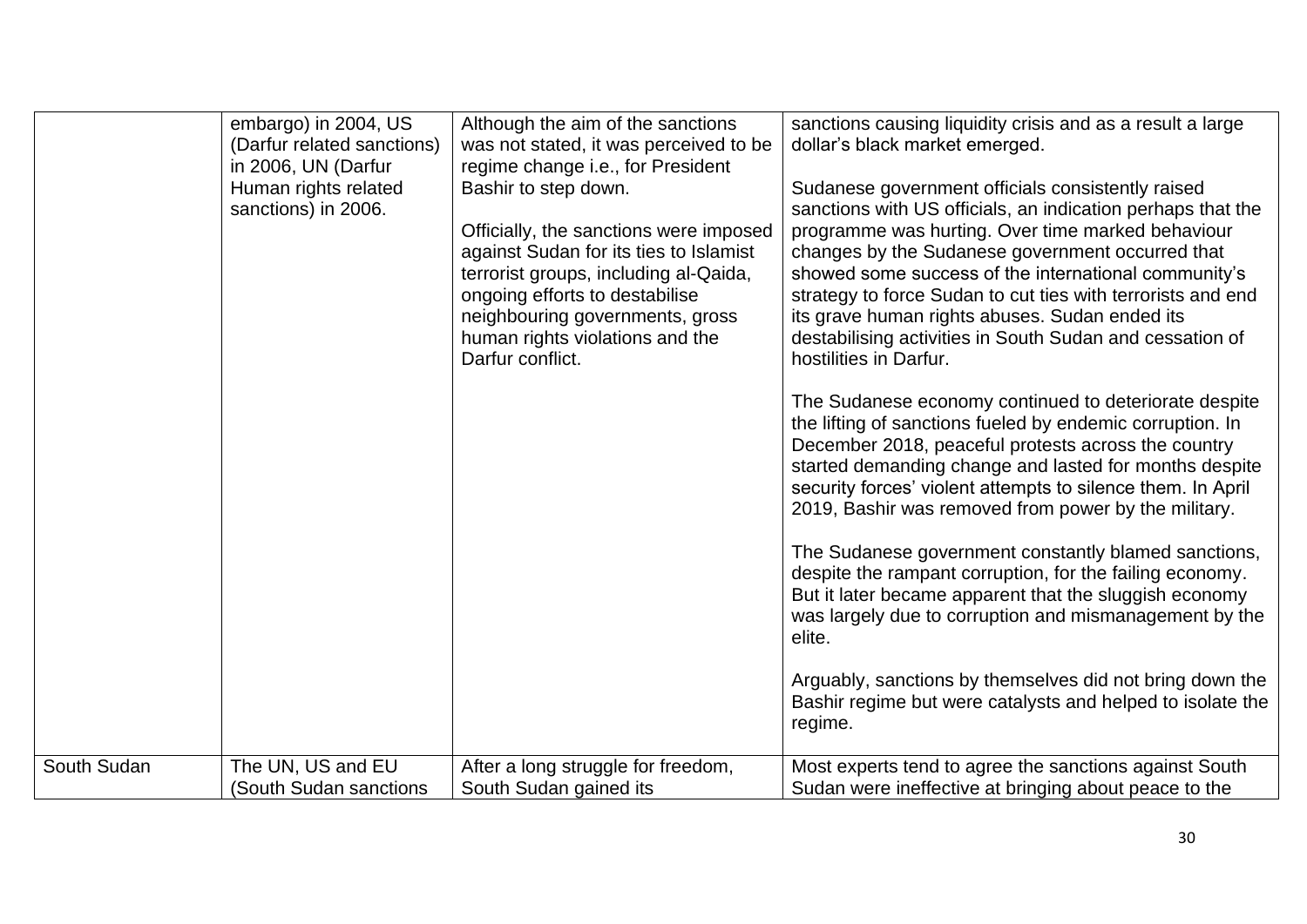| | | | |
|---|---|---|---|
| | embargo) in 2004, US (Darfur related sanctions) in 2006, UN (Darfur Human rights related sanctions) in 2006. | Although the aim of the sanctions was not stated, it was perceived to be regime change i.e., for President Bashir to step down.<br><br>Officially, the sanctions were imposed against Sudan for its ties to Islamist terrorist groups, including al-Qaida, ongoing efforts to destabilise neighbouring governments, gross human rights violations and the Darfur conflict. | sanctions causing liquidity crisis and as a result a large dollar's black market emerged.<br><br>Sudanese government officials consistently raised sanctions with US officials, an indication perhaps that the programme was hurting. Over time marked behaviour changes by the Sudanese government occurred that showed some success of the international community's strategy to force Sudan to cut ties with terrorists and end its grave human rights abuses. Sudan ended its destabilising activities in South Sudan and cessation of hostilities in Darfur.<br><br>The Sudanese economy continued to deteriorate despite the lifting of sanctions fueled by endemic corruption. In December 2018, peaceful protests across the country started demanding change and lasted for months despite security forces' violent attempts to silence them. In April 2019, Bashir was removed from power by the military.<br><br>The Sudanese government constantly blamed sanctions, despite the rampant corruption, for the failing economy. But it later became apparent that the sluggish economy was largely due to corruption and mismanagement by the elite.<br><br>Arguably, sanctions by themselves did not bring down the Bashir regime but were catalysts and helped to isolate the regime. |
| South Sudan | The UN, US and EU (South Sudan sanctions | After a long struggle for freedom, South Sudan gained its | Most experts tend to agree the sanctions against South Sudan were ineffective at bringing about peace to the |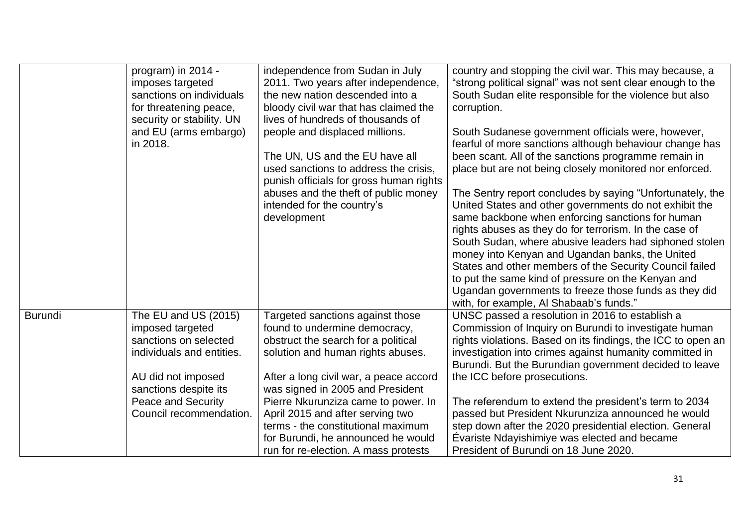| | | | |
|---|---|---|---|
| | program) in 2014 - imposes targeted sanctions on individuals for threatening peace, security or stability. UN and EU (arms embargo) in 2018. | independence from Sudan in July 2011. Two years after independence, the new nation descended into a bloody civil war that has claimed the lives of hundreds of thousands of people and displaced millions.<br><br>The UN, US and the EU have all used sanctions to address the crisis, punish officials for gross human rights abuses and the theft of public money intended for the country's development | country and stopping the civil war. This may because, a "strong political signal" was not sent clear enough to the South Sudan elite responsible for the violence but also corruption.<br><br>South Sudanese government officials were, however, fearful of more sanctions although behaviour change has been scant. All of the sanctions programme remain in place but are not being closely monitored nor enforced.<br><br>The Sentry report concludes by saying "Unfortunately, the United States and other governments do not exhibit the same backbone when enforcing sanctions for human rights abuses as they do for terrorism. In the case of South Sudan, where abusive leaders had siphoned stolen money into Kenyan and Ugandan banks, the United States and other members of the Security Council failed to put the same kind of pressure on the Kenyan and Ugandan governments to freeze those funds as they did with, for example, Al Shabaab's funds." |
| Burundi | The EU and US (2015) imposed targeted sanctions on selected individuals and entities.<br><br>AU did not imposed sanctions despite its Peace and Security Council recommendation. | Targeted sanctions against those found to undermine democracy, obstruct the search for a political solution and human rights abuses.<br><br>After a long civil war, a peace accord was signed in 2005 and President Pierre Nkurunziza came to power. In April 2015 and after serving two terms - the constitutional maximum for Burundi, he announced he would run for re-election. A mass protests | UNSC passed a resolution in 2016 to establish a Commission of Inquiry on Burundi to investigate human rights violations. Based on its findings, the ICC to open an investigation into crimes against humanity committed in Burundi. But the Burundian government decided to leave the ICC before prosecutions.<br><br>The referendum to extend the president's term to 2034 passed but President Nkurunziza announced he would step down after the 2020 presidential election. General Évariste Ndayishimiye was elected and became President of Burundi on 18 June 2020. |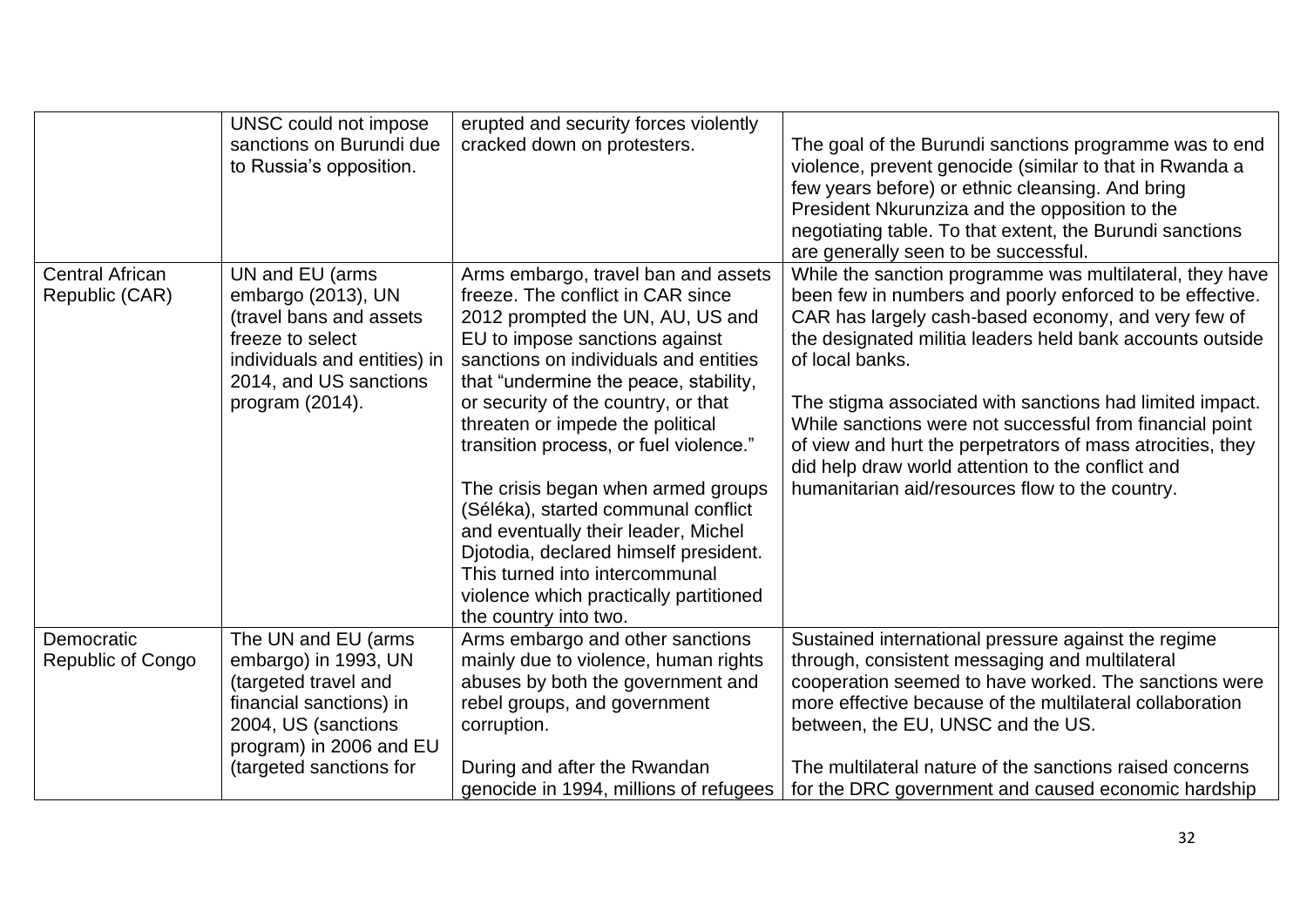| | | | |
|---|---|---|---|
| | UNSC could not impose sanctions on Burundi due to Russia's opposition. | erupted and security forces violently cracked down on protesters. | The goal of the Burundi sanctions programme was to end violence, prevent genocide (similar to that in Rwanda a few years before) or ethnic cleansing. And bring President Nkurunziza and the opposition to the negotiating table. To that extent, the Burundi sanctions are generally seen to be successful. |
| Central African Republic (CAR) | UN and EU (arms embargo (2013), UN (travel bans and assets freeze to select individuals and entities) in 2014, and US sanctions program (2014). | Arms embargo, travel ban and assets freeze. The conflict in CAR since 2012 prompted the UN, AU, US and EU to impose sanctions against sanctions on individuals and entities that "undermine the peace, stability, or security of the country, or that threaten or impede the political transition process, or fuel violence."<br><br>The crisis began when armed groups (Séléka), started communal conflict and eventually their leader, Michel Djotodia, declared himself president. This turned into intercommunal violence which practically partitioned the country into two. | While the sanction programme was multilateral, they have been few in numbers and poorly enforced to be effective. CAR has largely cash-based economy, and very few of the designated militia leaders held bank accounts outside of local banks.<br><br>The stigma associated with sanctions had limited impact. While sanctions were not successful from financial point of view and hurt the perpetrators of mass atrocities, they did help draw world attention to the conflict and humanitarian aid/resources flow to the country. |
| Democratic Republic of Congo | The UN and EU (arms embargo) in 1993, UN (targeted travel and financial sanctions) in 2004, US (sanctions program) in 2006 and EU (targeted sanctions for | Arms embargo and other sanctions mainly due to violence, human rights abuses by both the government and rebel groups, and government corruption.<br><br>During and after the Rwandan genocide in 1994, millions of refugees | Sustained international pressure against the regime through, consistent messaging and multilateral cooperation seemed to have worked. The sanctions were more effective because of the multilateral collaboration between, the EU, UNSC and the US.<br><br>The multilateral nature of the sanctions raised concerns for the DRC government and caused economic hardship |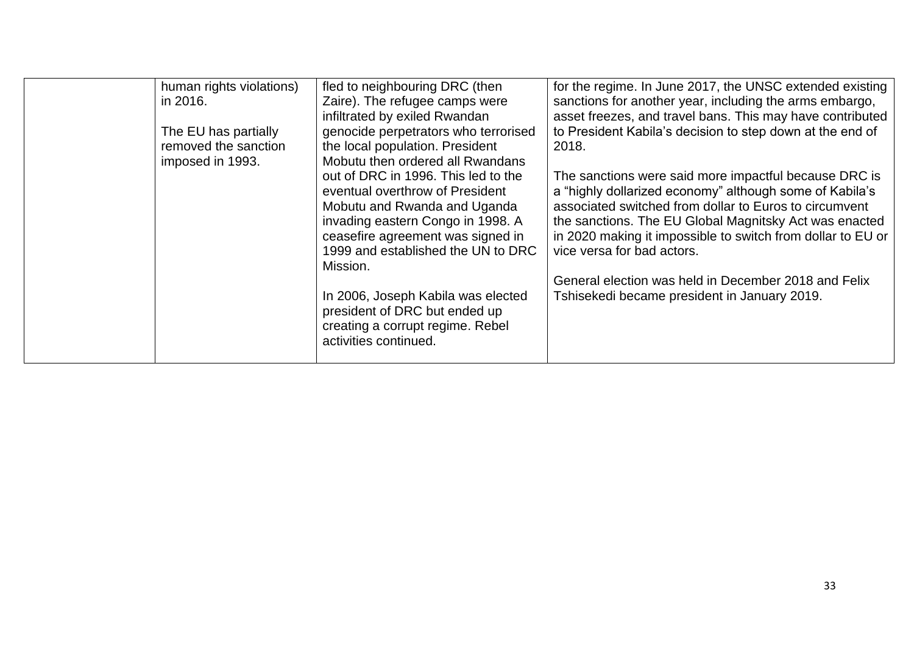|  |  |  |  |
|---|---|---|---|
|  | human rights violations) in 2016.<br><br>The EU has partially removed the sanction imposed in 1993. | fled to neighbouring DRC (then Zaire). The refugee camps were infiltrated by exiled Rwandan genocide perpetrators who terrorised the local population. President Mobutu then ordered all Rwandans out of DRC in 1996. This led to the eventual overthrow of President Mobutu and Rwanda and Uganda invading eastern Congo in 1998. A ceasefire agreement was signed in 1999 and established the UN to DRC Mission.<br><br>In 2006, Joseph Kabila was elected president of DRC but ended up creating a corrupt regime. Rebel activities continued. | for the regime. In June 2017, the UNSC extended existing sanctions for another year, including the arms embargo, asset freezes, and travel bans. This may have contributed to President Kabila's decision to step down at the end of 2018.<br><br>The sanctions were said more impactful because DRC is a "highly dollarized economy" although some of Kabila's associated switched from dollar to Euros to circumvent the sanctions. The EU Global Magnitsky Act was enacted in 2020 making it impossible to switch from dollar to EU or vice versa for bad actors.<br><br>General election was held in December 2018 and Felix Tshisekedi became president in January 2019. |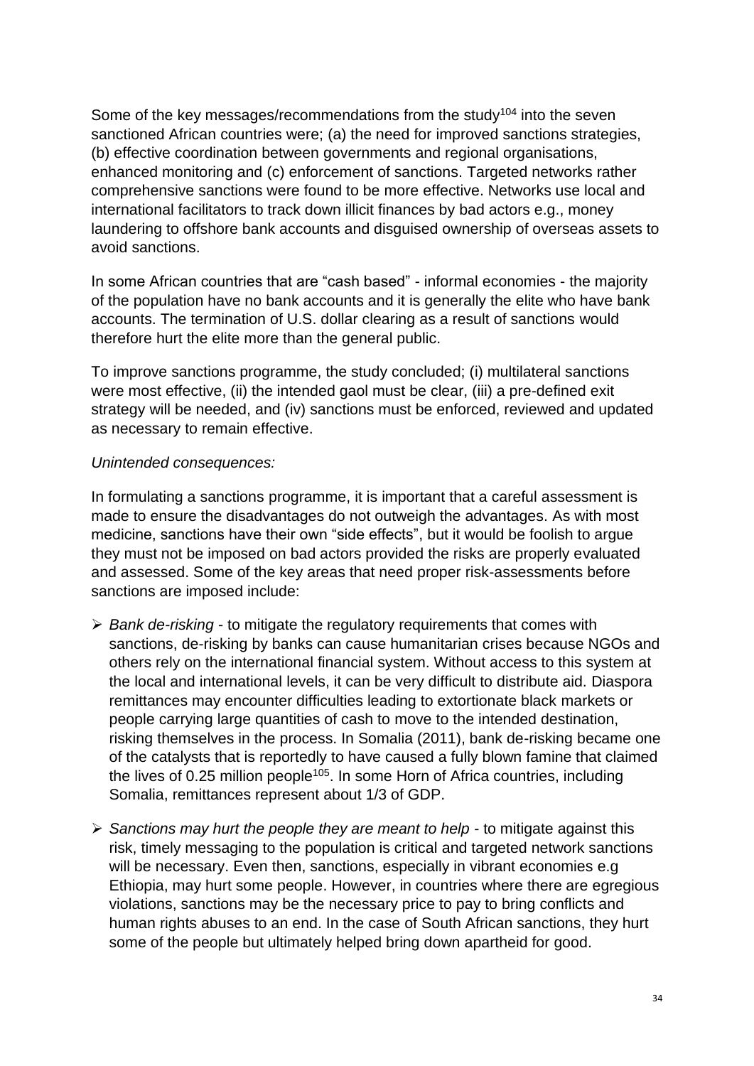Some of the key messages/recommendations from the study[104] into the seven sanctioned African countries were; (a) the need for improved sanctions strategies, (b) effective coordination between governments and regional organisations, enhanced monitoring and (c) enforcement of sanctions. Targeted networks rather comprehensive sanctions were found to be more effective. Networks use local and international facilitators to track down illicit finances by bad actors e.g., money laundering to offshore bank accounts and disguised ownership of overseas assets to avoid sanctions.

In some African countries that are "cash based" - informal economies - the majority of the population have no bank accounts and it is generally the elite who have bank accounts. The termination of U.S. dollar clearing as a result of sanctions would therefore hurt the elite more than the general public.

To improve sanctions programme, the study concluded; (i) multilateral sanctions were most effective, (ii) the intended gaol must be clear, (iii) a pre-defined exit strategy will be needed, and (iv) sanctions must be enforced, reviewed and updated as necessary to remain effective.

*Unintended consequences:*

In formulating a sanctions programme, it is important that a careful assessment is made to ensure the disadvantages do not outweigh the advantages. As with most medicine, sanctions have their own "side effects", but it would be foolish to argue they must not be imposed on bad actors provided the risks are properly evaluated and assessed. Some of the key areas that need proper risk-assessments before sanctions are imposed include:

- *Bank de-risking* - to mitigate the regulatory requirements that comes with sanctions, de-risking by banks can cause humanitarian crises because NGOs and others rely on the international financial system. Without access to this system at the local and international levels, it can be very difficult to distribute aid. Diaspora remittances may encounter difficulties leading to extortionate black markets or people carrying large quantities of cash to move to the intended destination, risking themselves in the process. In Somalia (2011), bank de-risking became one of the catalysts that is reportedly to have caused a fully blown famine that claimed the lives of 0.25 million people[105]. In some Horn of Africa countries, including Somalia, remittances represent about 1/3 of GDP.
- *Sanctions may hurt the people they are meant to help* - to mitigate against this risk, timely messaging to the population is critical and targeted network sanctions will be necessary. Even then, sanctions, especially in vibrant economies e.g Ethiopia, may hurt some people. However, in countries where there are egregious violations, sanctions may be the necessary price to pay to bring conflicts and human rights abuses to an end. In the case of South African sanctions, they hurt some of the people but ultimately helped bring down apartheid for good.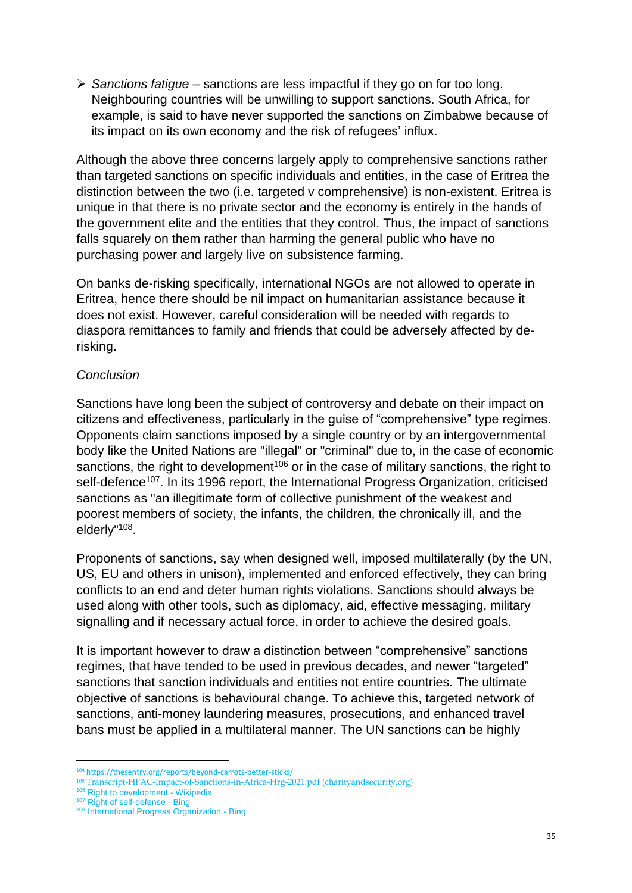- *Sanctions fatigue* – sanctions are less impactful if they go on for too long. Neighbouring countries will be unwilling to support sanctions. South Africa, for example, is said to have never supported the sanctions on Zimbabwe because of its impact on its own economy and the risk of refugees' influx.

Although the above three concerns largely apply to comprehensive sanctions rather than targeted sanctions on specific individuals and entities, in the case of Eritrea the distinction between the two (i.e. targeted v comprehensive) is non-existent. Eritrea is unique in that there is no private sector and the economy is entirely in the hands of the government elite and the entities that they control. Thus, the impact of sanctions falls squarely on them rather than harming the general public who have no purchasing power and largely live on subsistence farming.

On banks de-risking specifically, international NGOs are not allowed to operate in Eritrea, hence there should be nil impact on humanitarian assistance because it does not exist. However, careful consideration will be needed with regards to diaspora remittances to family and friends that could be adversely affected by de-risking.

*Conclusion*

Sanctions have long been the subject of controversy and debate on their impact on citizens and effectiveness, particularly in the guise of "comprehensive" type regimes. Opponents claim sanctions imposed by a single country or by an intergovernmental body like the United Nations are "illegal" or "criminal" due to, in the case of economic sanctions, the right to development[106] or in the case of military sanctions, the right to self-defence[107]. In its 1996 report, the International Progress Organization, criticised sanctions as "an illegitimate form of collective punishment of the weakest and poorest members of society, the infants, the children, the chronically ill, and the elderly"[108].

Proponents of sanctions, say when designed well, imposed multilaterally (by the UN, US, EU and others in unison), implemented and enforced effectively, they can bring conflicts to an end and deter human rights violations. Sanctions should always be used along with other tools, such as diplomacy, aid, effective messaging, military signalling and if necessary actual force, in order to achieve the desired goals.

It is important however to draw a distinction between "comprehensive" sanctions regimes, that have tended to be used in previous decades, and newer "targeted" sanctions that sanction individuals and entities not entire countries. The ultimate objective of sanctions is behavioural change. To achieve this, targeted network of sanctions, anti-money laundering measures, prosecutions, and enhanced travel bans must be applied in a multilateral manner. The UN sanctions can be highly

---

[104] https://thesentry.org/reports/beyond-carrots-better-sticks/

[105] Transcript-HFAC-Impact-of-Sanctions-in-Africa-Hrg-2021.pdf (charityandsecurity.org)

[106] Right to development - Wikipedia

[107] Right of self-defense - Bing

[108] International Progress Organization - Bing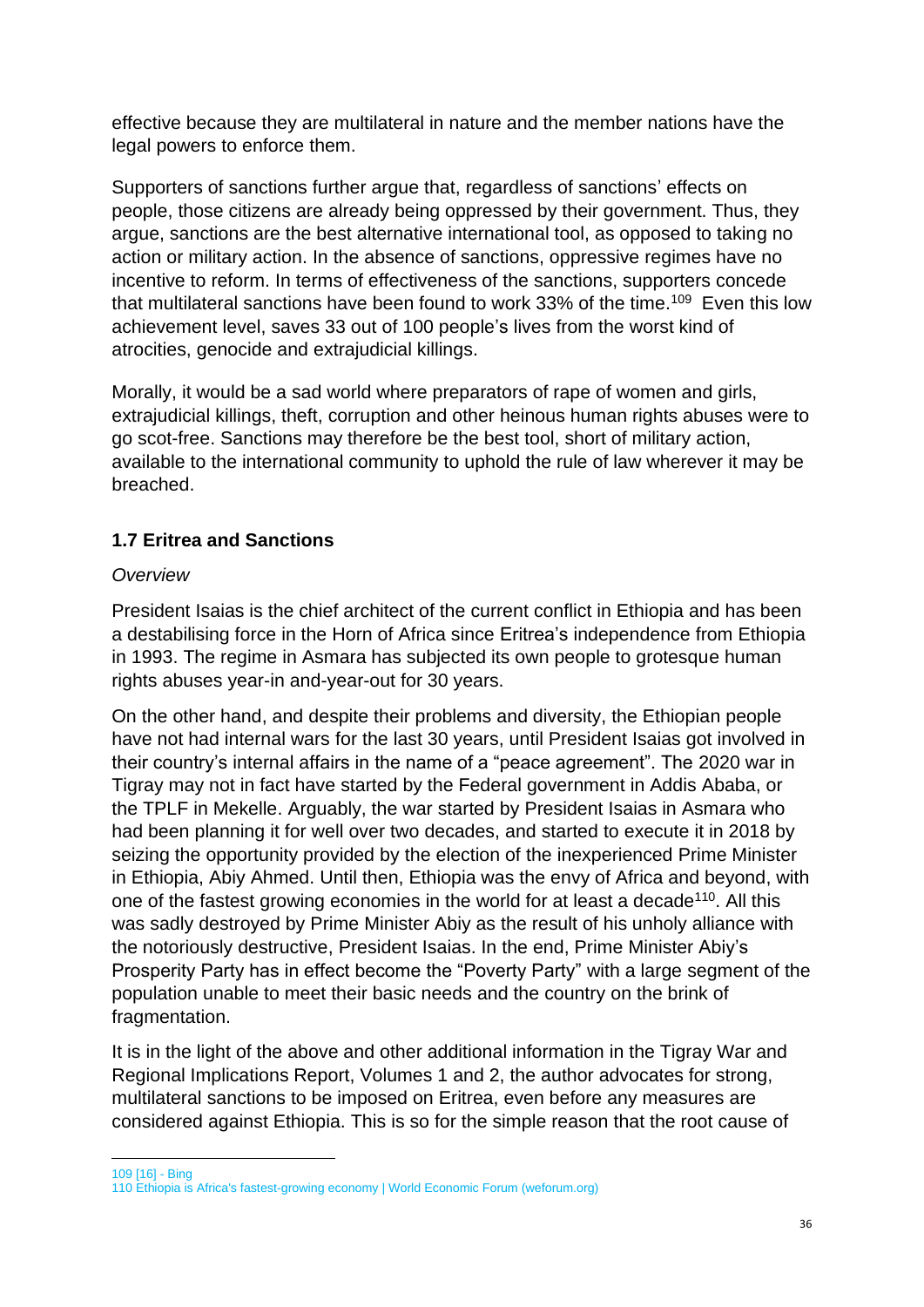effective because they are multilateral in nature and the member nations have the legal powers to enforce them.

Supporters of sanctions further argue that, regardless of sanctions' effects on people, those citizens are already being oppressed by their government. Thus, they argue, sanctions are the best alternative international tool, as opposed to taking no action or military action. In the absence of sanctions, oppressive regimes have no incentive to reform. In terms of effectiveness of the sanctions, supporters concede that multilateral sanctions have been found to work 33% of the time.[109] Even this low achievement level, saves 33 out of 100 people's lives from the worst kind of atrocities, genocide and extrajudicial killings.

Morally, it would be a sad world where preparators of rape of women and girls, extrajudicial killings, theft, corruption and other heinous human rights abuses were to go scot-free. Sanctions may therefore be the best tool, short of military action, available to the international community to uphold the rule of law wherever it may be breached.

### 1.7 Eritrea and Sanctions

*Overview*

President Isaias is the chief architect of the current conflict in Ethiopia and has been a destabilising force in the Horn of Africa since Eritrea's independence from Ethiopia in 1993. The regime in Asmara has subjected its own people to grotesque human rights abuses year-in and-year-out for 30 years.

On the other hand, and despite their problems and diversity, the Ethiopian people have not had internal wars for the last 30 years, until President Isaias got involved in their country's internal affairs in the name of a "peace agreement". The 2020 war in Tigray may not in fact have started by the Federal government in Addis Ababa, or the TPLF in Mekelle. Arguably, the war started by President Isaias in Asmara who had been planning it for well over two decades, and started to execute it in 2018 by seizing the opportunity provided by the election of the inexperienced Prime Minister in Ethiopia, Abiy Ahmed. Until then, Ethiopia was the envy of Africa and beyond, with one of the fastest growing economies in the world for at least a decade[110]. All this was sadly destroyed by Prime Minister Abiy as the result of his unholy alliance with the notoriously destructive, President Isaias. In the end, Prime Minister Abiy's Prosperity Party has in effect become the "Poverty Party" with a large segment of the population unable to meet their basic needs and the country on the brink of fragmentation.

It is in the light of the above and other additional information in the Tigray War and Regional Implications Report, Volumes 1 and 2, the author advocates for strong, multilateral sanctions to be imposed on Eritrea, even before any measures are considered against Ethiopia. This is so for the simple reason that the root cause of

---

109 [16] - Bing

110 Ethiopia is Africa's fastest-growing economy | World Economic Forum (weforum.org)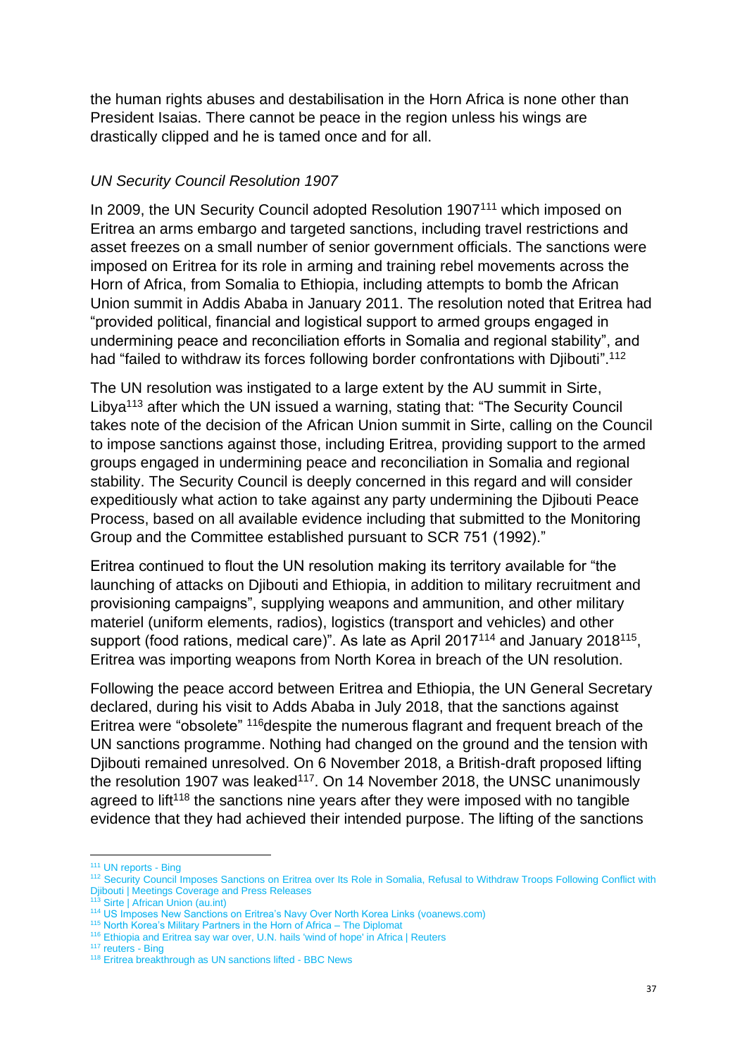the human rights abuses and destabilisation in the Horn Africa is none other than President Isaias. There cannot be peace in the region unless his wings are drastically clipped and he is tamed once and for all.

*UN Security Council Resolution 1907*

In 2009, the UN Security Council adopted Resolution 1907[111] which imposed on Eritrea an arms embargo and targeted sanctions, including travel restrictions and asset freezes on a small number of senior government officials. The sanctions were imposed on Eritrea for its role in arming and training rebel movements across the Horn of Africa, from Somalia to Ethiopia, including attempts to bomb the African Union summit in Addis Ababa in January 2011. The resolution noted that Eritrea had "provided political, financial and logistical support to armed groups engaged in undermining peace and reconciliation efforts in Somalia and regional stability", and had "failed to withdraw its forces following border confrontations with Djibouti".[112]

The UN resolution was instigated to a large extent by the AU summit in Sirte, Libya[113] after which the UN issued a warning, stating that: "The Security Council takes note of the decision of the African Union summit in Sirte, calling on the Council to impose sanctions against those, including Eritrea, providing support to the armed groups engaged in undermining peace and reconciliation in Somalia and regional stability. The Security Council is deeply concerned in this regard and will consider expeditiously what action to take against any party undermining the Djibouti Peace Process, based on all available evidence including that submitted to the Monitoring Group and the Committee established pursuant to SCR 751 (1992)."

Eritrea continued to flout the UN resolution making its territory available for "the launching of attacks on Djibouti and Ethiopia, in addition to military recruitment and provisioning campaigns", supplying weapons and ammunition, and other military materiel (uniform elements, radios), logistics (transport and vehicles) and other support (food rations, medical care)". As late as April 2017[114] and January 2018[115], Eritrea was importing weapons from North Korea in breach of the UN resolution.

Following the peace accord between Eritrea and Ethiopia, the UN General Secretary declared, during his visit to Adds Ababa in July 2018, that the sanctions against Eritrea were "obsolete" [116]despite the numerous flagrant and frequent breach of the UN sanctions programme. Nothing had changed on the ground and the tension with Djibouti remained unresolved. On 6 November 2018, a British-draft proposed lifting the resolution 1907 was leaked[117]. On 14 November 2018, the UNSC unanimously agreed to lift[118] the sanctions nine years after they were imposed with no tangible evidence that they had achieved their intended purpose. The lifting of the sanctions

---

[111] UN reports - Bing
[112] Security Council Imposes Sanctions on Eritrea over Its Role in Somalia, Refusal to Withdraw Troops Following Conflict with Djibouti | Meetings Coverage and Press Releases
[113] Sirte | African Union (au.int)
[114] US Imposes New Sanctions on Eritrea's Navy Over North Korea Links (voanews.com)
[115] North Korea's Military Partners in the Horn of Africa – The Diplomat
[116] Ethiopia and Eritrea say war over, U.N. hails 'wind of hope' in Africa | Reuters
[117] reuters - Bing
[118] Eritrea breakthrough as UN sanctions lifted - BBC News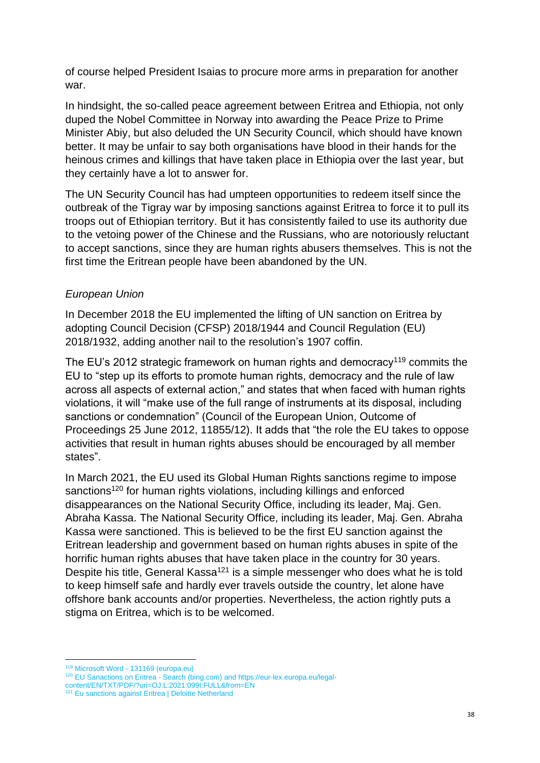of course helped President Isaias to procure more arms in preparation for another war.

In hindsight, the so-called peace agreement between Eritrea and Ethiopia, not only duped the Nobel Committee in Norway into awarding the Peace Prize to Prime Minister Abiy, but also deluded the UN Security Council, which should have known better. It may be unfair to say both organisations have blood in their hands for the heinous crimes and killings that have taken place in Ethiopia over the last year, but they certainly have a lot to answer for.

The UN Security Council has had umpteen opportunities to redeem itself since the outbreak of the Tigray war by imposing sanctions against Eritrea to force it to pull its troops out of Ethiopian territory. But it has consistently failed to use its authority due to the vetoing power of the Chinese and the Russians, who are notoriously reluctant to accept sanctions, since they are human rights abusers themselves. This is not the first time the Eritrean people have been abandoned by the UN.

*European Union*

In December 2018 the EU implemented the lifting of UN sanction on Eritrea by adopting Council Decision (CFSP) 2018/1944 and Council Regulation (EU) 2018/1932, adding another nail to the resolution's 1907 coffin.

The EU's 2012 strategic framework on human rights and democracy[119] commits the EU to "step up its efforts to promote human rights, democracy and the rule of law across all aspects of external action," and states that when faced with human rights violations, it will "make use of the full range of instruments at its disposal, including sanctions or condemnation" (Council of the European Union, Outcome of Proceedings 25 June 2012, 11855/12). It adds that "the role the EU takes to oppose activities that result in human rights abuses should be encouraged by all member states".

In March 2021, the EU used its Global Human Rights sanctions regime to impose sanctions[120] for human rights violations, including killings and enforced disappearances on the National Security Office, including its leader, Maj. Gen. Abraha Kassa. The National Security Office, including its leader, Maj. Gen. Abraha Kassa were sanctioned. This is believed to be the first EU sanction against the Eritrean leadership and government based on human rights abuses in spite of the horrific human rights abuses that have taken place in the country for 30 years. Despite his title, General Kassa[121] is a simple messenger who does what he is told to keep himself safe and hardly ever travels outside the country, let alone have offshore bank accounts and/or properties. Nevertheless, the action rightly puts a stigma on Eritrea, which is to be welcomed.

---

[119] Microsoft Word - 131169 (europa.eu)

[120] EU Sanactions on Eritrea - Search (bing.com) and https://eur-lex.europa.eu/legal-content/EN/TXT/PDF/?uri=OJ:L:2021:099I:FULL&from=EN

[121] Eu sanctions against Eritrea | Deloitte Netherland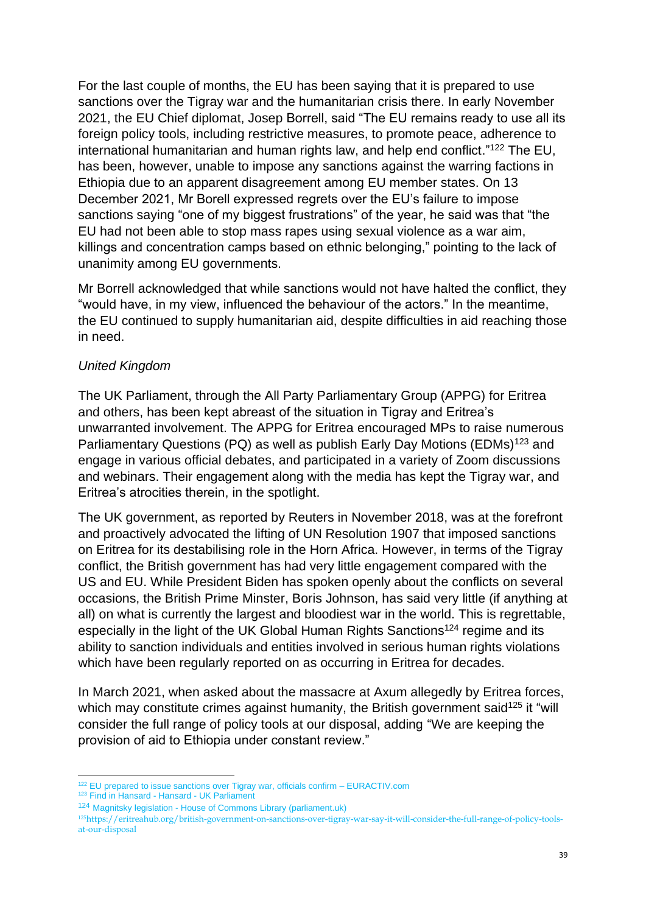For the last couple of months, the EU has been saying that it is prepared to use sanctions over the Tigray war and the humanitarian crisis there. In early November 2021, the EU Chief diplomat, Josep Borrell, said "The EU remains ready to use all its foreign policy tools, including restrictive measures, to promote peace, adherence to international humanitarian and human rights law, and help end conflict."[122] The EU, has been, however, unable to impose any sanctions against the warring factions in Ethiopia due to an apparent disagreement among EU member states. On 13 December 2021, Mr Borell expressed regrets over the EU's failure to impose sanctions saying "one of my biggest frustrations" of the year, he said was that "the EU had not been able to stop mass rapes using sexual violence as a war aim, killings and concentration camps based on ethnic belonging," pointing to the lack of unanimity among EU governments.

Mr Borrell acknowledged that while sanctions would not have halted the conflict, they "would have, in my view, influenced the behaviour of the actors." In the meantime, the EU continued to supply humanitarian aid, despite difficulties in aid reaching those in need.

*United Kingdom*

The UK Parliament, through the All Party Parliamentary Group (APPG) for Eritrea and others, has been kept abreast of the situation in Tigray and Eritrea's unwarranted involvement. The APPG for Eritrea encouraged MPs to raise numerous Parliamentary Questions (PQ) as well as publish Early Day Motions (EDMs)[123] and engage in various official debates, and participated in a variety of Zoom discussions and webinars. Their engagement along with the media has kept the Tigray war, and Eritrea's atrocities therein, in the spotlight.

The UK government, as reported by Reuters in November 2018, was at the forefront and proactively advocated the lifting of UN Resolution 1907 that imposed sanctions on Eritrea for its destabilising role in the Horn Africa. However, in terms of the Tigray conflict, the British government has had very little engagement compared with the US and EU. While President Biden has spoken openly about the conflicts on several occasions, the British Prime Minster, Boris Johnson, has said very little (if anything at all) on what is currently the largest and bloodiest war in the world. This is regrettable, especially in the light of the UK Global Human Rights Sanctions[124] regime and its ability to sanction individuals and entities involved in serious human rights violations which have been regularly reported on as occurring in Eritrea for decades.

In March 2021, when asked about the massacre at Axum allegedly by Eritrea forces, which may constitute crimes against humanity, the British government said[125] it "will consider the full range of policy tools at our disposal, adding "We are keeping the provision of aid to Ethiopia under constant review."

---

[122] EU prepared to issue sanctions over Tigray war, officials confirm – EURACTIV.com

[123] Find in Hansard - Hansard - UK Parliament

[124] Magnitsky legislation - House of Commons Library (parliament.uk)

[125] https://eritreahub.org/british-government-on-sanctions-over-tigray-war-say-it-will-consider-the-full-range-of-policy-tools-at-our-disposal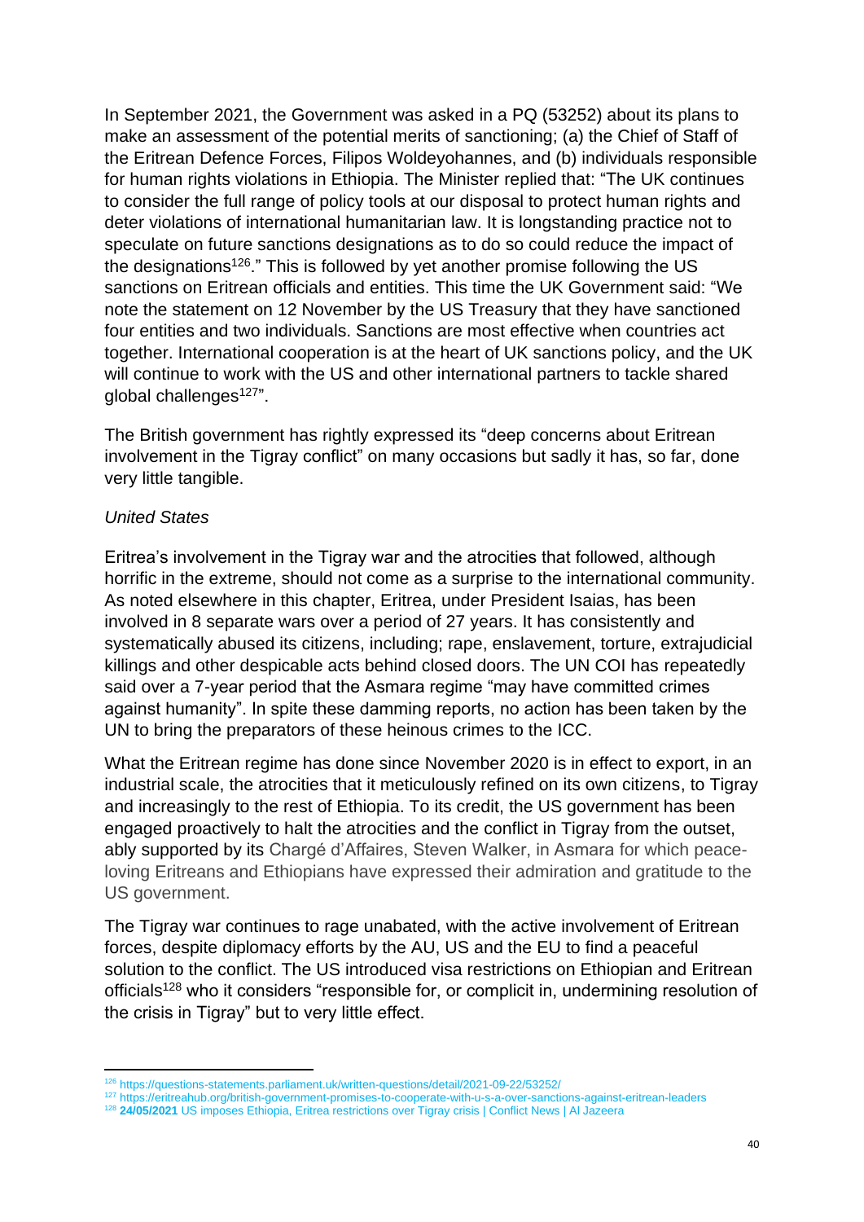In September 2021, the Government was asked in a PQ (53252) about its plans to make an assessment of the potential merits of sanctioning; (a) the Chief of Staff of the Eritrean Defence Forces, Filipos Woldeyohannes, and (b) individuals responsible for human rights violations in Ethiopia. The Minister replied that: "The UK continues to consider the full range of policy tools at our disposal to protect human rights and deter violations of international humanitarian law. It is longstanding practice not to speculate on future sanctions designations as to do so could reduce the impact of the designations[126]." This is followed by yet another promise following the US sanctions on Eritrean officials and entities. This time the UK Government said: "We note the statement on 12 November by the US Treasury that they have sanctioned four entities and two individuals. Sanctions are most effective when countries act together. International cooperation is at the heart of UK sanctions policy, and the UK will continue to work with the US and other international partners to tackle shared global challenges[127]".

The British government has rightly expressed its "deep concerns about Eritrean involvement in the Tigray conflict" on many occasions but sadly it has, so far, done very little tangible.

*United States*

Eritrea's involvement in the Tigray war and the atrocities that followed, although horrific in the extreme, should not come as a surprise to the international community. As noted elsewhere in this chapter, Eritrea, under President Isaias, has been involved in 8 separate wars over a period of 27 years. It has consistently and systematically abused its citizens, including; rape, enslavement, torture, extrajudicial killings and other despicable acts behind closed doors. The UN COI has repeatedly said over a 7-year period that the Asmara regime "may have committed crimes against humanity". In spite these damming reports, no action has been taken by the UN to bring the preparators of these heinous crimes to the ICC.

What the Eritrean regime has done since November 2020 is in effect to export, in an industrial scale, the atrocities that it meticulously refined on its own citizens, to Tigray and increasingly to the rest of Ethiopia. To its credit, the US government has been engaged proactively to halt the atrocities and the conflict in Tigray from the outset, ably supported by its Chargé d'Affaires, Steven Walker, in Asmara for which peace-loving Eritreans and Ethiopians have expressed their admiration and gratitude to the US government.

The Tigray war continues to rage unabated, with the active involvement of Eritrean forces, despite diplomacy efforts by the AU, US and the EU to find a peaceful solution to the conflict. The US introduced visa restrictions on Ethiopian and Eritrean officials[128] who it considers "responsible for, or complicit in, undermining resolution of the crisis in Tigray" but to very little effect.

---

[126] https://questions-statements.parliament.uk/written-questions/detail/2021-09-22/53252/

[127] https://eritreahub.org/british-government-promises-to-cooperate-with-u-s-a-over-sanctions-against-eritrean-leaders

[128] **24/05/2021** US imposes Ethiopia, Eritrea restrictions over Tigray crisis | Conflict News | Al Jazeera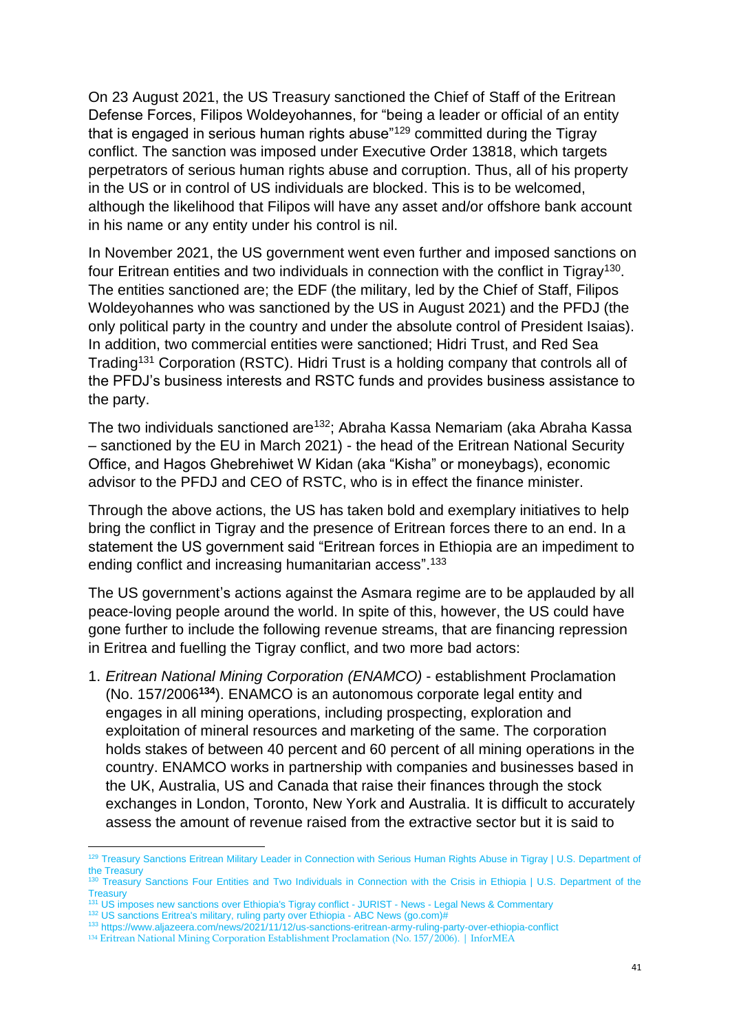On 23 August 2021, the US Treasury sanctioned the Chief of Staff of the Eritrean Defense Forces, Filipos Woldeyohannes, for "being a leader or official of an entity that is engaged in serious human rights abuse"[129] committed during the Tigray conflict. The sanction was imposed under Executive Order 13818, which targets perpetrators of serious human rights abuse and corruption. Thus, all of his property in the US or in control of US individuals are blocked. This is to be welcomed, although the likelihood that Filipos will have any asset and/or offshore bank account in his name or any entity under his control is nil.

In November 2021, the US government went even further and imposed sanctions on four Eritrean entities and two individuals in connection with the conflict in Tigray[130]. The entities sanctioned are; the EDF (the military, led by the Chief of Staff, Filipos Woldeyohannes who was sanctioned by the US in August 2021) and the PFDJ (the only political party in the country and under the absolute control of President Isaias). In addition, two commercial entities were sanctioned; Hidri Trust, and Red Sea Trading[131] Corporation (RSTC). Hidri Trust is a holding company that controls all of the PFDJ's business interests and RSTC funds and provides business assistance to the party.

The two individuals sanctioned are[132]; Abraha Kassa Nemariam (aka Abraha Kassa – sanctioned by the EU in March 2021) - the head of the Eritrean National Security Office, and Hagos Ghebrehiwet W Kidan (aka "Kisha" or moneybags), economic advisor to the PFDJ and CEO of RSTC, who is in effect the finance minister.

Through the above actions, the US has taken bold and exemplary initiatives to help bring the conflict in Tigray and the presence of Eritrean forces there to an end. In a statement the US government said "Eritrean forces in Ethiopia are an impediment to ending conflict and increasing humanitarian access".[133]

The US government's actions against the Asmara regime are to be applauded by all peace-loving people around the world. In spite of this, however, the US could have gone further to include the following revenue streams, that are financing repression in Eritrea and fuelling the Tigray conflict, and two more bad actors:

1. *Eritrean National Mining Corporation (ENAMCO)* - establishment Proclamation (No. 157/2006**[134]**). ENAMCO is an autonomous corporate legal entity and engages in all mining operations, including prospecting, exploration and exploitation of mineral resources and marketing of the same. The corporation holds stakes of between 40 percent and 60 percent of all mining operations in the country. ENAMCO works in partnership with companies and businesses based in the UK, Australia, US and Canada that raise their finances through the stock exchanges in London, Toronto, New York and Australia. It is difficult to accurately assess the amount of revenue raised from the extractive sector but it is said to

---

[129] Treasury Sanctions Eritrean Military Leader in Connection with Serious Human Rights Abuse in Tigray | U.S. Department of the Treasury

[130] Treasury Sanctions Four Entities and Two Individuals in Connection with the Crisis in Ethiopia | U.S. Department of the Treasury

[131] US imposes new sanctions over Ethiopia's Tigray conflict - JURIST - News - Legal News & Commentary

[132] US sanctions Eritrea's military, ruling party over Ethiopia - ABC News (go.com)#

[133] https://www.aljazeera.com/news/2021/11/12/us-sanctions-eritrean-army-ruling-party-over-ethiopia-conflict

[134] Eritrean National Mining Corporation Establishment Proclamation (No. 157/2006). | InforMEA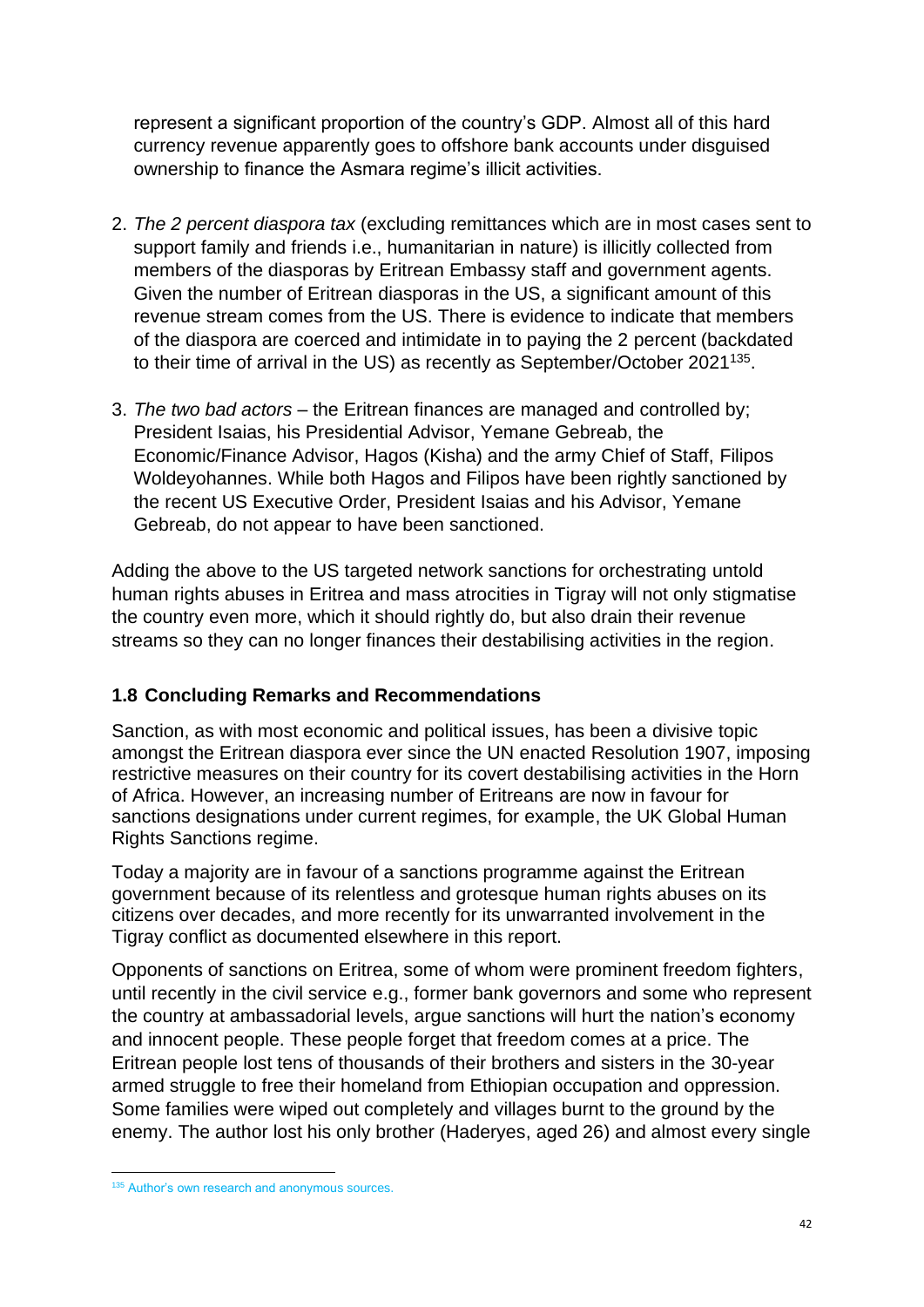represent a significant proportion of the country's GDP. Almost all of this hard currency revenue apparently goes to offshore bank accounts under disguised ownership to finance the Asmara regime's illicit activities.

2. *The 2 percent diaspora tax* (excluding remittances which are in most cases sent to support family and friends i.e., humanitarian in nature) is illicitly collected from members of the diasporas by Eritrean Embassy staff and government agents. Given the number of Eritrean diasporas in the US, a significant amount of this revenue stream comes from the US. There is evidence to indicate that members of the diaspora are coerced and intimidate in to paying the 2 percent (backdated to their time of arrival in the US) as recently as September/October 2021[135].

3. *The two bad actors* – the Eritrean finances are managed and controlled by; President Isaias, his Presidential Advisor, Yemane Gebreab, the Economic/Finance Advisor, Hagos (Kisha) and the army Chief of Staff, Filipos Woldeyohannes. While both Hagos and Filipos have been rightly sanctioned by the recent US Executive Order, President Isaias and his Advisor, Yemane Gebreab, do not appear to have been sanctioned.

Adding the above to the US targeted network sanctions for orchestrating untold human rights abuses in Eritrea and mass atrocities in Tigray will not only stigmatise the country even more, which it should rightly do, but also drain their revenue streams so they can no longer finances their destabilising activities in the region.

### 1.8 Concluding Remarks and Recommendations

Sanction, as with most economic and political issues, has been a divisive topic amongst the Eritrean diaspora ever since the UN enacted Resolution 1907, imposing restrictive measures on their country for its covert destabilising activities in the Horn of Africa. However, an increasing number of Eritreans are now in favour for sanctions designations under current regimes, for example, the UK Global Human Rights Sanctions regime.

Today a majority are in favour of a sanctions programme against the Eritrean government because of its relentless and grotesque human rights abuses on its citizens over decades, and more recently for its unwarranted involvement in the Tigray conflict as documented elsewhere in this report.

Opponents of sanctions on Eritrea, some of whom were prominent freedom fighters, until recently in the civil service e.g., former bank governors and some who represent the country at ambassadorial levels, argue sanctions will hurt the nation's economy and innocent people. These people forget that freedom comes at a price. The Eritrean people lost tens of thousands of their brothers and sisters in the 30-year armed struggle to free their homeland from Ethiopian occupation and oppression. Some families were wiped out completely and villages burnt to the ground by the enemy. The author lost his only brother (Haderyes, aged 26) and almost every single

[135] Author's own research and anonymous sources.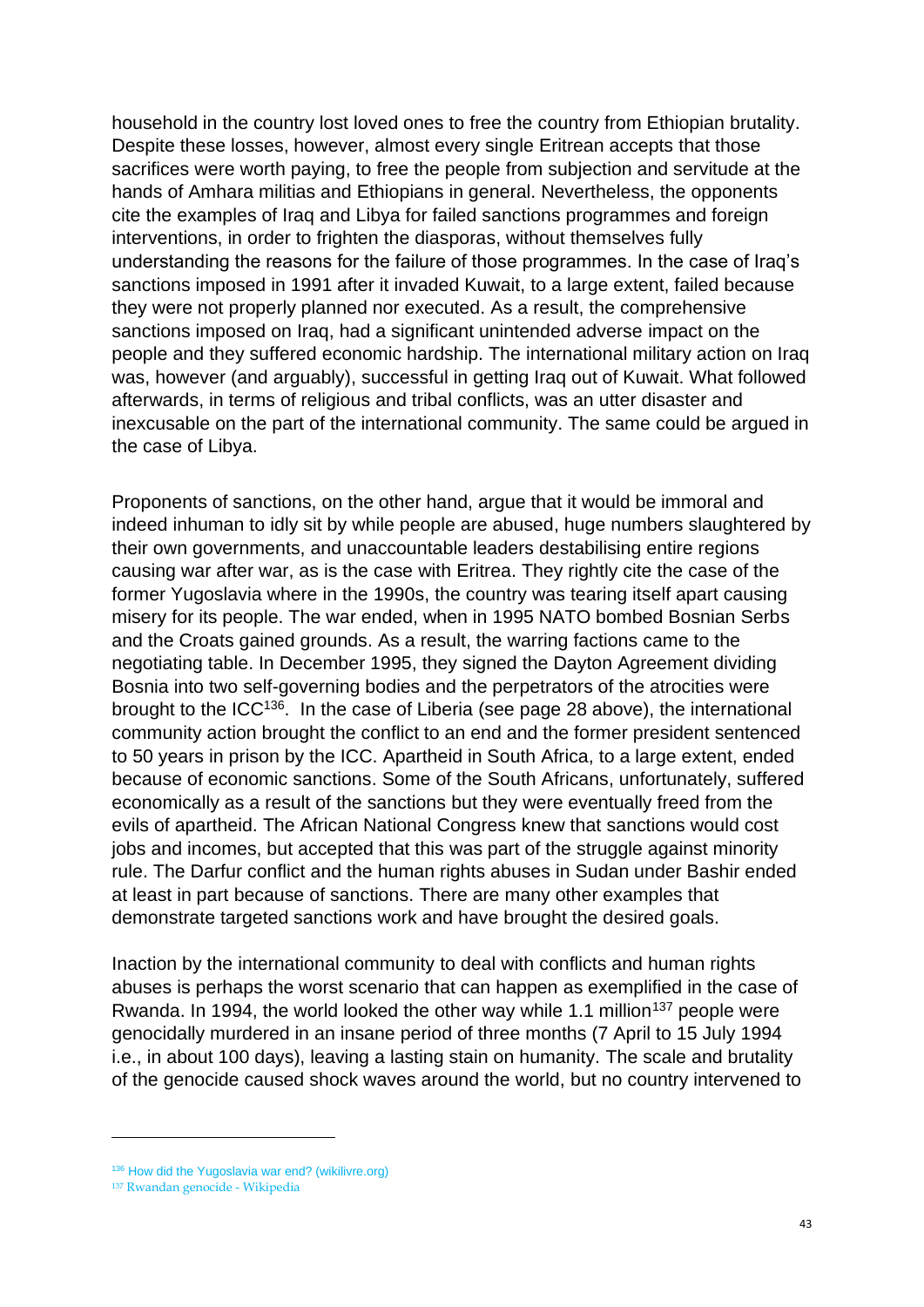household in the country lost loved ones to free the country from Ethiopian brutality. Despite these losses, however, almost every single Eritrean accepts that those sacrifices were worth paying, to free the people from subjection and servitude at the hands of Amhara militias and Ethiopians in general. Nevertheless, the opponents cite the examples of Iraq and Libya for failed sanctions programmes and foreign interventions, in order to frighten the diasporas, without themselves fully understanding the reasons for the failure of those programmes. In the case of Iraq's sanctions imposed in 1991 after it invaded Kuwait, to a large extent, failed because they were not properly planned nor executed. As a result, the comprehensive sanctions imposed on Iraq, had a significant unintended adverse impact on the people and they suffered economic hardship. The international military action on Iraq was, however (and arguably), successful in getting Iraq out of Kuwait. What followed afterwards, in terms of religious and tribal conflicts, was an utter disaster and inexcusable on the part of the international community. The same could be argued in the case of Libya.

Proponents of sanctions, on the other hand, argue that it would be immoral and indeed inhuman to idly sit by while people are abused, huge numbers slaughtered by their own governments, and unaccountable leaders destabilising entire regions causing war after war, as is the case with Eritrea. They rightly cite the case of the former Yugoslavia where in the 1990s, the country was tearing itself apart causing misery for its people. The war ended, when in 1995 NATO bombed Bosnian Serbs and the Croats gained grounds. As a result, the warring factions came to the negotiating table. In December 1995, they signed the Dayton Agreement dividing Bosnia into two self-governing bodies and the perpetrators of the atrocities were brought to the ICC[136]. In the case of Liberia (see page 28 above), the international community action brought the conflict to an end and the former president sentenced to 50 years in prison by the ICC. Apartheid in South Africa, to a large extent, ended because of economic sanctions. Some of the South Africans, unfortunately, suffered economically as a result of the sanctions but they were eventually freed from the evils of apartheid. The African National Congress knew that sanctions would cost jobs and incomes, but accepted that this was part of the struggle against minority rule. The Darfur conflict and the human rights abuses in Sudan under Bashir ended at least in part because of sanctions. There are many other examples that demonstrate targeted sanctions work and have brought the desired goals.

Inaction by the international community to deal with conflicts and human rights abuses is perhaps the worst scenario that can happen as exemplified in the case of Rwanda. In 1994, the world looked the other way while 1.1 million[137] people were genocidally murdered in an insane period of three months (7 April to 15 July 1994 i.e., in about 100 days), leaving a lasting stain on humanity. The scale and brutality of the genocide caused shock waves around the world, but no country intervened to

---

[136] How did the Yugoslavia war end? (wikilivre.org)

[137] Rwandan genocide - Wikipedia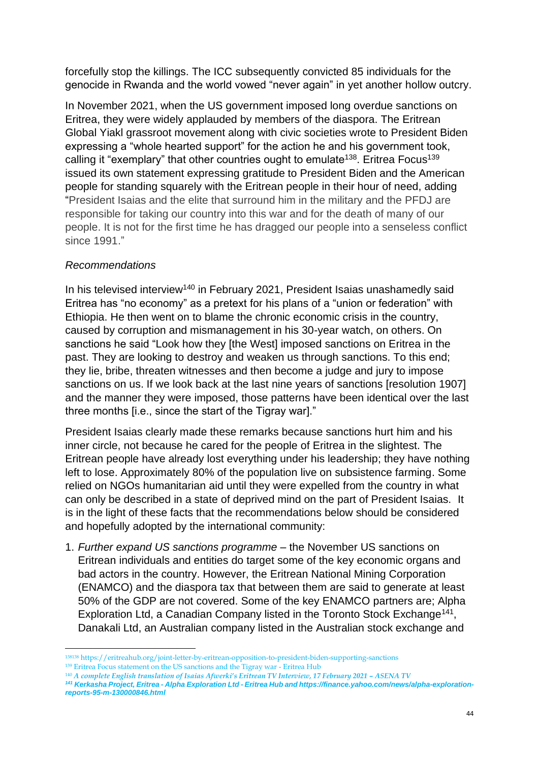forcefully stop the killings. The ICC subsequently convicted 85 individuals for the genocide in Rwanda and the world vowed "never again" in yet another hollow outcry.

In November 2021, when the US government imposed long overdue sanctions on Eritrea, they were widely applauded by members of the diaspora. The Eritrean Global Yiakl grassroot movement along with civic societies wrote to President Biden expressing a "whole hearted support" for the action he and his government took, calling it "exemplary" that other countries ought to emulate[138]. Eritrea Focus[139] issued its own statement expressing gratitude to President Biden and the American people for standing squarely with the Eritrean people in their hour of need, adding "President Isaias and the elite that surround him in the military and the PFDJ are responsible for taking our country into this war and for the death of many of our people. It is not for the first time he has dragged our people into a senseless conflict since 1991."

*Recommendations*

In his televised interview[140] in February 2021, President Isaias unashamedly said Eritrea has "no economy" as a pretext for his plans of a "union or federation" with Ethiopia. He then went on to blame the chronic economic crisis in the country, caused by corruption and mismanagement in his 30-year watch, on others. On sanctions he said "Look how they [the West] imposed sanctions on Eritrea in the past. They are looking to destroy and weaken us through sanctions. To this end; they lie, bribe, threaten witnesses and then become a judge and jury to impose sanctions on us. If we look back at the last nine years of sanctions [resolution 1907] and the manner they were imposed, those patterns have been identical over the last three months [i.e., since the start of the Tigray war]."

President Isaias clearly made these remarks because sanctions hurt him and his inner circle, not because he cared for the people of Eritrea in the slightest. The Eritrean people have already lost everything under his leadership; they have nothing left to lose. Approximately 80% of the population live on subsistence farming. Some relied on NGOs humanitarian aid until they were expelled from the country in what can only be described in a state of deprived mind on the part of President Isaias. It is in the light of these facts that the recommendations below should be considered and hopefully adopted by the international community:

1. *Further expand US sanctions programme* – the November US sanctions on Eritrean individuals and entities do target some of the key economic organs and bad actors in the country. However, the Eritrean National Mining Corporation (ENAMCO) and the diaspora tax that between them are said to generate at least 50% of the GDP are not covered. Some of the key ENAMCO partners are; Alpha Exploration Ltd, a Canadian Company listed in the Toronto Stock Exchange[141], Danakali Ltd, an Australian company listed in the Australian stock exchange and

---

[138] https://eritreahub.org/joint-letter-by-eritrean-opposition-to-president-biden-supporting-sanctions

[139] Eritrea Focus statement on the US sanctions and the Tigray war - Eritrea Hub

[140] *A complete English translation of Isaias Afwerki's Eritrean TV Interview, 17 February 2021 – ASENA TV*

[141] ***Kerkasha Project, Eritrea - Alpha Exploration Ltd - Eritrea Hub and https://finance.yahoo.com/news/alpha-exploration-reports-95-m-130000846.html***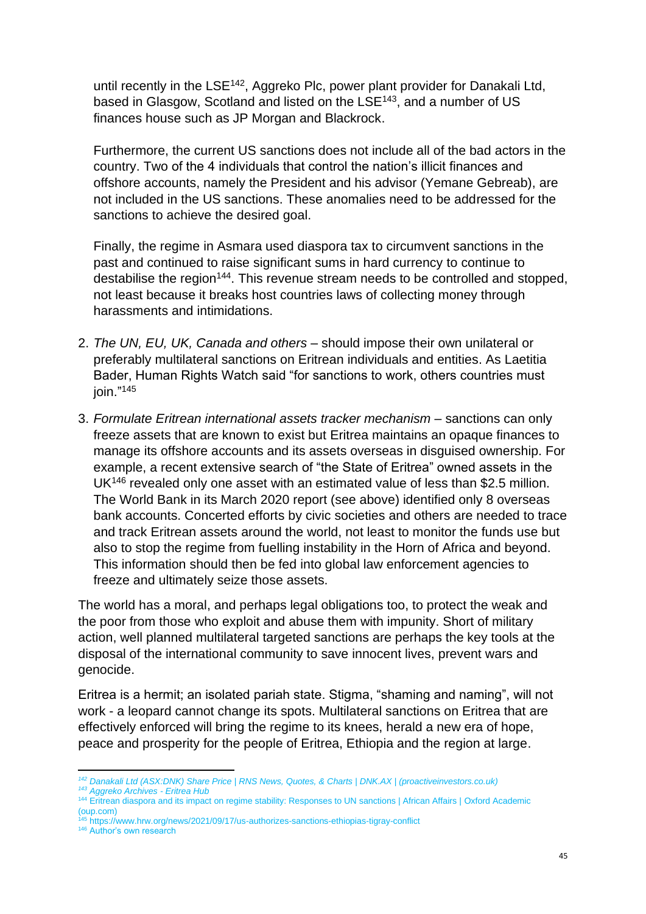until recently in the LSE[142], Aggreko Plc, power plant provider for Danakali Ltd, based in Glasgow, Scotland and listed on the LSE[143], and a number of US finances house such as JP Morgan and Blackrock.

Furthermore, the current US sanctions does not include all of the bad actors in the country. Two of the 4 individuals that control the nation's illicit finances and offshore accounts, namely the President and his advisor (Yemane Gebreab), are not included in the US sanctions. These anomalies need to be addressed for the sanctions to achieve the desired goal.

Finally, the regime in Asmara used diaspora tax to circumvent sanctions in the past and continued to raise significant sums in hard currency to continue to destabilise the region[144]. This revenue stream needs to be controlled and stopped, not least because it breaks host countries laws of collecting money through harassments and intimidations.

2. *The UN, EU, UK, Canada and others* – should impose their own unilateral or preferably multilateral sanctions on Eritrean individuals and entities. As Laetitia Bader, Human Rights Watch said "for sanctions to work, others countries must join."[145]

3. *Formulate Eritrean international assets tracker mechanism* – sanctions can only freeze assets that are known to exist but Eritrea maintains an opaque finances to manage its offshore accounts and its assets overseas in disguised ownership. For example, a recent extensive search of "the State of Eritrea" owned assets in the UK[146] revealed only one asset with an estimated value of less than $2.5 million. The World Bank in its March 2020 report (see above) identified only 8 overseas bank accounts. Concerted efforts by civic societies and others are needed to trace and track Eritrean assets around the world, not least to monitor the funds use but also to stop the regime from fuelling instability in the Horn of Africa and beyond. This information should then be fed into global law enforcement agencies to freeze and ultimately seize those assets.

The world has a moral, and perhaps legal obligations too, to protect the weak and the poor from those who exploit and abuse them with impunity. Short of military action, well planned multilateral targeted sanctions are perhaps the key tools at the disposal of the international community to save innocent lives, prevent wars and genocide.

Eritrea is a hermit; an isolated pariah state. Stigma, "shaming and naming", will not work - a leopard cannot change its spots. Multilateral sanctions on Eritrea that are effectively enforced will bring the regime to its knees, herald a new era of hope, peace and prosperity for the people of Eritrea, Ethiopia and the region at large.

---

[142] *Danakali Ltd (ASX:DNK) Share Price | RNS News, Quotes, & Charts | DNK.AX | (proactiveinvestors.co.uk)*

[143] *Aggreko Archives - Eritrea Hub*

[144] Eritrean diaspora and its impact on regime stability: Responses to UN sanctions | African Affairs | Oxford Academic (oup.com)

[145] https://www.hrw.org/news/2021/09/17/us-authorizes-sanctions-ethiopias-tigray-conflict

[146] Author's own research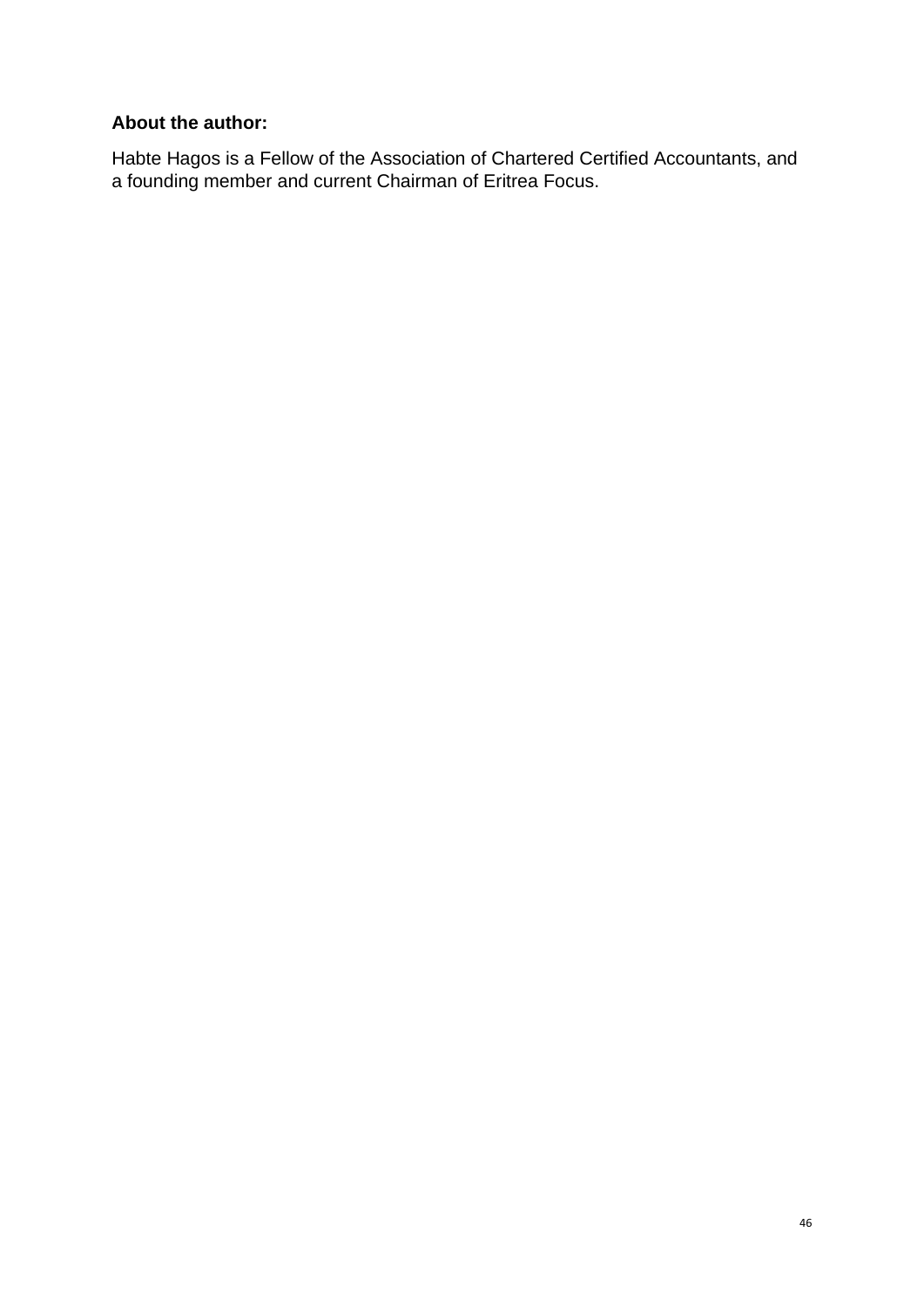**About the author:**

Habte Hagos is a Fellow of the Association of Chartered Certified Accountants, and a founding member and current Chairman of Eritrea Focus.